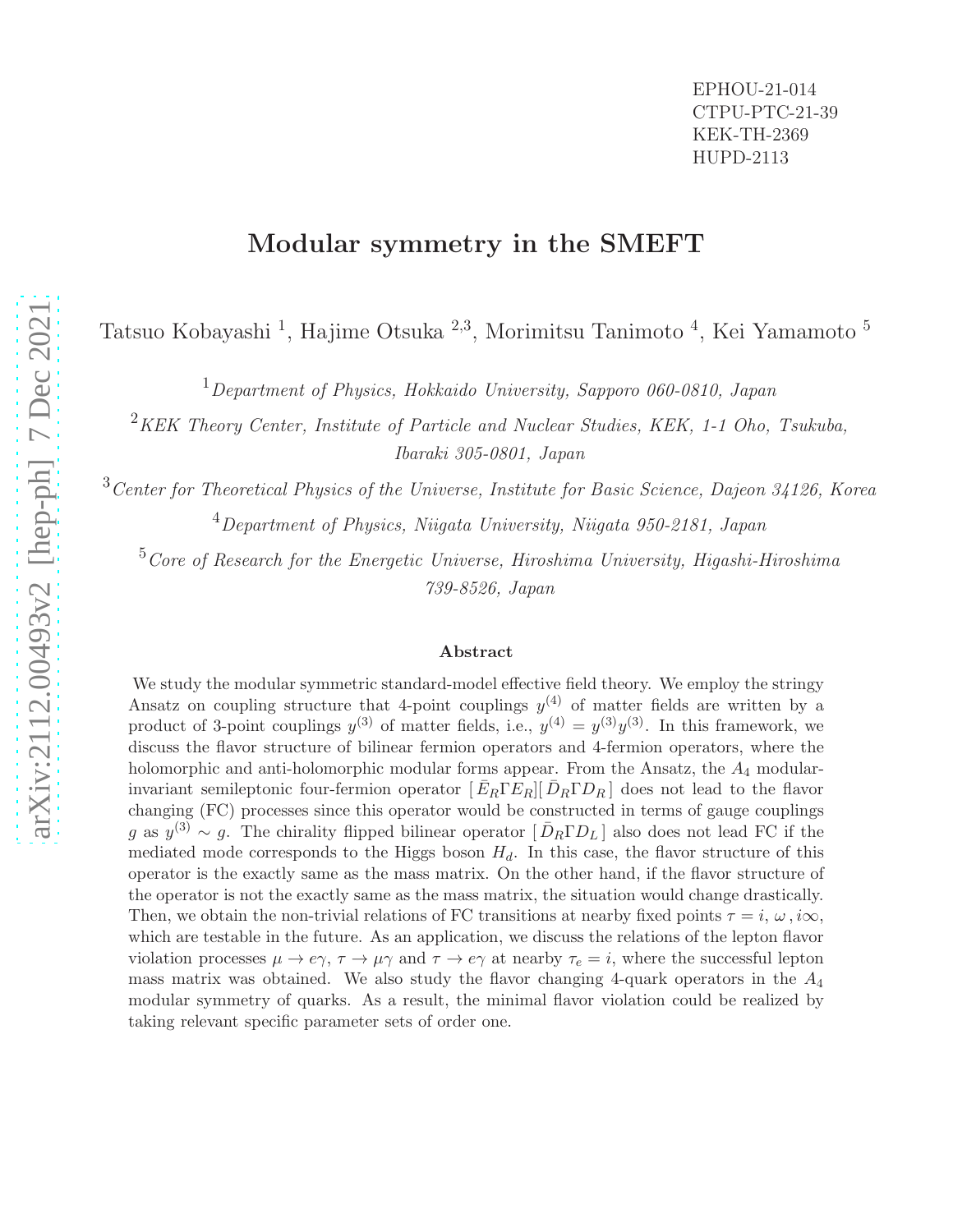EPHOU-21-014
CTPU-PTC-21-39
KEK-TH-2369
HUPD-2113

# Modular symmetry in the SMEFT

Tatsuo Kobayashi [1], Hajime Otsuka [2,3], Morimitsu Tanimoto [4], Kei Yamamoto [5]

[1] *Department of Physics, Hokkaido University, Sapporo 060-0810, Japan*

[2] *KEK Theory Center, Institute of Particle and Nuclear Studies, KEK, 1-1 Oho, Tsukuba, Ibaraki 305-0801, Japan*

[3] *Center for Theoretical Physics of the Universe, Institute for Basic Science, Dajeon 34126, Korea*

[4] *Department of Physics, Niigata University, Niigata 950-2181, Japan*

[5] *Core of Research for the Energetic Universe, Hiroshima University, Higashi-Hiroshima 739-8526, Japan*

## Abstract

We study the modular symmetric standard-model effective field theory. We employ the stringy Ansatz on coupling structure that 4-point couplings $y^{(4)}$ of matter fields are written by a product of 3-point couplings $y^{(3)}$ of matter fields, i.e., $y^{(4)} = y^{(3)}y^{(3)}$. In this framework, we discuss the flavor structure of bilinear fermion operators and 4-fermion operators, where the holomorphic and anti-holomorphic modular forms appear. From the Ansatz, the $A_4$ modular-invariant semileptonic four-fermion operator $[\bar{E}_R \Gamma E_R][\bar{D}_R \Gamma D_R]$ does not lead to the flavor changing (FC) processes since this operator would be constructed in terms of gauge couplings $g$ as $y^{(3)} \sim g$. The chirality flipped bilinear operator $[\bar{D}_R \Gamma D_L]$ also does not lead FC if the mediated mode corresponds to the Higgs boson $H_d$. In this case, the flavor structure of this operator is the exactly same as the mass matrix. On the other hand, if the flavor structure of the operator is not the exactly same as the mass matrix, the situation would change drastically. Then, we obtain the non-trivial relations of FC transitions at nearby fixed points $\tau = i,\, \omega\,, i\infty$, which are testable in the future. As an application, we discuss the relations of the lepton flavor violation processes $\mu \to e\gamma$, $\tau \to \mu\gamma$ and $\tau \to e\gamma$ at nearby $\tau_e = i$, where the successful lepton mass matrix was obtained. We also study the flavor changing 4-quark operators in the $A_4$ modular symmetry of quarks. As a result, the minimal flavor violation could be realized by taking relevant specific parameter sets of order one.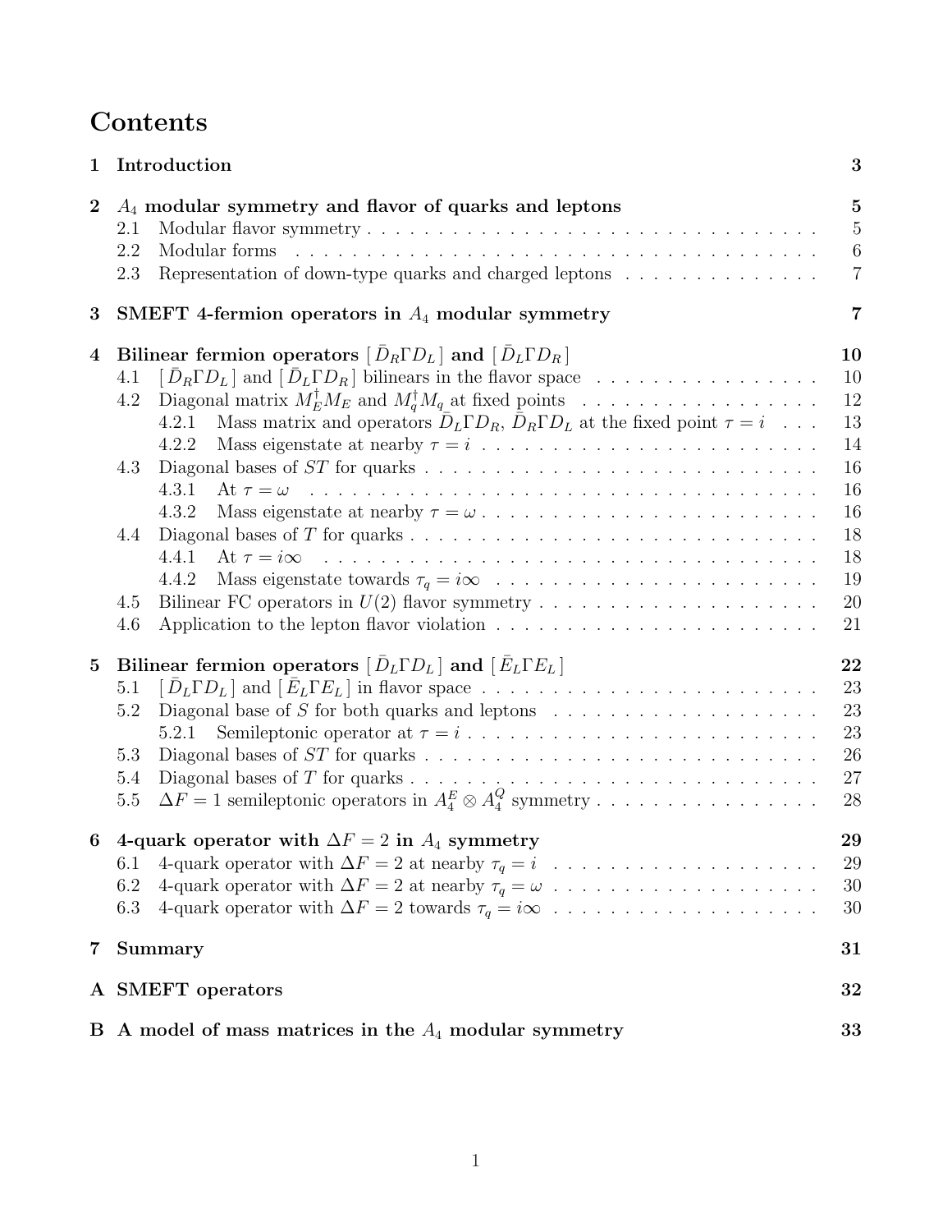# Contents

| | | |
|---|---|---|
| **1** | **Introduction** | **3** |
| **2** | **$A_4$ modular symmetry and flavor of quarks and leptons** | **5** |
| | 2.1 Modular flavor symmetry | 5 |
| | 2.2 Modular forms | 6 |
| | 2.3 Representation of down-type quarks and charged leptons | 7 |
| **3** | **SMEFT 4-fermion operators in $A_4$ modular symmetry** | **7** |
| **4** | **Bilinear fermion operators $[\bar{D}_R \Gamma D_L]$ and $[\bar{D}_L \Gamma D_R]$** | **10** |
| | 4.1 $[\bar{D}_R \Gamma D_L]$ and $[\bar{D}_L \Gamma D_R]$ bilinears in the flavor space | 10 |
| | 4.2 Diagonal matrix $M_E^\dagger M_E$ and $M_q^\dagger M_q$ at fixed points | 12 |
| | 4.2.1 Mass matrix and operators $\bar{D}_L \Gamma D_R$, $\bar{D}_R \Gamma D_L$ at the fixed point $\tau = i$ | 13 |
| | 4.2.2 Mass eigenstate at nearby $\tau = i$ | 14 |
| | 4.3 Diagonal bases of $ST$ for quarks | 16 |
| | 4.3.1 At $\tau = \omega$ | 16 |
| | 4.3.2 Mass eigenstate at nearby $\tau = \omega$ | 16 |
| | 4.4 Diagonal bases of $T$ for quarks | 18 |
| | 4.4.1 At $\tau = i\infty$ | 18 |
| | 4.4.2 Mass eigenstate towards $\tau_q = i\infty$ | 19 |
| | 4.5 Bilinear FC operators in $U(2)$ flavor symmetry | 20 |
| | 4.6 Application to the lepton flavor violation | 21 |
| **5** | **Bilinear fermion operators $[\bar{D}_L \Gamma D_L]$ and $[\bar{E}_L \Gamma E_L]$** | **22** |
| | 5.1 $[\bar{D}_L \Gamma D_L]$ and $[\bar{E}_L \Gamma E_L]$ in flavor space | 23 |
| | 5.2 Diagonal base of $S$ for both quarks and leptons | 23 |
| | 5.2.1 Semileptonic operator at $\tau = i$ | 23 |
| | 5.3 Diagonal bases of $ST$ for quarks | 26 |
| | 5.4 Diagonal bases of $T$ for quarks | 27 |
| | 5.5 $\Delta F = 1$ semileptonic operators in $A_4^E \otimes A_4^Q$ symmetry | 28 |
| **6** | **4-quark operator with $\Delta F = 2$ in $A_4$ symmetry** | **29** |
| | 6.1 4-quark operator with $\Delta F = 2$ at nearby $\tau_q = i$ | 29 |
| | 6.2 4-quark operator with $\Delta F = 2$ at nearby $\tau_q = \omega$ | 30 |
| | 6.3 4-quark operator with $\Delta F = 2$ towards $\tau_q = i\infty$ | 30 |
| **7** | **Summary** | **31** |
| **A** | **SMEFT operators** | **32** |
| **B** | **A model of mass matrices in the $A_4$ modular symmetry** | **33** |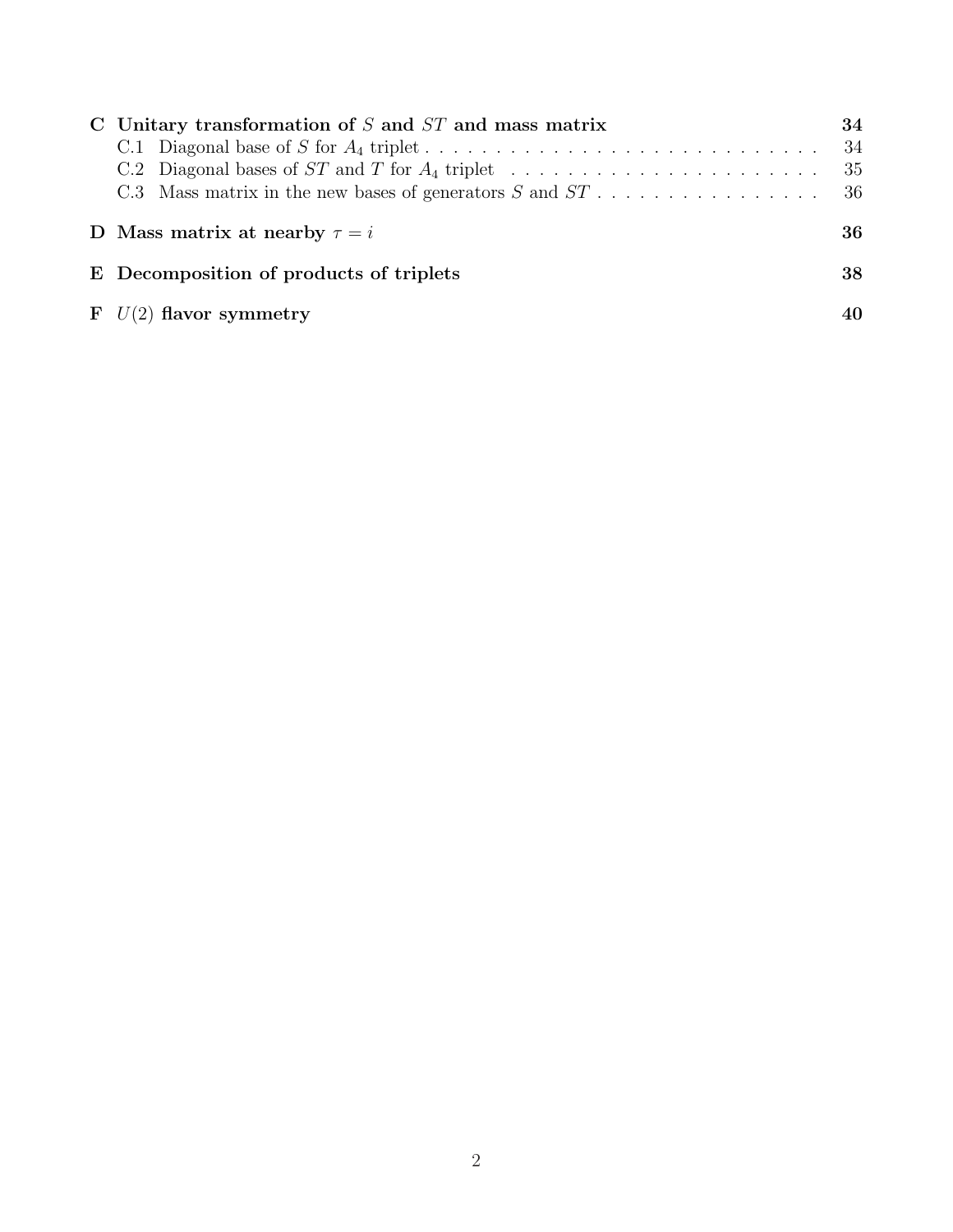**C Unitary transformation of $S$ and $ST$ and mass matrix** — 34

- C.1 Diagonal base of $S$ for $A_4$ triplet — 34
- C.2 Diagonal bases of $ST$ and $T$ for $A_4$ triplet — 35
- C.3 Mass matrix in the new bases of generators $S$ and $ST$ — 36

**D Mass matrix at nearby $\tau = i$** — 36

**E Decomposition of products of triplets** — 38

**F $U(2)$ flavor symmetry** — 40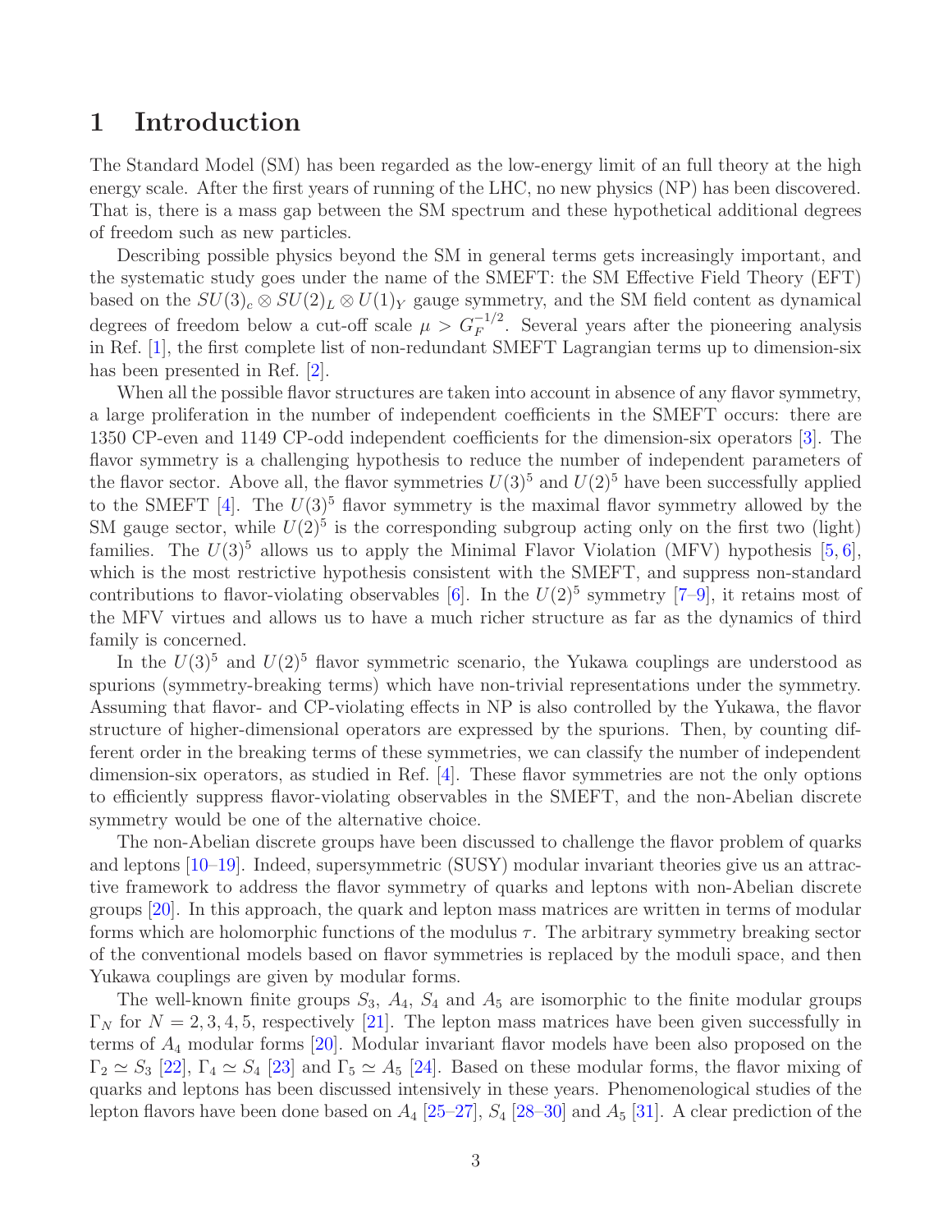# 1 Introduction

The Standard Model (SM) has been regarded as the low-energy limit of an full theory at the high energy scale. After the first years of running of the LHC, no new physics (NP) has been discovered. That is, there is a mass gap between the SM spectrum and these hypothetical additional degrees of freedom such as new particles.

Describing possible physics beyond the SM in general terms gets increasingly important, and the systematic study goes under the name of the SMEFT: the SM Effective Field Theory (EFT) based on the $SU(3)_c \otimes SU(2)_L \otimes U(1)_Y$ gauge symmetry, and the SM field content as dynamical degrees of freedom below a cut-off scale $\mu > G_F^{-1/2}$. Several years after the pioneering analysis in Ref. [1], the first complete list of non-redundant SMEFT Lagrangian terms up to dimension-six has been presented in Ref. [2].

When all the possible flavor structures are taken into account in absence of any flavor symmetry, a large proliferation in the number of independent coefficients in the SMEFT occurs: there are 1350 CP-even and 1149 CP-odd independent coefficients for the dimension-six operators [3]. The flavor symmetry is a challenging hypothesis to reduce the number of independent parameters of the flavor sector. Above all, the flavor symmetries $U(3)^5$ and $U(2)^5$ have been successfully applied to the SMEFT [4]. The $U(3)^5$ flavor symmetry is the maximal flavor symmetry allowed by the SM gauge sector, while $U(2)^5$ is the corresponding subgroup acting only on the first two (light) families. The $U(3)^5$ allows us to apply the Minimal Flavor Violation (MFV) hypothesis [5, 6], which is the most restrictive hypothesis consistent with the SMEFT, and suppress non-standard contributions to flavor-violating observables [6]. In the $U(2)^5$ symmetry [7–9], it retains most of the MFV virtues and allows us to have a much richer structure as far as the dynamics of third family is concerned.

In the $U(3)^5$ and $U(2)^5$ flavor symmetric scenario, the Yukawa couplings are understood as spurions (symmetry-breaking terms) which have non-trivial representations under the symmetry. Assuming that flavor- and CP-violating effects in NP is also controlled by the Yukawa, the flavor structure of higher-dimensional operators are expressed by the spurions. Then, by counting different order in the breaking terms of these symmetries, we can classify the number of independent dimension-six operators, as studied in Ref. [4]. These flavor symmetries are not the only options to efficiently suppress flavor-violating observables in the SMEFT, and the non-Abelian discrete symmetry would be one of the alternative choice.

The non-Abelian discrete groups have been discussed to challenge the flavor problem of quarks and leptons [10–19]. Indeed, supersymmetric (SUSY) modular invariant theories give us an attractive framework to address the flavor symmetry of quarks and leptons with non-Abelian discrete groups [20]. In this approach, the quark and lepton mass matrices are written in terms of modular forms which are holomorphic functions of the modulus $\tau$. The arbitrary symmetry breaking sector of the conventional models based on flavor symmetries is replaced by the moduli space, and then Yukawa couplings are given by modular forms.

The well-known finite groups $S_3$, $A_4$, $S_4$ and $A_5$ are isomorphic to the finite modular groups $\Gamma_N$ for $N = 2, 3, 4, 5$, respectively [21]. The lepton mass matrices have been given successfully in terms of $A_4$ modular forms [20]. Modular invariant flavor models have been also proposed on the $\Gamma_2 \simeq S_3$ [22], $\Gamma_4 \simeq S_4$ [23] and $\Gamma_5 \simeq A_5$ [24]. Based on these modular forms, the flavor mixing of quarks and leptons has been discussed intensively in these years. Phenomenological studies of the lepton flavors have been done based on $A_4$ [25–27], $S_4$ [28–30] and $A_5$ [31]. A clear prediction of the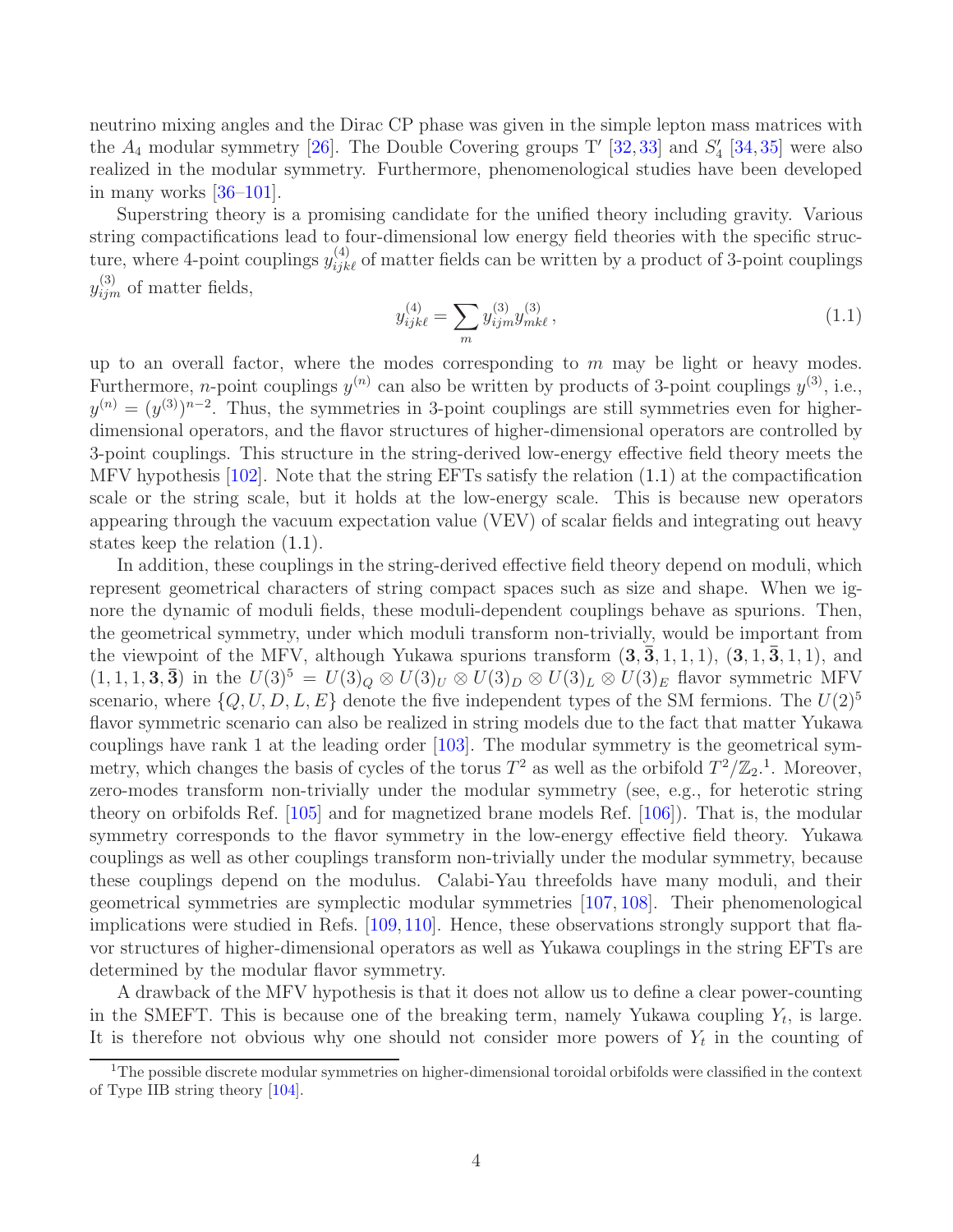neutrino mixing angles and the Dirac CP phase was given in the simple lepton mass matrices with the $A_4$ modular symmetry [26]. The Double Covering groups T′ [32, 33] and $S_4'$ [34, 35] were also realized in the modular symmetry. Furthermore, phenomenological studies have been developed in many works [36–101].

Superstring theory is a promising candidate for the unified theory including gravity. Various string compactifications lead to four-dimensional low energy field theories with the specific structure, where 4-point couplings $y^{(4)}_{ijk\ell}$ of matter fields can be written by a product of 3-point couplings $y^{(3)}_{ijm}$ of matter fields,

$$y^{(4)}_{ijk\ell} = \sum_m y^{(3)}_{ijm} y^{(3)}_{mk\ell}\,, \tag{1.1}$$

up to an overall factor, where the modes corresponding to $m$ may be light or heavy modes. Furthermore, $n$-point couplings $y^{(n)}$ can also be written by products of 3-point couplings $y^{(3)}$, i.e., $y^{(n)} = (y^{(3)})^{n-2}$. Thus, the symmetries in 3-point couplings are still symmetries even for higher-dimensional operators, and the flavor structures of higher-dimensional operators are controlled by 3-point couplings. This structure in the string-derived low-energy effective field theory meets the MFV hypothesis [102]. Note that the string EFTs satisfy the relation (1.1) at the compactification scale or the string scale, but it holds at the low-energy scale. This is because new operators appearing through the vacuum expectation value (VEV) of scalar fields and integrating out heavy states keep the relation (1.1).

In addition, these couplings in the string-derived effective field theory depend on moduli, which represent geometrical characters of string compact spaces such as size and shape. When we ignore the dynamic of moduli fields, these moduli-dependent couplings behave as spurions. Then, the geometrical symmetry, under which moduli transform non-trivially, would be important from the viewpoint of the MFV, although Yukawa spurions transform $(\mathbf{3}, \bar{\mathbf{3}}, 1, 1, 1)$, $(\mathbf{3}, 1, \bar{\mathbf{3}}, 1, 1)$, and $(1, 1, 1, \mathbf{3}, \bar{\mathbf{3}})$ in the $U(3)^5 = U(3)_Q \otimes U(3)_U \otimes U(3)_D \otimes U(3)_L \otimes U(3)_E$ flavor symmetric MFV scenario, where $\{Q, U, D, L, E\}$ denote the five independent types of the SM fermions. The $U(2)^5$ flavor symmetric scenario can also be realized in string models due to the fact that matter Yukawa couplings have rank 1 at the leading order [103]. The modular symmetry is the geometrical symmetry, which changes the basis of cycles of the torus $T^2$ as well as the orbifold $T^2/\mathbb{Z}_2$.[1]. Moreover, zero-modes transform non-trivially under the modular symmetry (see, e.g., for heterotic string theory on orbifolds Ref. [105] and for magnetized brane models Ref. [106]). That is, the modular symmetry corresponds to the flavor symmetry in the low-energy effective field theory. Yukawa couplings as well as other couplings transform non-trivially under the modular symmetry, because these couplings depend on the modulus. Calabi-Yau threefolds have many moduli, and their geometrical symmetries are symplectic modular symmetries [107, 108]. Their phenomenological implications were studied in Refs. [109, 110]. Hence, these observations strongly support that flavor structures of higher-dimensional operators as well as Yukawa couplings in the string EFTs are determined by the modular flavor symmetry.

A drawback of the MFV hypothesis is that it does not allow us to define a clear power-counting in the SMEFT. This is because one of the breaking term, namely Yukawa coupling $Y_t$, is large. It is therefore not obvious why one should not consider more powers of $Y_t$ in the counting of

[1] The possible discrete modular symmetries on higher-dimensional toroidal orbifolds were classified in the context of Type IIB string theory [104].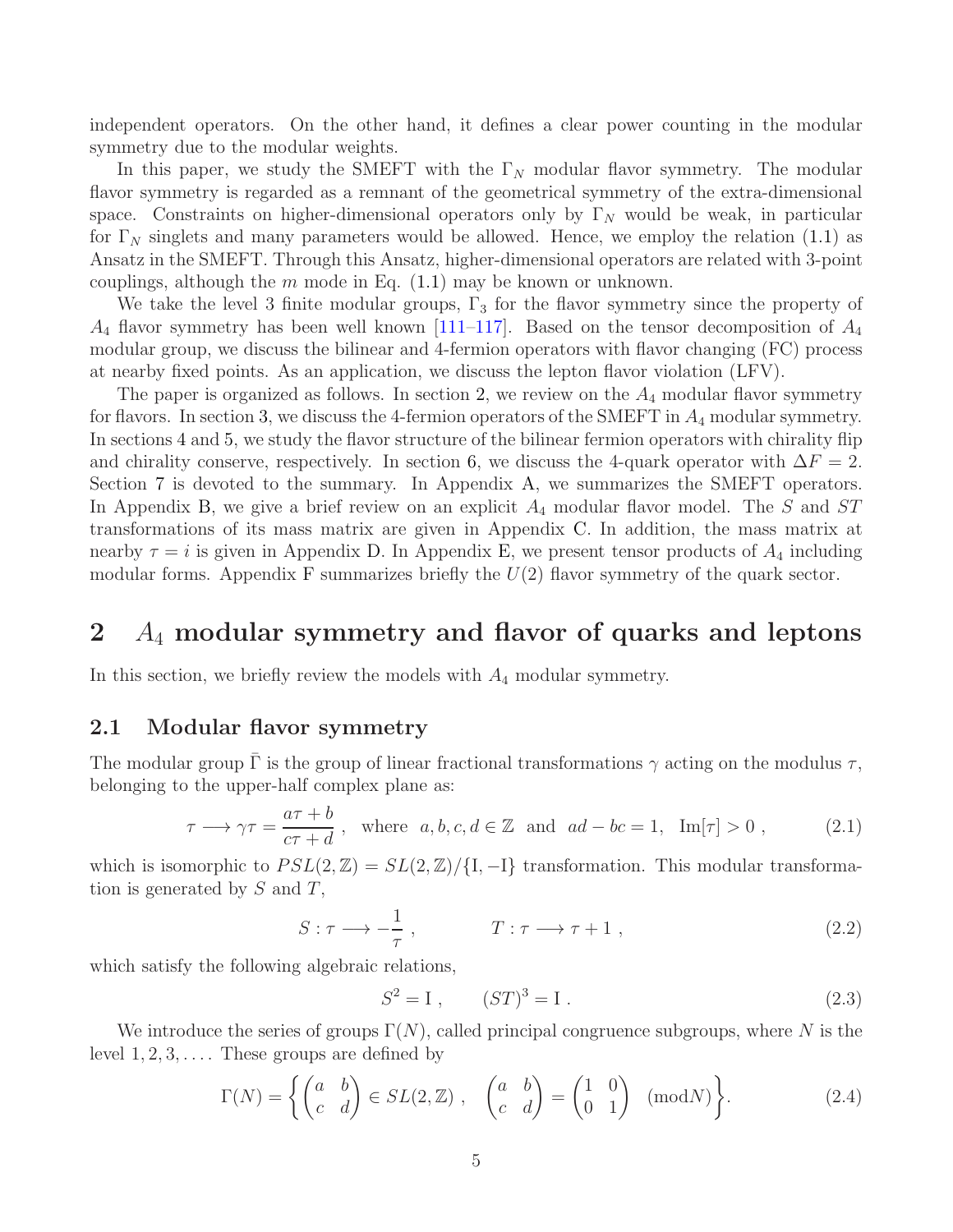independent operators. On the other hand, it defines a clear power counting in the modular symmetry due to the modular weights.

In this paper, we study the SMEFT with the $\Gamma_N$ modular flavor symmetry. The modular flavor symmetry is regarded as a remnant of the geometrical symmetry of the extra-dimensional space. Constraints on higher-dimensional operators only by $\Gamma_N$ would be weak, in particular for $\Gamma_N$ singlets and many parameters would be allowed. Hence, we employ the relation (1.1) as Ansatz in the SMEFT. Through this Ansatz, higher-dimensional operators are related with 3-point couplings, although the $m$ mode in Eq. (1.1) may be known or unknown.

We take the level 3 finite modular groups, $\Gamma_3$ for the flavor symmetry since the property of $A_4$ flavor symmetry has been well known [111–117]. Based on the tensor decomposition of $A_4$ modular group, we discuss the bilinear and 4-fermion operators with flavor changing (FC) process at nearby fixed points. As an application, we discuss the lepton flavor violation (LFV).

The paper is organized as follows. In section 2, we review on the $A_4$ modular flavor symmetry for flavors. In section 3, we discuss the 4-fermion operators of the SMEFT in $A_4$ modular symmetry. In sections 4 and 5, we study the flavor structure of the bilinear fermion operators with chirality flip and chirality conserve, respectively. In section 6, we discuss the 4-quark operator with $\Delta F = 2$. Section 7 is devoted to the summary. In Appendix A, we summarizes the SMEFT operators. In Appendix B, we give a brief review on an explicit $A_4$ modular flavor model. The $S$ and $ST$ transformations of its mass matrix are given in Appendix C. In addition, the mass matrix at nearby $\tau = i$ is given in Appendix D. In Appendix E, we present tensor products of $A_4$ including modular forms. Appendix F summarizes briefly the $U(2)$ flavor symmetry of the quark sector.

# 2 $A_4$ modular symmetry and flavor of quarks and leptons

In this section, we briefly review the models with $A_4$ modular symmetry.

## 2.1 Modular flavor symmetry

The modular group $\bar{\Gamma}$ is the group of linear fractional transformations $\gamma$ acting on the modulus $\tau$, belonging to the upper-half complex plane as:

$$\tau \longrightarrow \gamma\tau = \frac{a\tau + b}{c\tau + d}\ , \quad \text{where} \quad a, b, c, d \in \mathbb{Z} \quad \text{and} \quad ad - bc = 1, \quad \text{Im}[\tau] > 0\ , \tag{2.1}$$

which is isomorphic to $PSL(2,\mathbb{Z}) = SL(2,\mathbb{Z})/\{\text{I}, -\text{I}\}$ transformation. This modular transformation is generated by $S$ and $T$,

$$S : \tau \longrightarrow -\frac{1}{\tau}\ , \qquad\qquad T : \tau \longrightarrow \tau + 1\ , \tag{2.2}$$

which satisfy the following algebraic relations,

$$S^2 = \text{I}\ , \qquad (ST)^3 = \text{I}\ . \tag{2.3}$$

We introduce the series of groups $\Gamma(N)$, called principal congruence subgroups, where $N$ is the level $1, 2, 3, \ldots$. These groups are defined by

$$\Gamma(N) = \left\{ \begin{pmatrix} a & b \\ c & d \end{pmatrix} \in SL(2,\mathbb{Z})\ , \quad \begin{pmatrix} a & b \\ c & d \end{pmatrix} = \begin{pmatrix} 1 & 0 \\ 0 & 1 \end{pmatrix} \pmod{N} \right\}. \tag{2.4}$$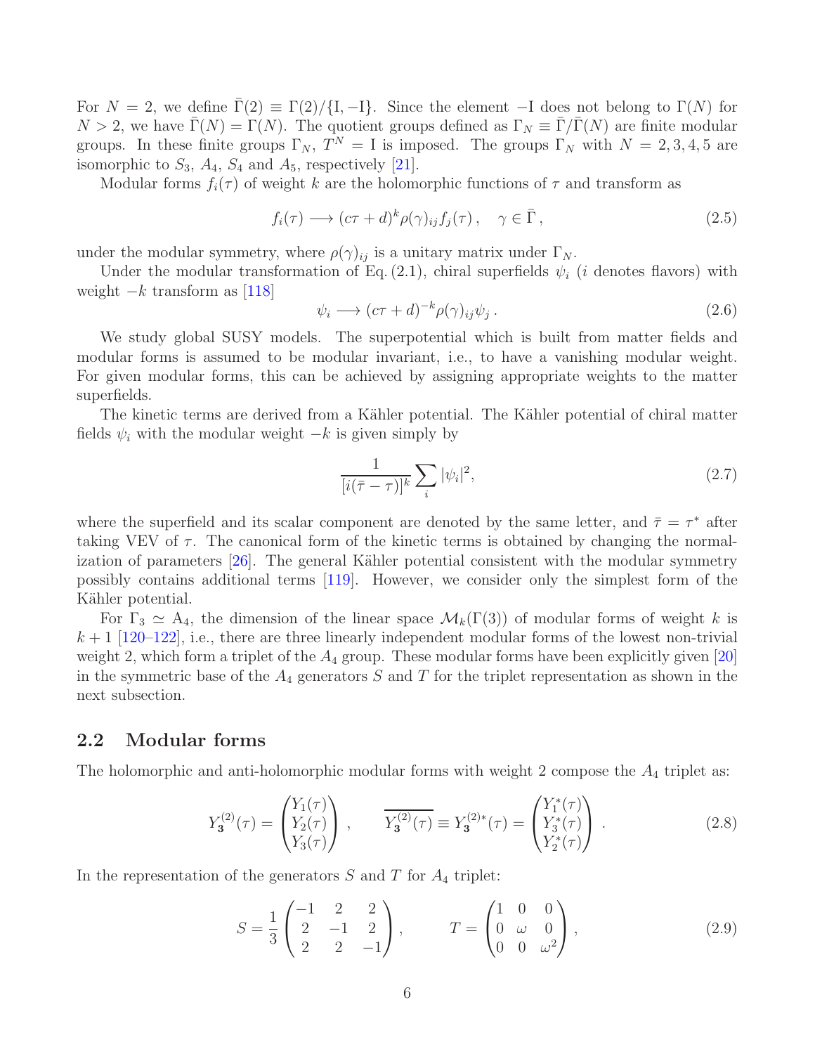For $N = 2$, we define $\bar{\Gamma}(2) \equiv \Gamma(2)/\{\mathrm{I}, -\mathrm{I}\}$. Since the element $-\mathrm{I}$ does not belong to $\Gamma(N)$ for $N > 2$, we have $\bar{\Gamma}(N) = \Gamma(N)$. The quotient groups defined as $\Gamma_N \equiv \bar{\Gamma}/\bar{\Gamma}(N)$ are finite modular groups. In these finite groups $\Gamma_N$, $T^N = \mathrm{I}$ is imposed. The groups $\Gamma_N$ with $N = 2, 3, 4, 5$ are isomorphic to $S_3$, $A_4$, $S_4$ and $A_5$, respectively [21].

Modular forms $f_i(\tau)$ of weight $k$ are the holomorphic functions of $\tau$ and transform as

$$f_i(\tau) \longrightarrow (c\tau + d)^k \rho(\gamma)_{ij} f_j(\tau)\,, \quad \gamma \in \bar{\Gamma}\,, \tag{2.5}$$

under the modular symmetry, where $\rho(\gamma)_{ij}$ is a unitary matrix under $\Gamma_N$.

Under the modular transformation of Eq. (2.1), chiral superfields $\psi_i$ ($i$ denotes flavors) with weight $-k$ transform as [118]

$$\psi_i \longrightarrow (c\tau + d)^{-k} \rho(\gamma)_{ij} \psi_j\,. \tag{2.6}$$

We study global SUSY models. The superpotential which is built from matter fields and modular forms is assumed to be modular invariant, i.e., to have a vanishing modular weight. For given modular forms, this can be achieved by assigning appropriate weights to the matter superfields.

The kinetic terms are derived from a Kähler potential. The Kähler potential of chiral matter fields $\psi_i$ with the modular weight $-k$ is given simply by

$$\frac{1}{[i(\bar{\tau} - \tau)]^k} \sum_i |\psi_i|^2, \tag{2.7}$$

where the superfield and its scalar component are denoted by the same letter, and $\bar{\tau} = \tau^*$ after taking VEV of $\tau$. The canonical form of the kinetic terms is obtained by changing the normalization of parameters [26]. The general Kähler potential consistent with the modular symmetry possibly contains additional terms [119]. However, we consider only the simplest form of the Kähler potential.

For $\Gamma_3 \simeq \mathrm{A}_4$, the dimension of the linear space $\mathcal{M}_k(\Gamma(3))$ of modular forms of weight $k$ is $k + 1$ [120–122], i.e., there are three linearly independent modular forms of the lowest non-trivial weight 2, which form a triplet of the $A_4$ group. These modular forms have been explicitly given [20] in the symmetric base of the $A_4$ generators $S$ and $T$ for the triplet representation as shown in the next subsection.

## 2.2 Modular forms

The holomorphic and anti-holomorphic modular forms with weight 2 compose the $A_4$ triplet as:

$$Y^{(2)}_{\mathbf{3}}(\tau) = \begin{pmatrix} Y_1(\tau) \\ Y_2(\tau) \\ Y_3(\tau) \end{pmatrix}\,, \qquad \overline{Y^{(2)}_{\mathbf{3}}(\tau)} \equiv Y^{(2)*}_{\mathbf{3}}(\tau) = \begin{pmatrix} Y_1^*(\tau) \\ Y_3^*(\tau) \\ Y_2^*(\tau) \end{pmatrix}\,. \tag{2.8}$$

In the representation of the generators $S$ and $T$ for $A_4$ triplet:

$$S = \frac{1}{3}\begin{pmatrix} -1 & 2 & 2 \\ 2 & -1 & 2 \\ 2 & 2 & -1 \end{pmatrix}, \qquad T = \begin{pmatrix} 1 & 0 & 0 \\ 0 & \omega & 0 \\ 0 & 0 & \omega^2 \end{pmatrix}, \tag{2.9}$$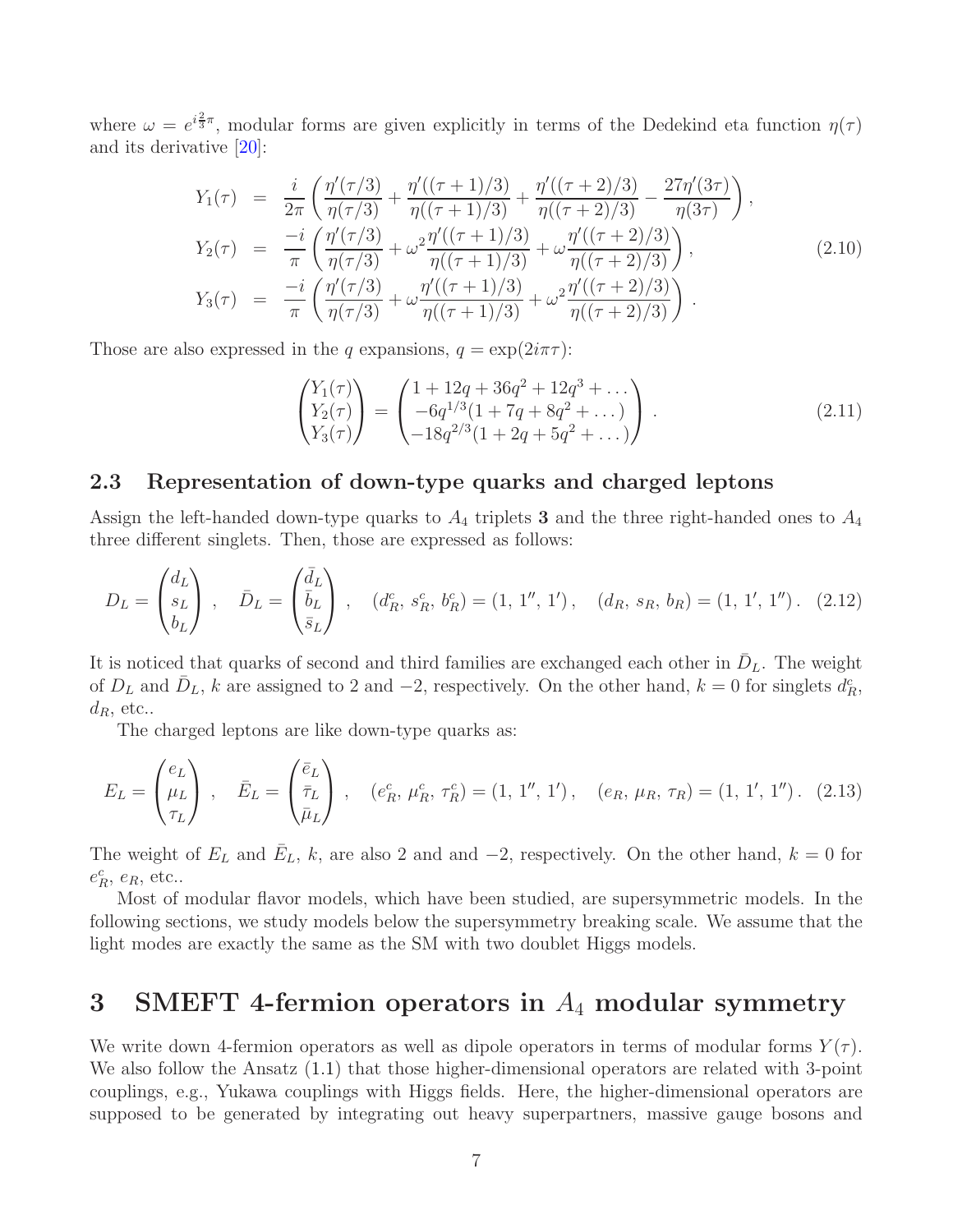where $\omega = e^{i\frac{2}{3}\pi}$, modular forms are given explicitly in terms of the Dedekind eta function $\eta(\tau)$ and its derivative [20]:

$$
\begin{aligned}
Y_1(\tau) &= \frac{i}{2\pi}\left(\frac{\eta'(\tau/3)}{\eta(\tau/3)} + \frac{\eta'((\tau+1)/3)}{\eta((\tau+1)/3)} + \frac{\eta'((\tau+2)/3)}{\eta((\tau+2)/3)} - \frac{27\eta'(3\tau)}{\eta(3\tau)}\right), \\
Y_2(\tau) &= \frac{-i}{\pi}\left(\frac{\eta'(\tau/3)}{\eta(\tau/3)} + \omega^2\frac{\eta'((\tau+1)/3)}{\eta((\tau+1)/3)} + \omega\frac{\eta'((\tau+2)/3)}{\eta((\tau+2)/3)}\right), \\
Y_3(\tau) &= \frac{-i}{\pi}\left(\frac{\eta'(\tau/3)}{\eta(\tau/3)} + \omega\frac{\eta'((\tau+1)/3)}{\eta((\tau+1)/3)} + \omega^2\frac{\eta'((\tau+2)/3)}{\eta((\tau+2)/3)}\right).
\end{aligned}
\tag{2.10}
$$

Those are also expressed in the $q$ expansions, $q = \exp(2i\pi\tau)$:

$$
\begin{pmatrix} Y_1(\tau) \\ Y_2(\tau) \\ Y_3(\tau) \end{pmatrix} = \begin{pmatrix} 1 + 12q + 36q^2 + 12q^3 + \dots \\ -6q^{1/3}(1 + 7q + 8q^2 + \dots) \\ -18q^{2/3}(1 + 2q + 5q^2 + \dots) \end{pmatrix}. \tag{2.11}
$$

## 2.3 Representation of down-type quarks and charged leptons

Assign the left-handed down-type quarks to $A_4$ triplets **3** and the three right-handed ones to $A_4$ three different singlets. Then, those are expressed as follows:

$$
D_L = \begin{pmatrix} d_L \\ s_L \\ b_L \end{pmatrix}, \quad \bar{D}_L = \begin{pmatrix} \bar{d}_L \\ \bar{b}_L \\ \bar{s}_L \end{pmatrix}, \quad (d_R^c,\, s_R^c,\, b_R^c) = (1,\, 1'',\, 1'), \quad (d_R,\, s_R,\, b_R) = (1,\, 1',\, 1''). \tag{2.12}
$$

It is noticed that quarks of second and third families are exchanged each other in $\bar{D}_L$. The weight of $D_L$ and $\bar{D}_L$, $k$ are assigned to 2 and $-2$, respectively. On the other hand, $k = 0$ for singlets $d_R^c$, $d_R$, etc..

The charged leptons are like down-type quarks as:

$$
E_L = \begin{pmatrix} e_L \\ \mu_L \\ \tau_L \end{pmatrix}, \quad \bar{E}_L = \begin{pmatrix} \bar{e}_L \\ \bar{\tau}_L \\ \bar{\mu}_L \end{pmatrix}, \quad (e_R^c,\, \mu_R^c,\, \tau_R^c) = (1,\, 1'',\, 1'), \quad (e_R,\, \mu_R,\, \tau_R) = (1,\, 1',\, 1''). \tag{2.13}
$$

The weight of $E_L$ and $\bar{E}_L$, $k$, are also 2 and and $-2$, respectively. On the other hand, $k = 0$ for $e_R^c$, $e_R$, etc..

Most of modular flavor models, which have been studied, are supersymmetric models. In the following sections, we study models below the supersymmetry breaking scale. We assume that the light modes are exactly the same as the SM with two doublet Higgs models.

# 3 SMEFT 4-fermion operators in $A_4$ modular symmetry

We write down 4-fermion operators as well as dipole operators in terms of modular forms $Y(\tau)$. We also follow the Ansatz (1.1) that those higher-dimensional operators are related with 3-point couplings, e.g., Yukawa couplings with Higgs fields. Here, the higher-dimensional operators are supposed to be generated by integrating out heavy superpartners, massive gauge bosons and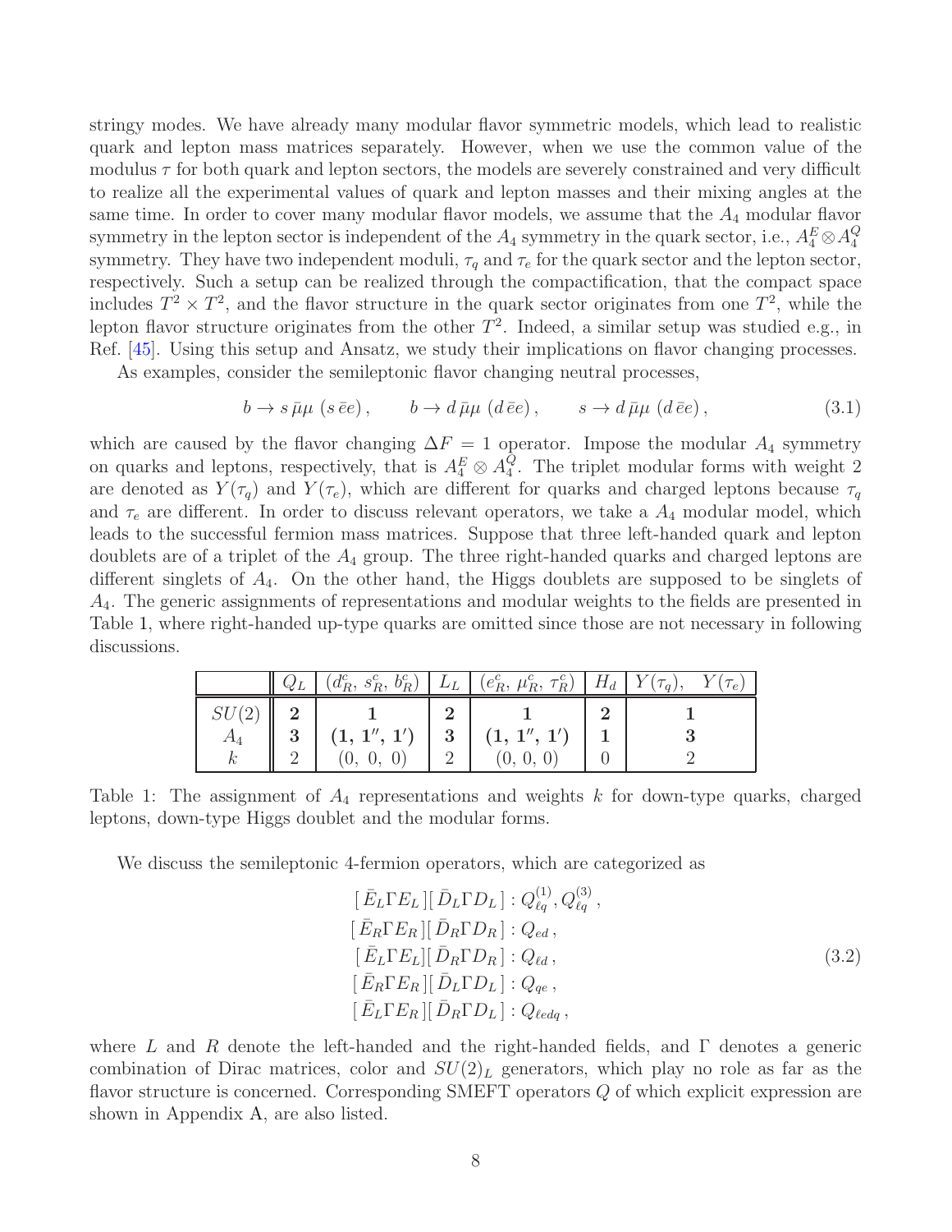stringy modes. We have already many modular flavor symmetric models, which lead to realistic quark and lepton mass matrices separately. However, when we use the common value of the modulus $\tau$ for both quark and lepton sectors, the models are severely constrained and very difficult to realize all the experimental values of quark and lepton masses and their mixing angles at the same time. In order to cover many modular flavor models, we assume that the $A_4$ modular flavor symmetry in the lepton sector is independent of the $A_4$ symmetry in the quark sector, i.e., $A_4^E \otimes A_4^Q$ symmetry. They have two independent moduli, $\tau_q$ and $\tau_e$ for the quark sector and the lepton sector, respectively. Such a setup can be realized through the compactification, that the compact space includes $T^2 \times T^2$, and the flavor structure in the quark sector originates from one $T^2$, while the lepton flavor structure originates from the other $T^2$. Indeed, a similar setup was studied e.g., in Ref. [45]. Using this setup and Ansatz, we study their implications on flavor changing processes.

As examples, consider the semileptonic flavor changing neutral processes,

$$b \to s\,\bar{\mu}\mu\ (s\,\bar{e}e)\,, \qquad b \to d\,\bar{\mu}\mu\ (d\,\bar{e}e)\,, \qquad s \to d\,\bar{\mu}\mu\ (d\,\bar{e}e)\,, \tag{3.1}$$

which are caused by the flavor changing $\Delta F = 1$ operator. Impose the modular $A_4$ symmetry on quarks and leptons, respectively, that is $A_4^E \otimes A_4^Q$. The triplet modular forms with weight 2 are denoted as $Y(\tau_q)$ and $Y(\tau_e)$, which are different for quarks and charged leptons because $\tau_q$ and $\tau_e$ are different. In order to discuss relevant operators, we take a $A_4$ modular model, which leads to the successful fermion mass matrices. Suppose that three left-handed quark and lepton doublets are of a triplet of the $A_4$ group. The three right-handed quarks and charged leptons are different singlets of $A_4$. On the other hand, the Higgs doublets are supposed to be singlets of $A_4$. The generic assignments of representations and modular weights to the fields are presented in Table 1, where right-handed up-type quarks are omitted since those are not necessary in following discussions.

| | $Q_L$ | $(d_R^c,\ s_R^c,\ b_R^c)$ | $L_L$ | $(e_R^c,\ \mu_R^c,\ \tau_R^c)$ | $H_d$ | $Y(\tau_q),\quad Y(\tau_e)$ |
|---|---|---|---|---|---|---|
| $SU(2)$ | $\mathbf{2}$ | $\mathbf{1}$ | $\mathbf{2}$ | $\mathbf{1}$ | $\mathbf{2}$ | $\mathbf{1}$ |
| $A_4$ | $\mathbf{3}$ | $(\mathbf{1},\ \mathbf{1}'',\ \mathbf{1}')$ | $\mathbf{3}$ | $(\mathbf{1},\ \mathbf{1}'',\ \mathbf{1}')$ | $\mathbf{1}$ | $\mathbf{3}$ |
| $k$ | 2 | $(0,\ 0,\ 0)$ | 2 | $(0,\ 0,\ 0)$ | 0 | 2 |

Table 1: The assignment of $A_4$ representations and weights $k$ for down-type quarks, charged leptons, down-type Higgs doublet and the modular forms.

We discuss the semileptonic 4-fermion operators, which are categorized as

$$\begin{aligned}
[\,\bar{E}_L\Gamma E_L\,][\,\bar{D}_L\Gamma D_L\,] &: Q_{\ell q}^{(1)}, Q_{\ell q}^{(3)}\,,\\
[\,\bar{E}_R\Gamma E_R\,][\,\bar{D}_R\Gamma D_R\,] &: Q_{ed}\,,\\
[\,\bar{E}_L\Gamma E_L][\,\bar{D}_R\Gamma D_R\,] &: Q_{\ell d}\,,\\
[\,\bar{E}_R\Gamma E_R\,][\,\bar{D}_L\Gamma D_L\,] &: Q_{qe}\,,\\
[\,\bar{E}_L\Gamma E_R\,][\,\bar{D}_R\Gamma D_L\,] &: Q_{\ell edq}\,,
\end{aligned} \tag{3.2}$$

where $L$ and $R$ denote the left-handed and the right-handed fields, and $\Gamma$ denotes a generic combination of Dirac matrices, color and $SU(2)_L$ generators, which play no role as far as the flavor structure is concerned. Corresponding SMEFT operators $Q$ of which explicit expression are shown in Appendix A, are also listed.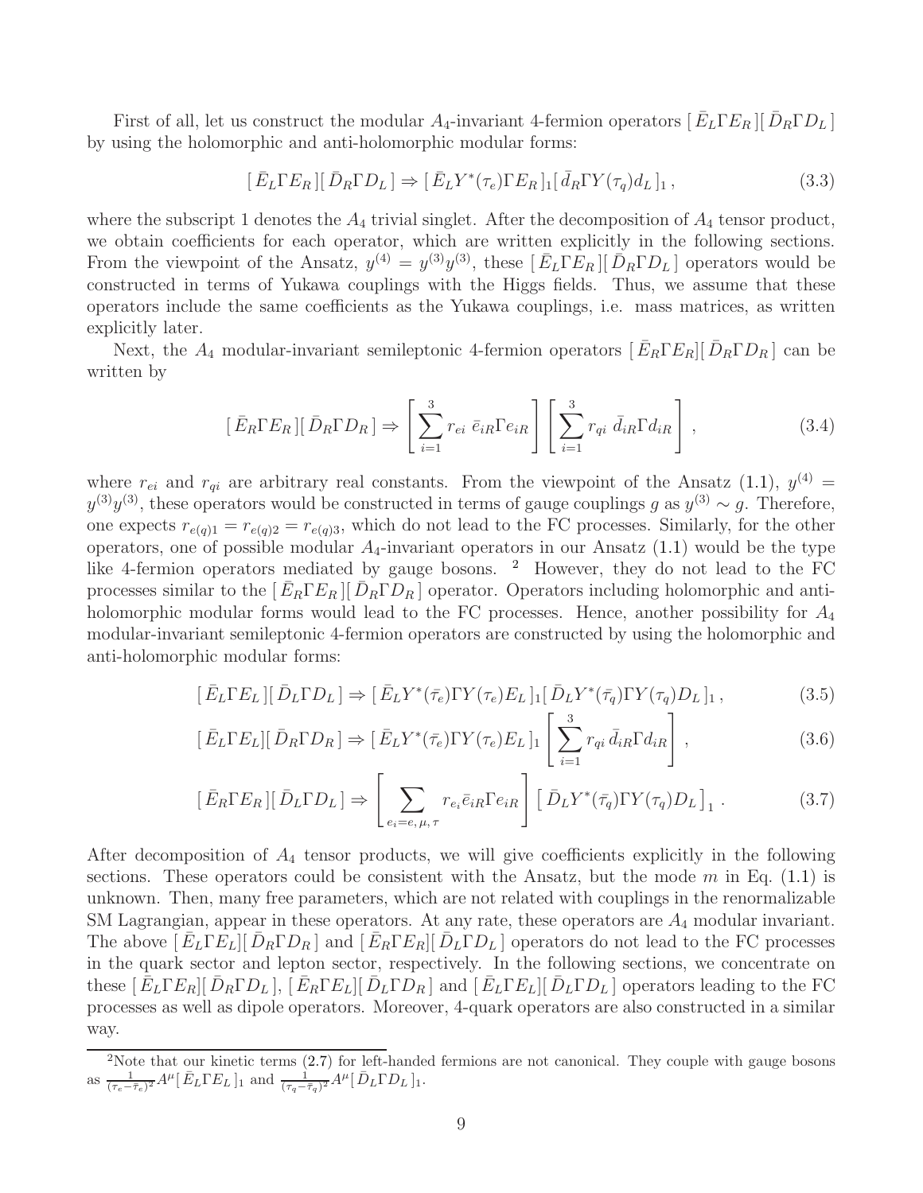First of all, let us construct the modular $A_4$-invariant 4-fermion operators $[\bar{E}_L \Gamma E_R][\bar{D}_R \Gamma D_L]$ by using the holomorphic and anti-holomorphic modular forms:

$$[\bar{E}_L \Gamma E_R][\bar{D}_R \Gamma D_L] \Rightarrow [\bar{E}_L Y^*(\tau_e) \Gamma E_R]_1 [\bar{d}_R \Gamma Y(\tau_q) d_L]_1 , \tag{3.3}$$

where the subscript 1 denotes the $A_4$ trivial singlet. After the decomposition of $A_4$ tensor product, we obtain coefficients for each operator, which are written explicitly in the following sections. From the viewpoint of the Ansatz, $y^{(4)} = y^{(3)} y^{(3)}$, these $[\bar{E}_L \Gamma E_R][\bar{D}_R \Gamma D_L]$ operators would be constructed in terms of Yukawa couplings with the Higgs fields. Thus, we assume that these operators include the same coefficients as the Yukawa couplings, i.e. mass matrices, as written explicitly later.

Next, the $A_4$ modular-invariant semileptonic 4-fermion operators $[\bar{E}_R \Gamma E_R][\bar{D}_R \Gamma D_R]$ can be written by

$$[\bar{E}_R \Gamma E_R][\bar{D}_R \Gamma D_R] \Rightarrow \left[ \sum_{i=1}^{3} r_{ei} \ \bar{e}_{iR} \Gamma e_{iR} \right] \left[ \sum_{i=1}^{3} r_{qi} \ \bar{d}_{iR} \Gamma d_{iR} \right] , \tag{3.4}$$

where $r_{ei}$ and $r_{qi}$ are arbitrary real constants. From the viewpoint of the Ansatz (1.1), $y^{(4)} = y^{(3)} y^{(3)}$, these operators would be constructed in terms of gauge couplings $g$ as $y^{(3)} \sim g$. Therefore, one expects $r_{e(q)1} = r_{e(q)2} = r_{e(q)3}$, which do not lead to the FC processes. Similarly, for the other operators, one of possible modular $A_4$-invariant operators in our Ansatz (1.1) would be the type like 4-fermion operators mediated by gauge bosons. [2] However, they do not lead to the FC processes similar to the $[\bar{E}_R \Gamma E_R][\bar{D}_R \Gamma D_R]$ operator. Operators including holomorphic and anti-holomorphic modular forms would lead to the FC processes. Hence, another possibility for $A_4$ modular-invariant semileptonic 4-fermion operators are constructed by using the holomorphic and anti-holomorphic modular forms:

$$[\bar{E}_L \Gamma E_L][\bar{D}_L \Gamma D_L] \Rightarrow [\bar{E}_L Y^*(\bar{\tau}_e) \Gamma Y(\tau_e) E_L]_1 [\bar{D}_L Y^*(\bar{\tau}_q) \Gamma Y(\tau_q) D_L]_1 , \tag{3.5}$$

$$[\bar{E}_L \Gamma E_L][\bar{D}_R \Gamma D_R] \Rightarrow [\bar{E}_L Y^*(\bar{\tau}_e) \Gamma Y(\tau_e) E_L]_1 \left[ \sum_{i=1}^{3} r_{qi} \ \bar{d}_{iR} \Gamma d_{iR} \right] , \tag{3.6}$$

$$[\bar{E}_R \Gamma E_R][\bar{D}_L \Gamma D_L] \Rightarrow \left[ \sum_{e_i = e, \mu, \tau} r_{e_i} \bar{e}_{iR} \Gamma e_{iR} \right] \left[ \bar{D}_L Y^*(\bar{\tau}_q) \Gamma Y(\tau_q) D_L \right]_1 . \tag{3.7}$$

After decomposition of $A_4$ tensor products, we will give coefficients explicitly in the following sections. These operators could be consistent with the Ansatz, but the mode $m$ in Eq. (1.1) is unknown. Then, many free parameters, which are not related with couplings in the renormalizable SM Lagrangian, appear in these operators. At any rate, these operators are $A_4$ modular invariant. The above $[\bar{E}_L \Gamma E_L][\bar{D}_R \Gamma D_R]$ and $[\bar{E}_R \Gamma E_R][\bar{D}_L \Gamma D_L]$ operators do not lead to the FC processes in the quark sector and lepton sector, respectively. In the following sections, we concentrate on these $[\bar{E}_L \Gamma E_R][\bar{D}_R \Gamma D_L]$, $[\bar{E}_R \Gamma E_L][\bar{D}_L \Gamma D_R]$ and $[\bar{E}_L \Gamma E_L][\bar{D}_L \Gamma D_L]$ operators leading to the FC processes as well as dipole operators. Moreover, 4-quark operators are also constructed in a similar way.

[2] Note that our kinetic terms (2.7) for left-handed fermions are not canonical. They couple with gauge bosons as $\frac{1}{(\tau_e - \bar{\tau}_e)^2} A^\mu [\bar{E}_L \Gamma E_L]_1$ and $\frac{1}{(\tau_q - \bar{\tau}_q)^2} A^\mu [\bar{D}_L \Gamma D_L]_1$.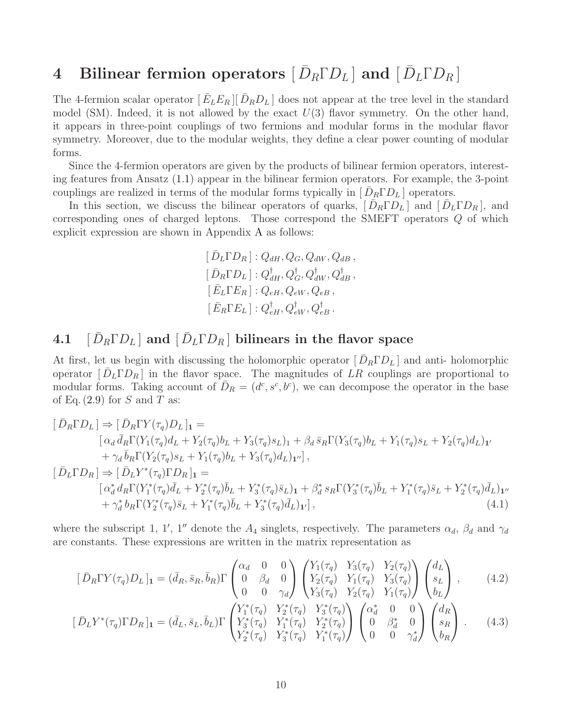# 4 Bilinear fermion operators $[\bar{D}_R \Gamma D_L]$ and $[\bar{D}_L \Gamma D_R]$

The 4-fermion scalar operator $[\bar{E}_L E_R][\bar{D}_R D_L]$ does not appear at the tree level in the standard model (SM). Indeed, it is not allowed by the exact $U(3)$ flavor symmetry. On the other hand, it appears in three-point couplings of two fermions and modular forms in the modular flavor symmetry. Moreover, due to the modular weights, they define a clear power counting of modular forms.

Since the 4-fermion operators are given by the products of bilinear fermion operators, interesting features from Ansatz (1.1) appear in the bilinear fermion operators. For example, the 3-point couplings are realized in terms of the modular forms typically in $[\bar{D}_R \Gamma D_L]$ operators.

In this section, we discuss the bilinear operators of quarks, $[\bar{D}_R \Gamma D_L]$ and $[\bar{D}_L \Gamma D_R]$, and corresponding ones of charged leptons. Those correspond the SMEFT operators $Q$ of which explicit expression are shown in Appendix A as follows:

$$
\begin{aligned}
[\bar{D}_L \Gamma D_R] &: Q_{dH}, Q_G, Q_{dW}, Q_{dB}\,,\\
[\bar{D}_R \Gamma D_L] &: Q_{dH}^\dagger, Q_G^\dagger, Q_{dW}^\dagger, Q_{dB}^\dagger\,,\\
[\bar{E}_L \Gamma E_R] &: Q_{eH}, Q_{eW}, Q_{eB}\,,\\
[\bar{E}_R \Gamma E_L] &: Q_{eH}^\dagger, Q_{eW}^\dagger, Q_{eB}^\dagger\,.
\end{aligned}
$$

## 4.1 $[\bar{D}_R \Gamma D_L]$ and $[\bar{D}_L \Gamma D_R]$ bilinears in the flavor space

At first, let us begin with discussing the holomorphic operator $[\bar{D}_R \Gamma D_L]$ and anti- holomorphic operator $[\bar{D}_L \Gamma D_R]$ in the flavor space. The magnitudes of $LR$ couplings are proportional to modular forms. Taking account of $\bar{D}_R = (d^c, s^c, b^c)$, we can decompose the operator in the base of Eq. (2.9) for $S$ and $T$ as:

$$
\begin{aligned}
[\bar{D}_R \Gamma D_L] \Rightarrow [\bar{D}_R \Gamma Y(\tau_q) D_L]_{\mathbf{1}} = &\\
&[\,\alpha_d\, \bar{d}_R \Gamma (Y_1(\tau_q) d_L + Y_2(\tau_q) b_L + Y_3(\tau_q) s_L)_1 + \beta_d\, \bar{s}_R \Gamma (Y_3(\tau_q) b_L + Y_1(\tau_q) s_L + Y_2(\tau_q) d_L)_{\mathbf{1}'}\\
&+ \gamma_d\, \bar{b}_R \Gamma (Y_2(\tau_q) s_L + Y_1(\tau_q) b_L + Y_3(\tau_q) d_L)_{\mathbf{1}''}]\,,\\
[\bar{D}_L \Gamma D_R] \Rightarrow [\bar{D}_L Y^*(\tau_q) \Gamma D_R]_{\mathbf{1}} = &\\
&[\,\alpha_d^*\, d_R \Gamma (Y_1^*(\tau_q) \bar{d}_L + Y_2^*(\tau_q) \bar{b}_L + Y_3^*(\tau_q) \bar{s}_L)_{\mathbf{1}} + \beta_d^*\, s_R \Gamma (Y_3^*(\tau_q) \bar{b}_L + Y_1^*(\tau_q) \bar{s}_L + Y_2^*(\tau_q) \bar{d}_L)_{\mathbf{1}''}\\
&+ \gamma_d^*\, b_R \Gamma (Y_2^*(\tau_q) \bar{s}_L + Y_1^*(\tau_q) \bar{b}_L + Y_3^*(\tau_q) \bar{d}_L)_{\mathbf{1}'}]\,,
\end{aligned}
\tag{4.1}
$$

where the subscript 1, $1'$, $1''$ denote the $A_4$ singlets, respectively. The parameters $\alpha_d$, $\beta_d$ and $\gamma_d$ are constants. These expressions are written in the matrix representation as

$$
[\bar{D}_R \Gamma Y(\tau_q) D_L]_{\mathbf{1}} = (\bar{d}_R, \bar{s}_R, \bar{b}_R) \Gamma \begin{pmatrix} \alpha_d & 0 & 0 \\ 0 & \beta_d & 0 \\ 0 & 0 & \gamma_d \end{pmatrix} \begin{pmatrix} Y_1(\tau_q) & Y_3(\tau_q) & Y_2(\tau_q) \\ Y_2(\tau_q) & Y_1(\tau_q) & Y_3(\tau_q) \\ Y_3(\tau_q) & Y_2(\tau_q) & Y_1(\tau_q) \end{pmatrix} \begin{pmatrix} d_L \\ s_L \\ b_L \end{pmatrix}\,, \tag{4.2}
$$

$$
[\bar{D}_L Y^*(\tau_q) \Gamma D_R]_{\mathbf{1}} = (\bar{d}_L, \bar{s}_L, \bar{b}_L) \Gamma \begin{pmatrix} Y_1^*(\tau_q) & Y_2^*(\tau_q) & Y_3^*(\tau_q) \\ Y_3^*(\tau_q) & Y_1^*(\tau_q) & Y_2^*(\tau_q) \\ Y_2^*(\tau_q) & Y_3^*(\tau_q) & Y_1^*(\tau_q) \end{pmatrix} \begin{pmatrix} \alpha_d^* & 0 & 0 \\ 0 & \beta_d^* & 0 \\ 0 & 0 & \gamma_d^* \end{pmatrix} \begin{pmatrix} d_R \\ s_R \\ b_R \end{pmatrix}\,. \tag{4.3}
$$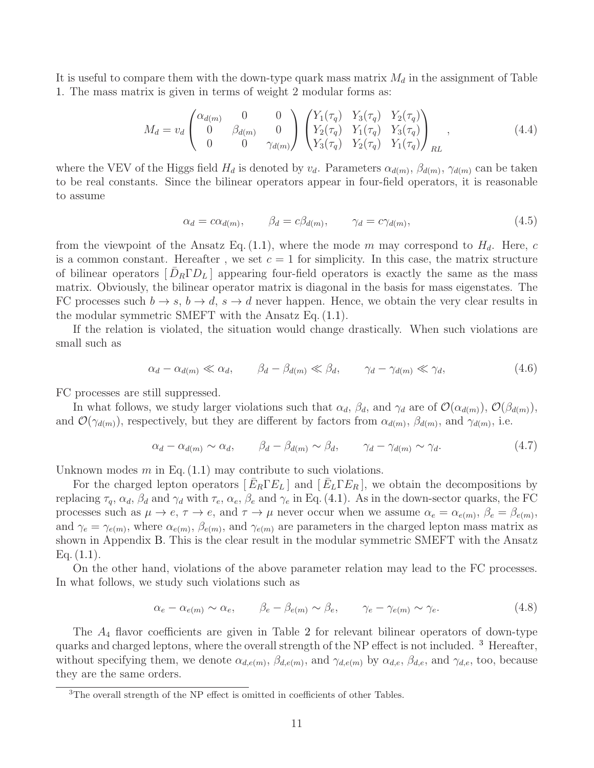It is useful to compare them with the down-type quark mass matrix $M_d$ in the assignment of Table 1. The mass matrix is given in terms of weight 2 modular forms as:

$$
M_d = v_d \begin{pmatrix} \alpha_{d(m)} & 0 & 0 \\ 0 & \beta_{d(m)} & 0 \\ 0 & 0 & \gamma_{d(m)} \end{pmatrix} \begin{pmatrix} Y_1(\tau_q) & Y_3(\tau_q) & Y_2(\tau_q) \\ Y_2(\tau_q) & Y_1(\tau_q) & Y_3(\tau_q) \\ Y_3(\tau_q) & Y_2(\tau_q) & Y_1(\tau_q) \end{pmatrix}_{RL} , \tag{4.4}
$$

where the VEV of the Higgs field $H_d$ is denoted by $v_d$. Parameters $\alpha_{d(m)}$, $\beta_{d(m)}$, $\gamma_{d(m)}$ can be taken to be real constants. Since the bilinear operators appear in four-field operators, it is reasonable to assume

$$
\alpha_d = c\alpha_{d(m)}, \qquad \beta_d = c\beta_{d(m)}, \qquad \gamma_d = c\gamma_{d(m)}, \tag{4.5}
$$

from the viewpoint of the Ansatz Eq. (1.1), where the mode $m$ may correspond to $H_d$. Here, $c$ is a common constant. Hereafter , we set $c = 1$ for simplicity. In this case, the matrix structure of bilinear operators $[\,\bar{D}_R \Gamma D_L\,]$ appearing four-field operators is exactly the same as the mass matrix. Obviously, the bilinear operator matrix is diagonal in the basis for mass eigenstates. The FC processes such $b \to s$, $b \to d$, $s \to d$ never happen. Hence, we obtain the very clear results in the modular symmetric SMEFT with the Ansatz Eq. (1.1).

If the relation is violated, the situation would change drastically. When such violations are small such as

$$
\alpha_d - \alpha_{d(m)} \ll \alpha_d, \qquad \beta_d - \beta_{d(m)} \ll \beta_d, \qquad \gamma_d - \gamma_{d(m)} \ll \gamma_d, \tag{4.6}
$$

FC processes are still suppressed.

In what follows, we study larger violations such that $\alpha_d$, $\beta_d$, and $\gamma_d$ are of $\mathcal{O}(\alpha_{d(m)})$, $\mathcal{O}(\beta_{d(m)})$, and $\mathcal{O}(\gamma_{d(m)})$, respectively, but they are different by factors from $\alpha_{d(m)}$, $\beta_{d(m)}$, and $\gamma_{d(m)}$, i.e.

$$
\alpha_d - \alpha_{d(m)} \sim \alpha_d, \qquad \beta_d - \beta_{d(m)} \sim \beta_d, \qquad \gamma_d - \gamma_{d(m)} \sim \gamma_d. \tag{4.7}
$$

Unknown modes $m$ in Eq. (1.1) may contribute to such violations.

For the charged lepton operators $[\,\bar{E}_R \Gamma E_L\,]$ and $[\,\bar{E}_L \Gamma E_R\,]$, we obtain the decompositions by replacing $\tau_q$, $\alpha_d$, $\beta_d$ and $\gamma_d$ with $\tau_e$, $\alpha_e$, $\beta_e$ and $\gamma_e$ in Eq. (4.1). As in the down-sector quarks, the FC processes such as $\mu \to e$, $\tau \to e$, and $\tau \to \mu$ never occur when we assume $\alpha_e = \alpha_{e(m)}$, $\beta_e = \beta_{e(m)}$, and $\gamma_e = \gamma_{e(m)}$, where $\alpha_{e(m)}$, $\beta_{e(m)}$, and $\gamma_{e(m)}$ are parameters in the charged lepton mass matrix as shown in Appendix B. This is the clear result in the modular symmetric SMEFT with the Ansatz Eq. (1.1).

On the other hand, violations of the above parameter relation may lead to the FC processes. In what follows, we study such violations such as

$$
\alpha_e - \alpha_{e(m)} \sim \alpha_e, \qquad \beta_e - \beta_{e(m)} \sim \beta_e, \qquad \gamma_e - \gamma_{e(m)} \sim \gamma_e. \tag{4.8}
$$

The $A_4$ flavor coefficients are given in Table 2 for relevant bilinear operators of down-type quarks and charged leptons, where the overall strength of the NP effect is not included. [3] Hereafter, without specifying them, we denote $\alpha_{d,e(m)}$, $\beta_{d,e(m)}$, and $\gamma_{d,e(m)}$ by $\alpha_{d,e}$, $\beta_{d,e}$, and $\gamma_{d,e}$, too, because they are the same orders.

[3] The overall strength of the NP effect is omitted in coefficients of other Tables.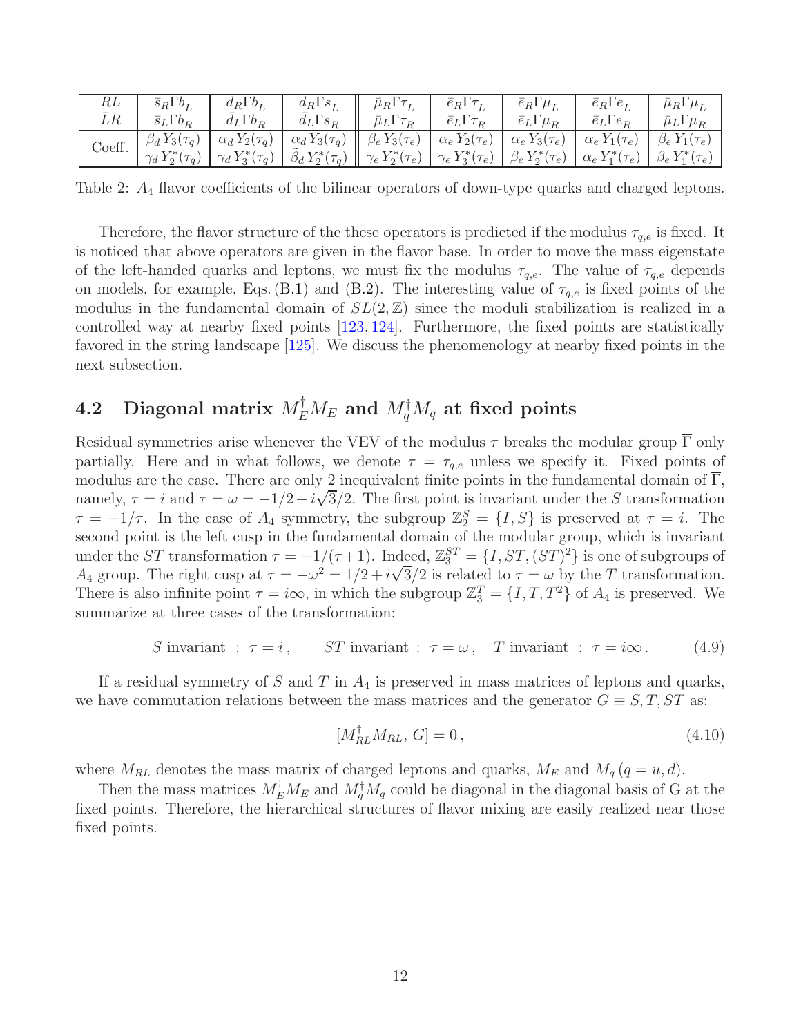| $RL$ | $\bar{s}_R\Gamma b_L$ | $\bar{d}_R\Gamma b_L$ | $\bar{d}_R\Gamma s_L$ | $\bar{\mu}_R\Gamma\tau_L$ | $\bar{e}_R\Gamma\tau_L$ | $\bar{e}_R\Gamma\mu_L$ | $\bar{e}_R\Gamma e_L$ | $\bar{\mu}_R\Gamma\mu_L$ |
|---|---|---|---|---|---|---|---|---|
| $\bar{L}R$ | $\bar{s}_L\Gamma b_R$ | $\bar{d}_L\Gamma b_R$ | $\bar{d}_L\Gamma s_R$ | $\bar{\mu}_L\Gamma\tau_R$ | $\bar{e}_L\Gamma\tau_R$ | $\bar{e}_L\Gamma\mu_R$ | $\bar{e}_L\Gamma e_R$ | $\bar{\mu}_L\Gamma\mu_R$ |
| Coeff. | $\beta_d\, Y_3(\tau_q)$ | $\alpha_d\, Y_2(\tau_q)$ | $\alpha_d\, Y_3(\tau_q)$ | $\beta_e\, Y_3(\tau_e)$ | $\alpha_e\, Y_2(\tau_e)$ | $\alpha_e\, Y_3(\tau_e)$ | $\alpha_e\, Y_1(\tau_e)$ | $\beta_e\, Y_1(\tau_e)$ |
| | $\gamma_d\, Y_2^*(\tau_q)$ | $\gamma_d\, Y_3^*(\tau_q)$ | $\tilde{\beta}_d\, Y_2^*(\tau_q)$ | $\gamma_e\, Y_2^*(\tau_e)$ | $\gamma_e\, Y_3^*(\tau_e)$ | $\beta_e\, Y_2^*(\tau_e)$ | $\alpha_e\, Y_1^*(\tau_e)$ | $\beta_e\, Y_1^*(\tau_e)$ |

Table 2: $A_4$ flavor coefficients of the bilinear operators of down-type quarks and charged leptons.

Therefore, the flavor structure of the these operators is predicted if the modulus $\tau_{q,e}$ is fixed. It is noticed that above operators are given in the flavor base. In order to move the mass eigenstate of the left-handed quarks and leptons, we must fix the modulus $\tau_{q,e}$. The value of $\tau_{q,e}$ depends on models, for example, Eqs. (B.1) and (B.2). The interesting value of $\tau_{q,e}$ is fixed points of the modulus in the fundamental domain of $SL(2,\mathbb{Z})$ since the moduli stabilization is realized in a controlled way at nearby fixed points [123, 124]. Furthermore, the fixed points are statistically favored in the string landscape [125]. We discuss the phenomenology at nearby fixed points in the next subsection.

## 4.2 Diagonal matrix $M_E^\dagger M_E$ and $M_q^\dagger M_q$ at fixed points

Residual symmetries arise whenever the VEV of the modulus $\tau$ breaks the modular group $\overline{\Gamma}$ only partially. Here and in what follows, we denote $\tau = \tau_{q,e}$ unless we specify it. Fixed points of modulus are the case. There are only 2 inequivalent finite points in the fundamental domain of $\overline{\Gamma}$, namely, $\tau = i$ and $\tau = \omega = -1/2 + i\sqrt{3}/2$. The first point is invariant under the $S$ transformation $\tau = -1/\tau$. In the case of $A_4$ symmetry, the subgroup $\mathbb{Z}_2^S = \{I, S\}$ is preserved at $\tau = i$. The second point is the left cusp in the fundamental domain of the modular group, which is invariant under the $ST$ transformation $\tau = -1/(\tau+1)$. Indeed, $\mathbb{Z}_3^{ST} = \{I, ST, (ST)^2\}$ is one of subgroups of $A_4$ group. The right cusp at $\tau = -\omega^2 = 1/2 + i\sqrt{3}/2$ is related to $\tau = \omega$ by the $T$ transformation. There is also infinite point $\tau = i\infty$, in which the subgroup $\mathbb{Z}_3^T = \{I, T, T^2\}$ of $A_4$ is preserved. We summarize at three cases of the transformation:

$$S \text{ invariant } : \ \tau = i\,, \qquad ST \text{ invariant } : \ \tau = \omega\,, \quad T \text{ invariant } : \ \tau = i\infty\,. \tag{4.9}$$

If a residual symmetry of $S$ and $T$ in $A_4$ is preserved in mass matrices of leptons and quarks, we have commutation relations between the mass matrices and the generator $G \equiv S, T, ST$ as:

$$[M_{RL}^\dagger M_{RL},\, G] = 0\,, \tag{4.10}$$

where $M_{RL}$ denotes the mass matrix of charged leptons and quarks, $M_E$ and $M_q\,(q = u, d)$.

Then the mass matrices $M_E^\dagger M_E$ and $M_q^\dagger M_q$ could be diagonal in the diagonal basis of G at the fixed points. Therefore, the hierarchical structures of flavor mixing are easily realized near those fixed points.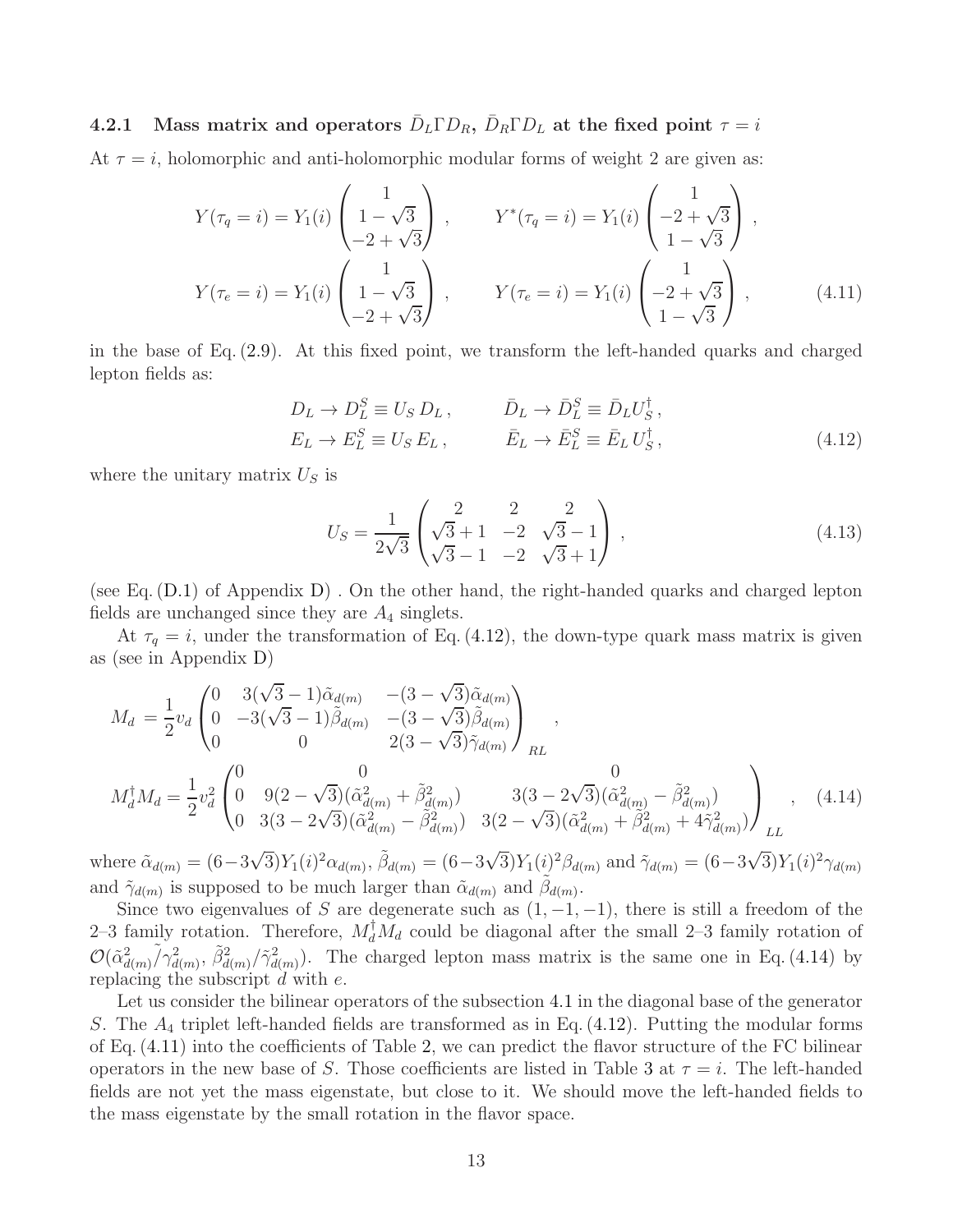#### 4.2.1 Mass matrix and operators $\bar{D}_L \Gamma D_R$, $\bar{D}_R \Gamma D_L$ at the fixed point $\tau = i$

At $\tau = i$, holomorphic and anti-holomorphic modular forms of weight 2 are given as:

$$
\begin{aligned}
Y(\tau_q = i) &= Y_1(i)\begin{pmatrix}1\\ 1-\sqrt{3}\\ -2+\sqrt{3}\end{pmatrix}, \qquad & Y^*(\tau_q = i) &= Y_1(i)\begin{pmatrix}1\\ -2+\sqrt{3}\\ 1-\sqrt{3}\end{pmatrix}, \\
Y(\tau_e = i) &= Y_1(i)\begin{pmatrix}1\\ 1-\sqrt{3}\\ -2+\sqrt{3}\end{pmatrix}, \qquad & Y(\tau_e = i) &= Y_1(i)\begin{pmatrix}1\\ -2+\sqrt{3}\\ 1-\sqrt{3}\end{pmatrix},
\end{aligned} \tag{4.11}
$$

in the base of Eq. (2.9). At this fixed point, we transform the left-handed quarks and charged lepton fields as:

$$
\begin{aligned}
D_L \to D_L^S &\equiv U_S\, D_L\,, \qquad & \bar{D}_L \to \bar{D}_L^S &\equiv \bar{D}_L U_S^\dagger\,, \\
E_L \to E_L^S &\equiv U_S\, E_L\,, \qquad & \bar{E}_L \to \bar{E}_L^S &\equiv \bar{E}_L\, U_S^\dagger\,,
\end{aligned} \tag{4.12}
$$

where the unitary matrix $U_S$ is

$$
U_S = \frac{1}{2\sqrt{3}}\begin{pmatrix} 2 & 2 & 2\\ \sqrt{3}+1 & -2 & \sqrt{3}-1\\ \sqrt{3}-1 & -2 & \sqrt{3}+1\end{pmatrix}, \tag{4.13}
$$

(see Eq. (D.1) of Appendix D) . On the other hand, the right-handed quarks and charged lepton fields are unchanged since they are $A_4$ singlets.

At $\tau_q = i$, under the transformation of Eq. (4.12), the down-type quark mass matrix is given as (see in Appendix D)

$$
\begin{aligned}
M_d &= \frac{1}{2} v_d \begin{pmatrix} 0 & 3(\sqrt{3}-1)\tilde{\alpha}_{d(m)} & -(3-\sqrt{3})\tilde{\alpha}_{d(m)} \\ 0 & -3(\sqrt{3}-1)\tilde{\beta}_{d(m)} & -(3-\sqrt{3})\tilde{\beta}_{d(m)} \\ 0 & 0 & 2(3-\sqrt{3})\tilde{\gamma}_{d(m)} \end{pmatrix}_{RL}, \\
M_d^\dagger M_d &= \frac{1}{2} v_d^2 \begin{pmatrix} 0 & 0 & 0 \\ 0 & 9(2-\sqrt{3})(\tilde{\alpha}_{d(m)}^2 + \tilde{\beta}_{d(m)}^2) & 3(3-2\sqrt{3})(\tilde{\alpha}_{d(m)}^2 - \tilde{\beta}_{d(m)}^2) \\ 0 & 3(3-2\sqrt{3})(\tilde{\alpha}_{d(m)}^2 - \tilde{\beta}_{d(m)}^2) & 3(2-\sqrt{3})(\tilde{\alpha}_{d(m)}^2 + \tilde{\beta}_{d(m)}^2 + 4\tilde{\gamma}_{d(m)}^2) \end{pmatrix}_{LL},
\end{aligned} \tag{4.14}
$$

where $\tilde{\alpha}_{d(m)} = (6-3\sqrt{3})Y_1(i)^2 \alpha_{d(m)}$, $\tilde{\beta}_{d(m)} = (6-3\sqrt{3})Y_1(i)^2 \beta_{d(m)}$ and $\tilde{\gamma}_{d(m)} = (6-3\sqrt{3})Y_1(i)^2 \gamma_{d(m)}$ and $\tilde{\gamma}_{d(m)}$ is supposed to be much larger than $\tilde{\alpha}_{d(m)}$ and $\tilde{\beta}_{d(m)}$.

Since two eigenvalues of $S$ are degenerate such as $(1,-1,-1)$, there is still a freedom of the 2–3 family rotation. Therefore, $M_d^\dagger M_d$ could be diagonal after the small 2–3 family rotation of $\mathcal{O}(\tilde{\alpha}_{d(m)}^2/\tilde{\gamma}_{d(m)}^2,\ \tilde{\beta}_{d(m)}^2/\tilde{\gamma}_{d(m)}^2)$. The charged lepton mass matrix is the same one in Eq. (4.14) by replacing the subscript $d$ with $e$.

Let us consider the bilinear operators of the subsection 4.1 in the diagonal base of the generator $S$. The $A_4$ triplet left-handed fields are transformed as in Eq. (4.12). Putting the modular forms of Eq. (4.11) into the coefficients of Table 2, we can predict the flavor structure of the FC bilinear operators in the new base of $S$. Those coefficients are listed in Table 3 at $\tau = i$. The left-handed fields are not yet the mass eigenstate, but close to it. We should move the left-handed fields to the mass eigenstate by the small rotation in the flavor space.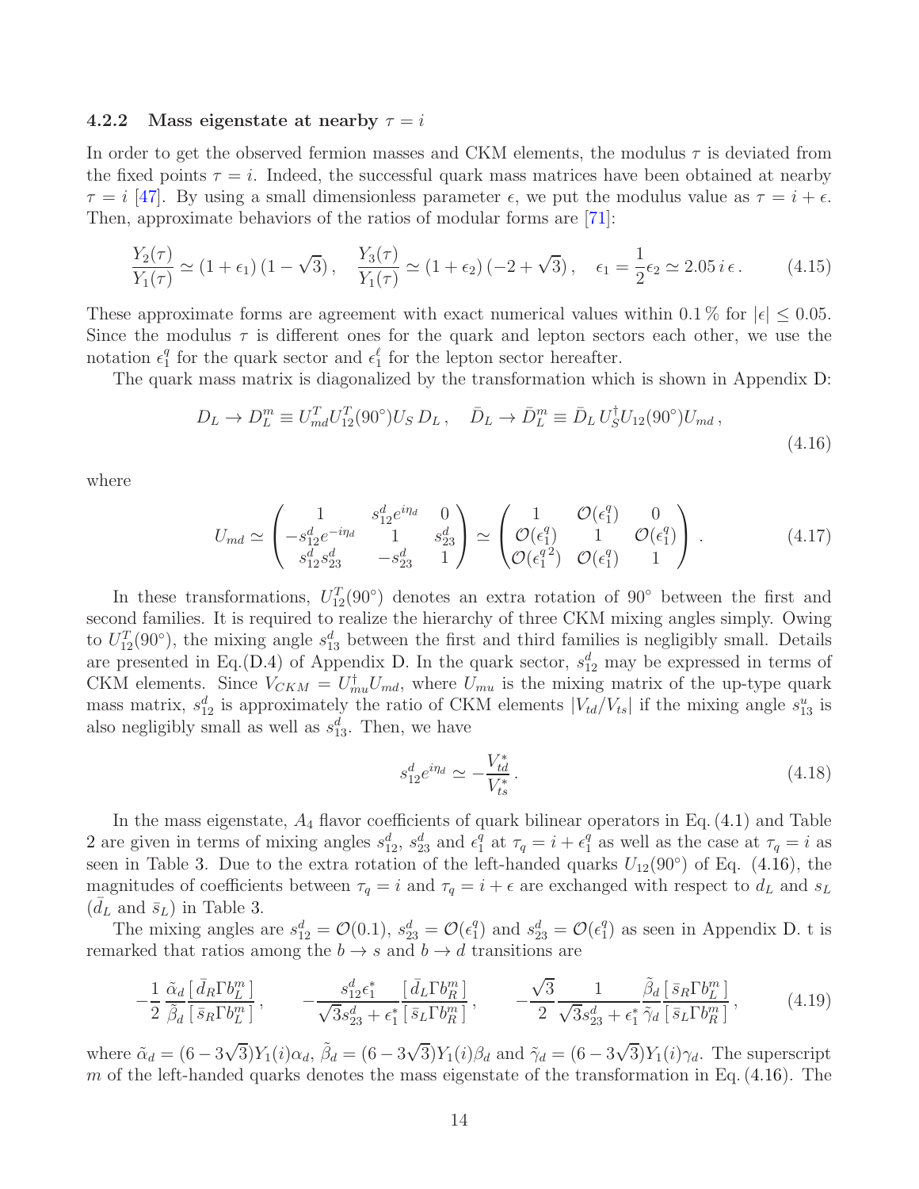### 4.2.2 Mass eigenstate at nearby $\tau = i$

In order to get the observed fermion masses and CKM elements, the modulus $\tau$ is deviated from the fixed points $\tau = i$. Indeed, the successful quark mass matrices have been obtained at nearby $\tau = i$ [47]. By using a small dimensionless parameter $\epsilon$, we put the modulus value as $\tau = i + \epsilon$. Then, approximate behaviors of the ratios of modular forms are [71]:

$$\frac{Y_2(\tau)}{Y_1(\tau)} \simeq (1+\epsilon_1)\,(1-\sqrt{3})\,, \quad \frac{Y_3(\tau)}{Y_1(\tau)} \simeq (1+\epsilon_2)\,(-2+\sqrt{3})\,, \quad \epsilon_1 = \frac{1}{2}\epsilon_2 \simeq 2.05\, i\, \epsilon\,. \tag{4.15}$$

These approximate forms are agreement with exact numerical values within 0.1 % for $|\epsilon| \leq 0.05$. Since the modulus $\tau$ is different ones for the quark and lepton sectors each other, we use the notation $\epsilon_1^q$ for the quark sector and $\epsilon_1^\ell$ for the lepton sector hereafter.

The quark mass matrix is diagonalized by the transformation which is shown in Appendix D:

$$D_L \to D_L^m \equiv U_{md}^T U_{12}^T(90^\circ) U_S\, D_L\,, \quad \bar{D}_L \to \bar{D}_L^m \equiv \bar{D}_L\, U_S^\dagger U_{12}(90^\circ) U_{md}\,, \tag{4.16}$$

where

$$U_{md} \simeq \begin{pmatrix} 1 & s_{12}^d e^{i\eta_d} & 0 \\ -s_{12}^d e^{-i\eta_d} & 1 & s_{23}^d \\ s_{12}^d s_{23}^d & -s_{23}^d & 1 \end{pmatrix} \simeq \begin{pmatrix} 1 & \mathcal{O}(\epsilon_1^q) & 0 \\ \mathcal{O}(\epsilon_1^q) & 1 & \mathcal{O}(\epsilon_1^q) \\ \mathcal{O}({\epsilon_1^q}^2) & \mathcal{O}(\epsilon_1^q) & 1 \end{pmatrix}\,. \tag{4.17}$$

In these transformations, $U_{12}^T(90^\circ)$ denotes an extra rotation of $90^\circ$ between the first and second families. It is required to realize the hierarchy of three CKM mixing angles simply. Owing to $U_{12}^T(90^\circ)$, the mixing angle $s_{13}^d$ between the first and third families is negligibly small. Details are presented in Eq.(D.4) of Appendix D. In the quark sector, $s_{12}^d$ may be expressed in terms of CKM elements. Since $V_{CKM} = U_{mu}^\dagger U_{md}$, where $U_{mu}$ is the mixing matrix of the up-type quark mass matrix, $s_{12}^d$ is approximately the ratio of CKM elements $|V_{td}/V_{ts}|$ if the mixing angle $s_{13}^u$ is also negligibly small as well as $s_{13}^d$. Then, we have

$$s_{12}^d e^{i\eta_d} \simeq -\frac{V_{td}^*}{V_{ts}^*}\,. \tag{4.18}$$

In the mass eigenstate, $A_4$ flavor coefficients of quark bilinear operators in Eq. (4.1) and Table 2 are given in terms of mixing angles $s_{12}^d$, $s_{23}^d$ and $\epsilon_1^q$ at $\tau_q = i + \epsilon_1^q$ as well as the case at $\tau_q = i$ as seen in Table 3. Due to the extra rotation of the left-handed quarks $U_{12}(90^\circ)$ of Eq. (4.16), the magnitudes of coefficients between $\tau_q = i$ and $\tau_q = i + \epsilon$ are exchanged with respect to $d_L$ and $s_L$ ($\bar{d}_L$ and $\bar{s}_L$) in Table 3.

The mixing angles are $s_{12}^d = \mathcal{O}(0.1)$, $s_{23}^d = \mathcal{O}(\epsilon_1^q)$ and $s_{23}^d = \mathcal{O}(\epsilon_1^q)$ as seen in Appendix D. t is remarked that ratios among the $b \to s$ and $b \to d$ transitions are

$$-\frac{1}{2}\,\frac{\tilde{\alpha}_d}{\tilde{\beta}_d}\frac{[\,\bar{d}_R \Gamma b_L^m\,]}{[\,\bar{s}_R \Gamma b_L^m\,]}\,, \qquad -\frac{s_{12}^d \epsilon_1^*}{\sqrt{3}s_{23}^d + \epsilon_1^*}\frac{[\,\bar{d}_L \Gamma b_R^m\,]}{[\,\bar{s}_L \Gamma b_R^m\,]}\,, \qquad -\frac{\sqrt{3}}{2}\,\frac{1}{\sqrt{3}s_{23}^d + \epsilon_1^*}\,\frac{\tilde{\beta}_d}{\tilde{\gamma}_d}\frac{[\,\bar{s}_R \Gamma b_L^m\,]}{[\,\bar{s}_L \Gamma b_R^m\,]}\,, \tag{4.19}$$

where $\tilde{\alpha}_d = (6-3\sqrt{3})Y_1(i)\alpha_d$, $\tilde{\beta}_d = (6-3\sqrt{3})Y_1(i)\beta_d$ and $\tilde{\gamma}_d = (6-3\sqrt{3})Y_1(i)\gamma_d$. The superscript $m$ of the left-handed quarks denotes the mass eigenstate of the transformation in Eq. (4.16). The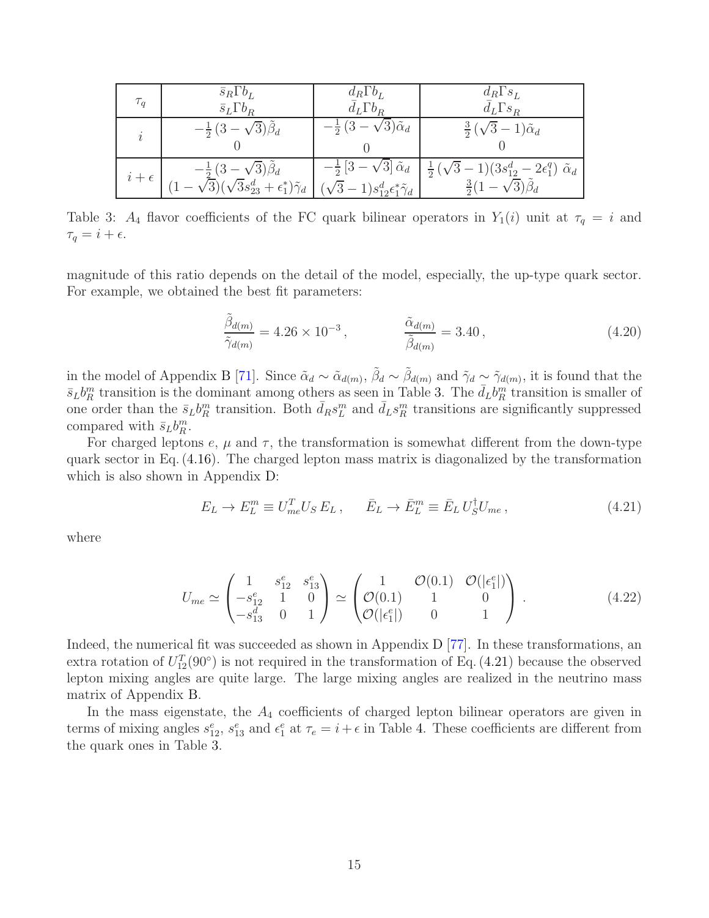| $\tau_q$ | $\bar{s}_R\Gamma b_L$<br>$\bar{s}_L\Gamma b_R$ | $\bar{d}_R\Gamma b_L$<br>$\bar{d}_L\Gamma b_R$ | $\bar{d}_R\Gamma s_L$<br>$\bar{d}_L\Gamma s_R$ |
|---|---|---|---|
| $i$ | $-\frac{1}{2}(3-\sqrt{3})\tilde{\beta}_d$<br>$0$ | $-\frac{1}{2}(3-\sqrt{3})\tilde{\alpha}_d$<br>$0$ | $\frac{3}{2}(\sqrt{3}-1)\tilde{\alpha}_d$<br>$0$ |
| $i+\epsilon$ | $-\frac{1}{2}(3-\sqrt{3})\tilde{\beta}_d$<br>$(1-\sqrt{3})(\sqrt{3}s_{23}^d+\epsilon_1^*)\tilde{\gamma}_d$ | $-\frac{1}{2}\left[3-\sqrt{3}\right]\tilde{\alpha}_d$<br>$(\sqrt{3}-1)s_{12}^d\epsilon_1^*\tilde{\gamma}_d$ | $\frac{1}{2}(\sqrt{3}-1)(3s_{12}^d-2\epsilon_1^q)\ \tilde{\alpha}_d$<br>$\frac{3}{2}(1-\sqrt{3})\tilde{\beta}_d$ |

Table 3: $A_4$ flavor coefficients of the FC quark bilinear operators in $Y_1(i)$ unit at $\tau_q = i$ and $\tau_q = i+\epsilon$.

magnitude of this ratio depends on the detail of the model, especially, the up-type quark sector. For example, we obtained the best fit parameters:

$$\frac{\tilde{\beta}_{d(m)}}{\tilde{\gamma}_{d(m)}} = 4.26\times 10^{-3}\,, \qquad\qquad \frac{\tilde{\alpha}_{d(m)}}{\tilde{\beta}_{d(m)}} = 3.40\,, \tag{4.20}$$

in the model of Appendix B [71]. Since $\tilde{\alpha}_d \sim \tilde{\alpha}_{d(m)}$, $\tilde{\beta}_d \sim \tilde{\beta}_{d(m)}$ and $\tilde{\gamma}_d \sim \tilde{\gamma}_{d(m)}$, it is found that the $\bar{s}_L b_R^m$ transition is the dominant among others as seen in Table 3. The $\bar{d}_L b_R^m$ transition is smaller of one order than the $\bar{s}_L b_R^m$ transition. Both $\bar{d}_R s_L^m$ and $\bar{d}_L s_R^m$ transitions are significantly suppressed compared with $\bar{s}_L b_R^m$.

For charged leptons $e$, $\mu$ and $\tau$, the transformation is somewhat different from the down-type quark sector in Eq. (4.16). The charged lepton mass matrix is diagonalized by the transformation which is also shown in Appendix D:

$$E_L \to E_L^m \equiv U_{me}^T U_S\, E_L\,, \qquad \bar{E}_L \to \bar{E}_L^m \equiv \bar{E}_L\, U_S^\dagger U_{me}\,, \tag{4.21}$$

where

$$U_{me} \simeq \begin{pmatrix} 1 & s_{12}^e & s_{13}^e \\ -s_{12}^e & 1 & 0 \\ -s_{13}^d & 0 & 1 \end{pmatrix} \simeq \begin{pmatrix} 1 & \mathcal{O}(0.1) & \mathcal{O}(|\epsilon_1^e|) \\ \mathcal{O}(0.1) & 1 & 0 \\ \mathcal{O}(|\epsilon_1^e|) & 0 & 1 \end{pmatrix}\,. \tag{4.22}$$

Indeed, the numerical fit was succeeded as shown in Appendix D [77]. In these transformations, an extra rotation of $U_{12}^T(90^\circ)$ is not required in the transformation of Eq. (4.21) because the observed lepton mixing angles are quite large. The large mixing angles are realized in the neutrino mass matrix of Appendix B.

In the mass eigenstate, the $A_4$ coefficients of charged lepton bilinear operators are given in terms of mixing angles $s_{12}^e$, $s_{13}^e$ and $\epsilon_1^e$ at $\tau_e = i+\epsilon$ in Table 4. These coefficients are different from the quark ones in Table 3.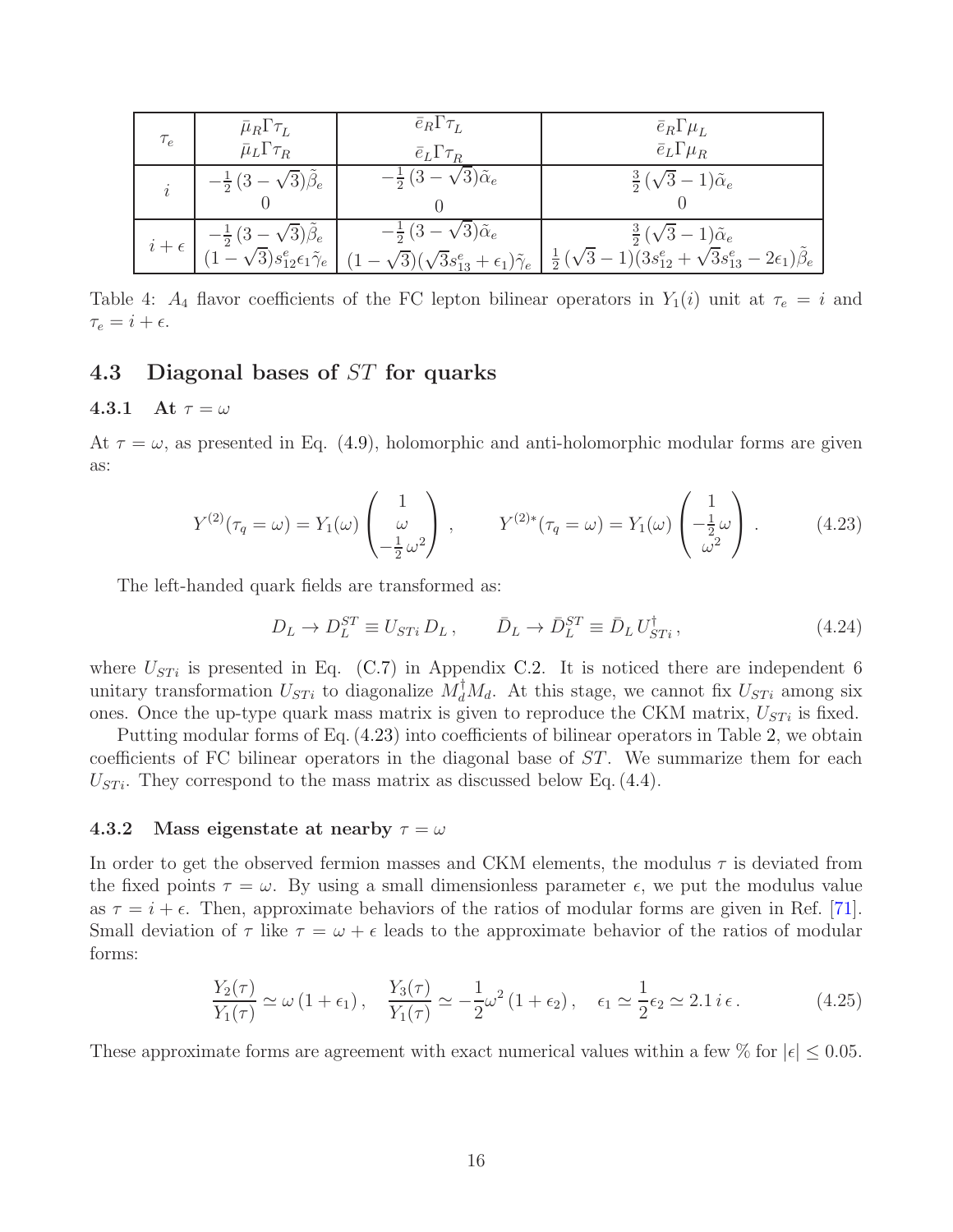| $\tau_e$ | $\bar{\mu}_R\Gamma\tau_L$ <br> $\bar{\mu}_L\Gamma\tau_R$ | $\bar{e}_R\Gamma\tau_L$ <br> $\bar{e}_L\Gamma\tau_R$ | $\bar{e}_R\Gamma\mu_L$ <br> $\bar{e}_L\Gamma\mu_R$ |
|---|---|---|---|
| $i$ | $-\frac{1}{2}(3-\sqrt{3})\tilde{\beta}_e$ <br> $0$ | $-\frac{1}{2}(3-\sqrt{3})\tilde{\alpha}_e$ <br> $0$ | $\frac{3}{2}(\sqrt{3}-1)\tilde{\alpha}_e$ <br> $0$ |
| $i+\epsilon$ | $-\frac{1}{2}(3-\sqrt{3})\tilde{\beta}_e$ <br> $(1-\sqrt{3})s^e_{12}\epsilon_1\tilde{\gamma}_e$ | $-\frac{1}{2}(3-\sqrt{3})\tilde{\alpha}_e$ <br> $(1-\sqrt{3})(\sqrt{3}s^e_{13}+\epsilon_1)\tilde{\gamma}_e$ | $\frac{3}{2}(\sqrt{3}-1)\tilde{\alpha}_e$ <br> $\frac{1}{2}(\sqrt{3}-1)(3s^e_{12}+\sqrt{3}s^e_{13}-2\epsilon_1)\tilde{\beta}_e$ |

Table 4: $A_4$ flavor coefficients of the FC lepton bilinear operators in $Y_1(i)$ unit at $\tau_e = i$ and $\tau_e = i + \epsilon$.

## 4.3 Diagonal bases of $ST$ for quarks

### 4.3.1 At $\tau = \omega$

At $\tau = \omega$, as presented in Eq. (4.9), holomorphic and anti-holomorphic modular forms are given as:

$$
Y^{(2)}(\tau_q = \omega) = Y_1(\omega)\begin{pmatrix}1\\ \omega\\ -\frac{1}{2}\omega^2\end{pmatrix}, \qquad Y^{(2)*}(\tau_q = \omega) = Y_1(\omega)\begin{pmatrix}1\\ -\frac{1}{2}\omega\\ \omega^2\end{pmatrix}. \tag{4.23}
$$

The left-handed quark fields are transformed as:

$$
D_L \to D_L^{ST} \equiv U_{STi}\, D_L\,, \qquad \bar{D}_L \to \bar{D}_L^{ST} \equiv \bar{D}_L\, U_{STi}^\dagger\,, \tag{4.24}
$$

where $U_{STi}$ is presented in Eq. (C.7) in Appendix C.2. It is noticed there are independent 6 unitary transformation $U_{STi}$ to diagonalize $M_d^\dagger M_d$. At this stage, we cannot fix $U_{STi}$ among six ones. Once the up-type quark mass matrix is given to reproduce the CKM matrix, $U_{STi}$ is fixed.

Putting modular forms of Eq. (4.23) into coefficients of bilinear operators in Table 2, we obtain coefficients of FC bilinear operators in the diagonal base of $ST$. We summarize them for each $U_{STi}$. They correspond to the mass matrix as discussed below Eq. (4.4).

### 4.3.2 Mass eigenstate at nearby $\tau = \omega$

In order to get the observed fermion masses and CKM elements, the modulus $\tau$ is deviated from the fixed points $\tau = \omega$. By using a small dimensionless parameter $\epsilon$, we put the modulus value as $\tau = i + \epsilon$. Then, approximate behaviors of the ratios of modular forms are given in Ref. [71]. Small deviation of $\tau$ like $\tau = \omega + \epsilon$ leads to the approximate behavior of the ratios of modular forms:

$$
\frac{Y_2(\tau)}{Y_1(\tau)} \simeq \omega\,(1+\epsilon_1)\,, \quad \frac{Y_3(\tau)}{Y_1(\tau)} \simeq -\frac{1}{2}\omega^2\,(1+\epsilon_2)\,, \quad \epsilon_1 \simeq \frac{1}{2}\epsilon_2 \simeq 2.1\, i\,\epsilon\,. \tag{4.25}
$$

These approximate forms are agreement with exact numerical values within a few % for $|\epsilon| \leq 0.05$.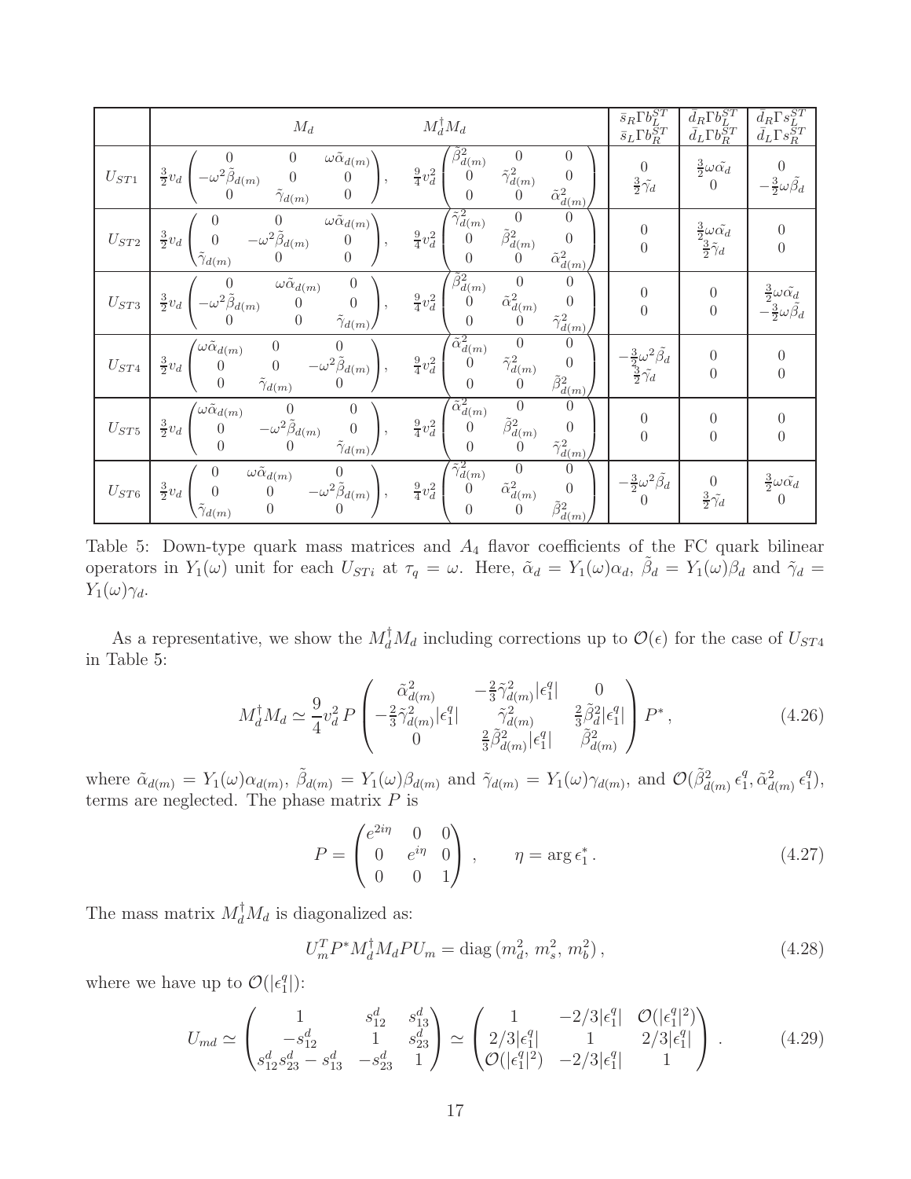|  | $M_d$ | $M_d^\dagger M_d$ | $\bar{s}_R\Gamma b_L^{ST}$ <br> $\bar{s}_L\Gamma b_R^{ST}$ | $\bar{d}_R\Gamma b_L^{ST}$ <br> $\bar{d}_L\Gamma b_R^{ST}$ | $\bar{d}_R\Gamma s_L^{ST}$ <br> $\bar{d}_L\Gamma s_R^{ST}$ |
|---|---|---|---|---|---|
| $U_{ST1}$ | $\frac{3}{2}v_d\begin{pmatrix}0 & 0 & \omega\tilde{\alpha}_{d(m)} \\ -\omega^2\tilde{\beta}_{d(m)} & 0 & 0 \\ 0 & \tilde{\gamma}_{d(m)} & 0\end{pmatrix}$, | $\frac{9}{4}v_d^2\begin{pmatrix}\tilde{\beta}_{d(m)}^2 & 0 & 0 \\ 0 & \tilde{\gamma}_{d(m)}^2 & 0 \\ 0 & 0 & \tilde{\alpha}_{d(m)}^2\end{pmatrix}$ | $0$ <br> $\frac{3}{2}\tilde{\gamma}_d$ | $\frac{3}{2}\omega\tilde{\alpha}_d$ <br> $0$ | $0$ <br> $-\frac{3}{2}\omega\tilde{\beta}_d$ |
| $U_{ST2}$ | $\frac{3}{2}v_d\begin{pmatrix}0 & 0 & \omega\tilde{\alpha}_{d(m)} \\ 0 & -\omega^2\tilde{\beta}_{d(m)} & 0 \\ \tilde{\gamma}_{d(m)} & 0 & 0\end{pmatrix}$, | $\frac{9}{4}v_d^2\begin{pmatrix}\tilde{\gamma}_{d(m)}^2 & 0 & 0 \\ 0 & \tilde{\beta}_{d(m)}^2 & 0 \\ 0 & 0 & \tilde{\alpha}_{d(m)}^2\end{pmatrix}$ | $0$ <br> $0$ | $\frac{3}{2}\omega\tilde{\alpha}_d$ <br> $\frac{3}{2}\tilde{\gamma}_d$ | $0$ <br> $0$ |
| $U_{ST3}$ | $\frac{3}{2}v_d\begin{pmatrix}0 & \omega\tilde{\alpha}_{d(m)} & 0 \\ -\omega^2\tilde{\beta}_{d(m)} & 0 & 0 \\ 0 & 0 & \tilde{\gamma}_{d(m)}\end{pmatrix}$, | $\frac{9}{4}v_d^2\begin{pmatrix}\tilde{\beta}_{d(m)}^2 & 0 & 0 \\ 0 & \tilde{\alpha}_{d(m)}^2 & 0 \\ 0 & 0 & \tilde{\gamma}_{d(m)}^2\end{pmatrix}$ | $0$ <br> $0$ | $0$ <br> $0$ | $\frac{3}{2}\omega\tilde{\alpha}_d$ <br> $-\frac{3}{2}\omega\tilde{\beta}_d$ |
| $U_{ST4}$ | $\frac{3}{2}v_d\begin{pmatrix}\omega\tilde{\alpha}_{d(m)} & 0 & 0 \\ 0 & 0 & -\omega^2\tilde{\beta}_{d(m)} \\ 0 & \tilde{\gamma}_{d(m)} & 0\end{pmatrix}$, | $\frac{9}{4}v_d^2\begin{pmatrix}\tilde{\alpha}_{d(m)}^2 & 0 & 0 \\ 0 & \tilde{\gamma}_{d(m)}^2 & 0 \\ 0 & 0 & \tilde{\beta}_{d(m)}^2\end{pmatrix}$ | $-\frac{3}{2}\omega^2\tilde{\beta}_d$ <br> $\frac{3}{2}\tilde{\gamma}_d$ | $0$ <br> $0$ | $0$ <br> $0$ |
| $U_{ST5}$ | $\frac{3}{2}v_d\begin{pmatrix}\omega\tilde{\alpha}_{d(m)} & 0 & 0 \\ 0 & -\omega^2\tilde{\beta}_{d(m)} & 0 \\ 0 & 0 & \tilde{\gamma}_{d(m)}\end{pmatrix}$, | $\frac{9}{4}v_d^2\begin{pmatrix}\tilde{\alpha}_{d(m)}^2 & 0 & 0 \\ 0 & \tilde{\beta}_{d(m)}^2 & 0 \\ 0 & 0 & \tilde{\gamma}_{d(m)}^2\end{pmatrix}$ | $0$ <br> $0$ | $0$ <br> $0$ | $0$ <br> $0$ |
| $U_{ST6}$ | $\frac{3}{2}v_d\begin{pmatrix}0 & \omega\tilde{\alpha}_{d(m)} & 0 \\ 0 & 0 & -\omega^2\tilde{\beta}_{d(m)} \\ \tilde{\gamma}_{d(m)} & 0 & 0\end{pmatrix}$, | $\frac{9}{4}v_d^2\begin{pmatrix}\tilde{\gamma}_{d(m)}^2 & 0 & 0 \\ 0 & \tilde{\alpha}_{d(m)}^2 & 0 \\ 0 & 0 & \tilde{\beta}_{d(m)}^2\end{pmatrix}$ | $-\frac{3}{2}\omega^2\tilde{\beta}_d$ <br> $0$ | $0$ <br> $\frac{3}{2}\tilde{\gamma}_d$ | $\frac{3}{2}\omega\tilde{\alpha}_d$ <br> $0$ |

Table 5: Down-type quark mass matrices and $A_4$ flavor coefficients of the FC quark bilinear operators in $Y_1(\omega)$ unit for each $U_{STi}$ at $\tau_q = \omega$. Here, $\tilde{\alpha}_d = Y_1(\omega)\alpha_d$, $\tilde{\beta}_d = Y_1(\omega)\beta_d$ and $\tilde{\gamma}_d = Y_1(\omega)\gamma_d$.

As a representative, we show the $M_d^\dagger M_d$ including corrections up to $\mathcal{O}(\epsilon)$ for the case of $U_{ST4}$ in Table 5:

$$M_d^\dagger M_d \simeq \frac{9}{4}v_d^2\, P\begin{pmatrix}\tilde{\alpha}_{d(m)}^2 & -\frac{2}{3}\tilde{\gamma}_{d(m)}^2|\epsilon_1^q| & 0 \\ -\frac{2}{3}\tilde{\gamma}_{d(m)}^2|\epsilon_1^q| & \tilde{\gamma}_{d(m)}^2 & \frac{2}{3}\tilde{\beta}_d^2|\epsilon_1^q| \\ 0 & \frac{2}{3}\tilde{\beta}_{d(m)}^2|\epsilon_1^q| & \tilde{\beta}_{d(m)}^2\end{pmatrix} P^*\,, \tag{4.26}$$

where $\tilde{\alpha}_{d(m)} = Y_1(\omega)\alpha_{d(m)}$, $\tilde{\beta}_{d(m)} = Y_1(\omega)\beta_{d(m)}$ and $\tilde{\gamma}_{d(m)} = Y_1(\omega)\gamma_{d(m)}$, and $\mathcal{O}(\tilde{\beta}_{d(m)}^2\,\epsilon_1^q, \tilde{\alpha}_{d(m)}^2\,\epsilon_1^q)$, terms are neglected. The phase matrix $P$ is

$$P = \begin{pmatrix}e^{2i\eta} & 0 & 0 \\ 0 & e^{i\eta} & 0 \\ 0 & 0 & 1\end{pmatrix}\,, \qquad \eta = \arg\epsilon_1^*\,. \tag{4.27}$$

The mass matrix $M_d^\dagger M_d$ is diagonalized as:

$$U_m^T P^* M_d^\dagger M_d P U_m = \mathrm{diag}\,(m_d^2,\, m_s^2,\, m_b^2)\,, \tag{4.28}$$

where we have up to $\mathcal{O}(|\epsilon_1^q|)$:

$$U_{md} \simeq \begin{pmatrix}1 & s_{12}^d & s_{13}^d \\ -s_{12}^d & 1 & s_{23}^d \\ s_{12}^d s_{23}^d - s_{13}^d & -s_{23}^d & 1\end{pmatrix} \simeq \begin{pmatrix}1 & -2/3|\epsilon_1^q| & \mathcal{O}(|\epsilon_1^q|^2) \\ 2/3|\epsilon_1^q| & 1 & 2/3|\epsilon_1^q| \\ \mathcal{O}(|\epsilon_1^q|^2) & -2/3|\epsilon_1^q| & 1\end{pmatrix}\,. \tag{4.29}$$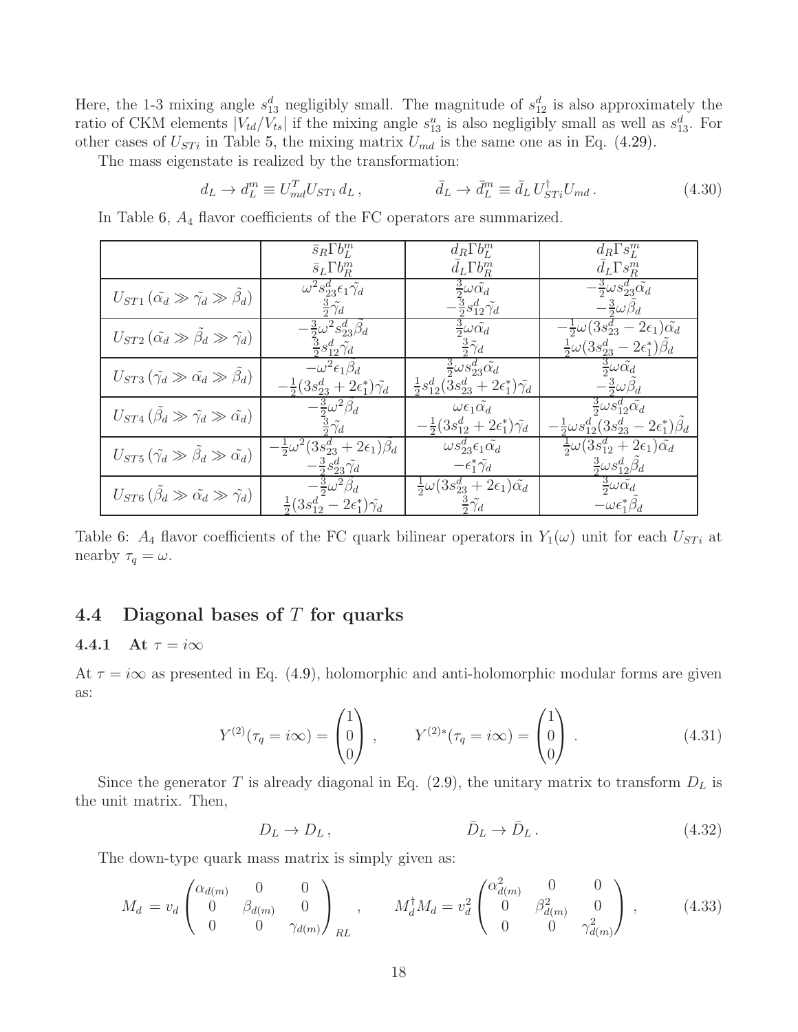Here, the 1-3 mixing angle $s_{13}^d$ negligibly small. The magnitude of $s_{12}^d$ is also approximately the ratio of CKM elements $|V_{td}/V_{ts}|$ if the mixing angle $s_{13}^u$ is also negligibly small as well as $s_{13}^d$. For other cases of $U_{STi}$ in Table 5, the mixing matrix $U_{md}$ is the same one as in Eq. (4.29).

The mass eigenstate is realized by the transformation:

$$d_L \to d_L^m \equiv U_{md}^T U_{STi}\, d_L\,, \qquad\qquad \bar{d}_L \to \bar{d}_L^m \equiv \bar{d}_L\, U_{STi}^\dagger U_{md}\,. \tag{4.30}$$

In Table 6, $A_4$ flavor coefficients of the FC operators are summarized.

| | $\bar{s}_R\Gamma b_L^m$ <br> $\bar{s}_L\Gamma b_R^m$ | $\bar{d}_R\Gamma b_L^m$ <br> $\bar{d}_L\Gamma b_R^m$ | $\bar{d}_R\Gamma s_L^m$ <br> $\bar{d}_L\Gamma s_R^m$ |
|---|---|---|---|
| $U_{ST1}\,(\tilde{\alpha_d} \gg \tilde{\gamma_d} \gg \tilde{\beta_d})$ | $\omega^2 s_{23}^d \epsilon_1 \tilde{\gamma_d}$ <br> $\frac{3}{2}\tilde{\gamma_d}$ | $\frac{3}{2}\omega\tilde{\alpha_d}$ <br> $-\frac{3}{2}s_{12}^d\tilde{\gamma_d}$ | $-\frac{3}{2}\omega s_{23}^d\tilde{\alpha_d}$ <br> $-\frac{3}{2}\omega\tilde{\beta_d}$ |
| $U_{ST2}\,(\tilde{\alpha_d} \gg \tilde{\beta_d} \gg \tilde{\gamma_d})$ | $-\frac{3}{2}\omega^2 s_{23}^d\tilde{\beta_d}$ <br> $\frac{3}{2}s_{12}^d\tilde{\gamma_d}$ | $\frac{3}{2}\omega\tilde{\alpha_d}$ <br> $\frac{3}{2}\tilde{\gamma_d}$ | $-\frac{1}{2}\omega(3s_{23}^d - 2\epsilon_1)\tilde{\alpha_d}$ <br> $\frac{1}{2}\omega(3s_{23}^d - 2\epsilon_1^*)\tilde{\beta_d}$ |
| $U_{ST3}\,(\tilde{\gamma_d} \gg \tilde{\alpha_d} \gg \tilde{\beta_d})$ | $-\omega^2\epsilon_1\tilde{\beta_d}$ <br> $-\frac{1}{2}(3s_{23}^d + 2\epsilon_1^*)\tilde{\gamma_d}$ | $\frac{3}{2}\omega s_{23}^d\tilde{\alpha_d}$ <br> $\frac{1}{2}s_{12}^d(3s_{23}^d + 2\epsilon_1^*)\tilde{\gamma_d}$ | $\frac{3}{2}\omega\tilde{\alpha_d}$ <br> $-\frac{3}{2}\omega\tilde{\beta_d}$ |
| $U_{ST4}\,(\tilde{\beta_d} \gg \tilde{\gamma_d} \gg \tilde{\alpha_d})$ | $-\frac{3}{2}\omega^2\tilde{\beta_d}$ <br> $\frac{3}{2}\tilde{\gamma_d}$ | $\omega\epsilon_1\tilde{\alpha_d}$ <br> $-\frac{1}{2}(3s_{12}^d + 2\epsilon_1^*)\tilde{\gamma_d}$ | $\frac{3}{2}\omega s_{12}^d\tilde{\alpha_d}$ <br> $-\frac{1}{2}\omega s_{12}^d(3s_{23}^d - 2\epsilon_1^*)\tilde{\beta_d}$ |
| $U_{ST5}\,(\tilde{\gamma_d} \gg \tilde{\beta_d} \gg \tilde{\alpha_d})$ | $-\frac{1}{2}\omega^2(3s_{23}^d + 2\epsilon_1)\tilde{\beta_d}$ <br> $-\frac{3}{2}s_{23}^d\tilde{\gamma_d}$ | $\omega s_{23}^d\epsilon_1\tilde{\alpha_d}$ <br> $-\epsilon_1^*\tilde{\gamma_d}$ | $\frac{1}{2}\omega(3s_{12}^d + 2\epsilon_1)\tilde{\alpha_d}$ <br> $\frac{3}{2}\omega s_{12}^d\tilde{\beta_d}$ |
| $U_{ST6}\,(\tilde{\beta_d} \gg \tilde{\alpha_d} \gg \tilde{\gamma_d})$ | $-\frac{3}{2}\omega^2\tilde{\beta_d}$ <br> $\frac{1}{2}(3s_{12}^d - 2\epsilon_1^*)\tilde{\gamma_d}$ | $\frac{1}{2}\omega(3s_{23}^d + 2\epsilon_1)\tilde{\alpha_d}$ <br> $\frac{3}{2}\tilde{\gamma_d}$ | $\frac{3}{2}\omega\tilde{\alpha_d}$ <br> $-\omega\epsilon_1^*\tilde{\beta_d}$ |

Table 6: $A_4$ flavor coefficients of the FC quark bilinear operators in $Y_1(\omega)$ unit for each $U_{STi}$ at nearby $\tau_q = \omega$.

## 4.4 Diagonal bases of $T$ for quarks

### 4.4.1 At $\tau = i\infty$

At $\tau = i\infty$ as presented in Eq. (4.9), holomorphic and anti-holomorphic modular forms are given as:

$$Y^{(2)}(\tau_q = i\infty) = \begin{pmatrix}1\\0\\0\end{pmatrix}\,, \qquad Y^{(2)*}(\tau_q = i\infty) = \begin{pmatrix}1\\0\\0\end{pmatrix}\,. \tag{4.31}$$

Since the generator $T$ is already diagonal in Eq. (2.9), the unitary matrix to transform $D_L$ is the unit matrix. Then,

$$D_L \to D_L\,, \qquad\qquad \bar{D}_L \to \bar{D}_L\,. \tag{4.32}$$

The down-type quark mass matrix is simply given as:

$$M_d = v_d\begin{pmatrix}\alpha_{d(m)} & 0 & 0\\ 0 & \beta_{d(m)} & 0\\ 0 & 0 & \gamma_{d(m)}\end{pmatrix}_{RL}\,, \qquad M_d^\dagger M_d = v_d^2\begin{pmatrix}\alpha_{d(m)}^2 & 0 & 0\\ 0 & \beta_{d(m)}^2 & 0\\ 0 & 0 & \gamma_{d(m)}^2\end{pmatrix}\,, \tag{4.33}$$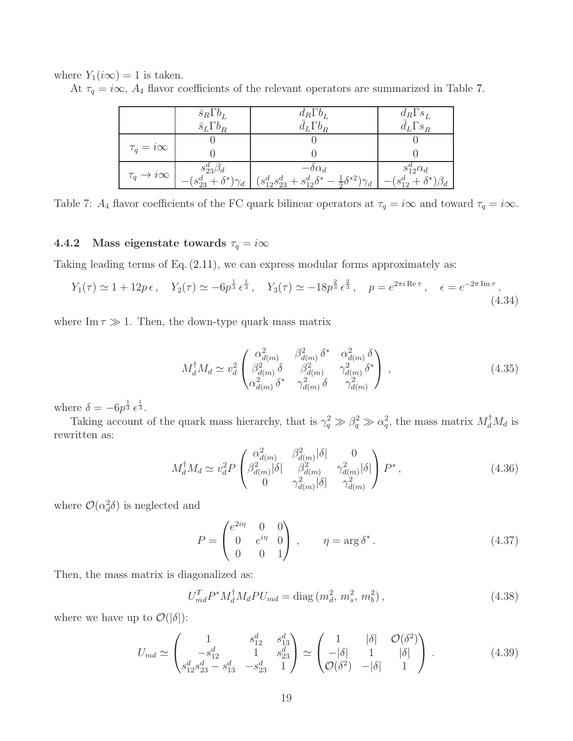where $Y_1(i\infty) = 1$ is taken.

At $\tau_q = i\infty$, $A_4$ flavor coefficients of the relevant operators are summarized in Table 7.

| | $\bar{s}_R \Gamma b_L$<br>$\bar{s}_L \Gamma b_R$ | $\bar{d}_R \Gamma b_L$<br>$\bar{d}_L \Gamma b_R$ | $\bar{d}_R \Gamma s_L$<br>$\bar{d}_L \Gamma s_R$ |
|---|---|---|---|
| $\tau_q = i\infty$ | $0$<br>$0$ | $0$<br>$0$ | $0$<br>$0$ |
| $\tau_q \to i\infty$ | $s_{23}^d \beta_d$<br>$-(s_{23}^d + \delta^*)\gamma_d$ | $-\delta \alpha_d$<br>$(s_{12}^d s_{23}^d + s_{12}^d \delta^* - \frac{1}{2}\delta^{*2})\gamma_d$ | $s_{12}^d \alpha_d$<br>$-(s_{12}^d + \delta^*)\beta_d$ |

Table 7: $A_4$ flavor coefficients of the FC quark bilinear operators at $\tau_q = i\infty$ and toward $\tau_q = i\infty$.

### 4.4.2 Mass eigenstate towards $\tau_q = i\infty$

Taking leading terms of Eq. (2.11), we can express modular forms approximately as:

$$Y_1(\tau) \simeq 1 + 12p\,\epsilon\,, \quad Y_2(\tau) \simeq -6p^{\frac{1}{3}}\,\epsilon^{\frac{1}{3}}\,, \quad Y_3(\tau) \simeq -18p^{\frac{2}{3}}\,\epsilon^{\frac{2}{3}}\,, \quad p = e^{2\pi i\,\mathrm{Re}\,\tau}\,, \quad \epsilon = e^{-2\pi\,\mathrm{Im}\,\tau}\,, \tag{4.34}$$

where $\mathrm{Im}\,\tau \gg 1$. Then, the down-type quark mass matrix

$$M_d^\dagger M_d \simeq v_d^2 \begin{pmatrix} \alpha_{d(m)}^2 & \beta_{d(m)}^2\,\delta^* & \alpha_{d(m)}^2\,\delta \\ \beta_{d(m)}^2\,\delta & \beta_{d(m)}^2 & \gamma_{d(m)}^2\,\delta^* \\ \alpha_{d(m)}^2\,\delta^* & \gamma_{d(m)}^2\,\delta & \gamma_{d(m)}^2 \end{pmatrix}\,, \tag{4.35}$$

where $\delta = -6p^{\frac{1}{3}}\,\epsilon^{\frac{1}{3}}$.

Taking account of the quark mass hierarchy, that is $\gamma_q^2 \gg \beta_q^2 \gg \alpha_q^2$, the mass matrix $M_d^\dagger M_d$ is rewritten as:

$$M_d^\dagger M_d \simeq v_d^2 P \begin{pmatrix} \alpha_{d(m)}^2 & \beta_{d(m)}^2 |\delta| & 0 \\ \beta_{d(m)}^2 |\delta| & \beta_{d(m)}^2 & \gamma_{d(m)}^2 |\delta| \\ 0 & \gamma_{d(m)}^2 |\delta| & \gamma_{d(m)}^2 \end{pmatrix} P^*\,, \tag{4.36}$$

where $\mathcal{O}(\alpha_d^2 \delta)$ is neglected and

$$P = \begin{pmatrix} e^{2i\eta} & 0 & 0 \\ 0 & e^{i\eta} & 0 \\ 0 & 0 & 1 \end{pmatrix}\,, \qquad \eta = \arg \delta^*\,. \tag{4.37}$$

Then, the mass matrix is diagonalized as:

$$U_{md}^T P^* M_d^\dagger M_d P U_{md} = \mathrm{diag}\,(m_d^2,\, m_s^2,\, m_b^2)\,, \tag{4.38}$$

where we have up to $\mathcal{O}(|\delta|)$:

$$U_{md} \simeq \begin{pmatrix} 1 & s_{12}^d & s_{13}^d \\ -s_{12}^d & 1 & s_{23}^d \\ s_{12}^d s_{23}^d - s_{13}^d & -s_{23}^d & 1 \end{pmatrix} \simeq \begin{pmatrix} 1 & |\delta| & \mathcal{O}(\delta^2) \\ -|\delta| & 1 & |\delta| \\ \mathcal{O}(\delta^2) & -|\delta| & 1 \end{pmatrix}\,. \tag{4.39}$$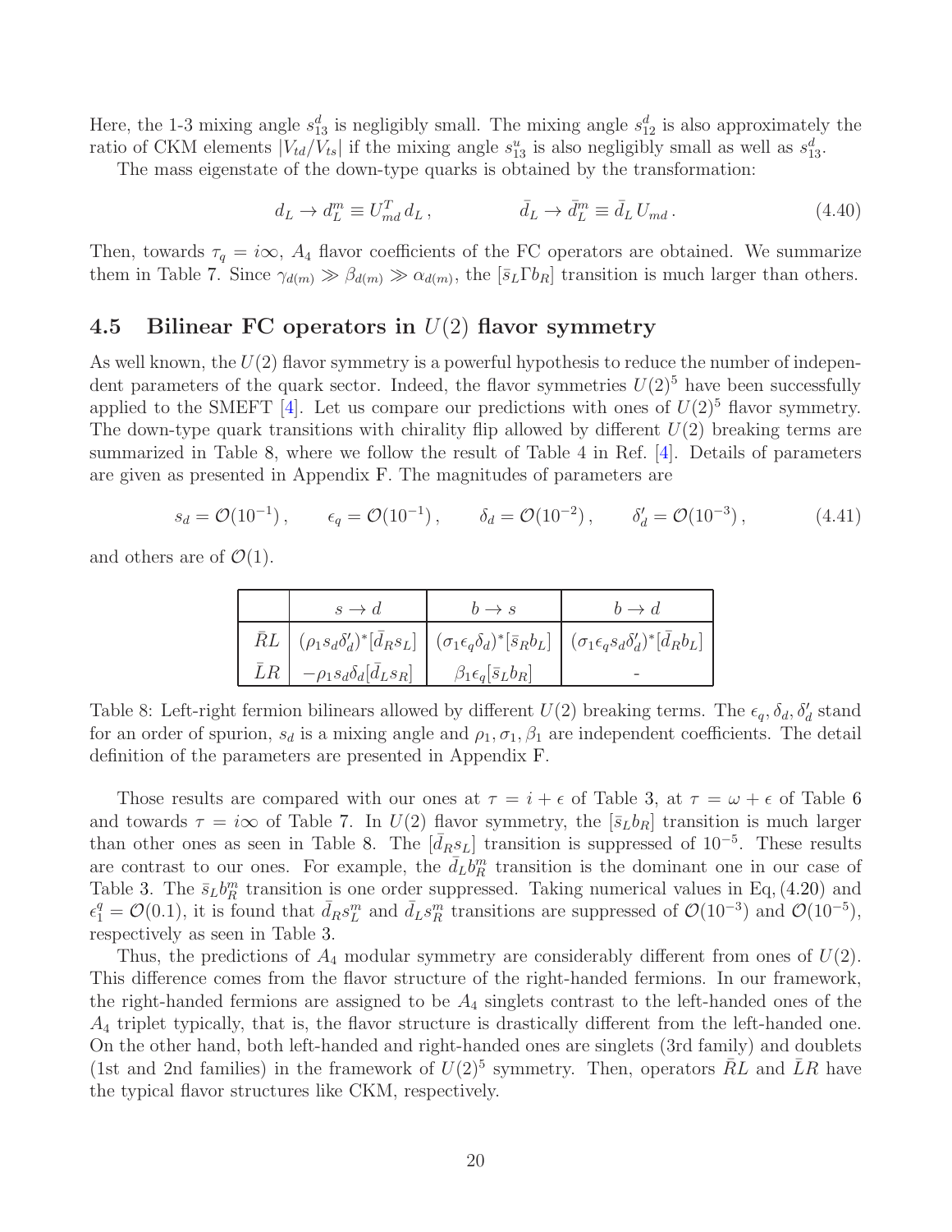Here, the 1-3 mixing angle $s_{13}^d$ is negligibly small. The mixing angle $s_{12}^d$ is also approximately the ratio of CKM elements $|V_{td}/V_{ts}|$ if the mixing angle $s_{13}^u$ is also negligibly small as well as $s_{13}^d$.

The mass eigenstate of the down-type quarks is obtained by the transformation:

$$d_L \to d_L^m \equiv U_{md}^T\, d_L\,, \qquad\qquad \bar{d}_L \to \bar{d}_L^m \equiv \bar{d}_L\, U_{md}\,. \tag{4.40}$$

Then, towards $\tau_q = i\infty$, $A_4$ flavor coefficients of the FC operators are obtained. We summarize them in Table 7. Since $\gamma_{d(m)} \gg \beta_{d(m)} \gg \alpha_{d(m)}$, the $[\bar{s}_L \Gamma b_R]$ transition is much larger than others.

## 4.5 Bilinear FC operators in $U(2)$ flavor symmetry

As well known, the $U(2)$ flavor symmetry is a powerful hypothesis to reduce the number of independent parameters of the quark sector. Indeed, the flavor symmetries $U(2)^5$ have been successfully applied to the SMEFT [4]. Let us compare our predictions with ones of $U(2)^5$ flavor symmetry. The down-type quark transitions with chirality flip allowed by different $U(2)$ breaking terms are summarized in Table 8, where we follow the result of Table 4 in Ref. [4]. Details of parameters are given as presented in Appendix F. The magnitudes of parameters are

$$s_d = \mathcal{O}(10^{-1})\,, \qquad \epsilon_q = \mathcal{O}(10^{-1})\,, \qquad \delta_d = \mathcal{O}(10^{-2})\,, \qquad \delta_d' = \mathcal{O}(10^{-3})\,, \tag{4.41}$$

and others are of $\mathcal{O}(1)$.

| | $s \to d$ | $b \to s$ | $b \to d$ |
|---|---|---|---|
| $\bar{R}L$ | $(\rho_1 s_d \delta_d')^* [\bar{d}_R s_L]$ | $(\sigma_1 \epsilon_q \delta_d)^* [\bar{s}_R b_L]$ | $(\sigma_1 \epsilon_q s_d \delta_d')^* [\bar{d}_R b_L]$ |
| $\bar{L}R$ | $-\rho_1 s_d \delta_d [\bar{d}_L s_R]$ | $\beta_1 \epsilon_q [\bar{s}_L b_R]$ | - |

Table 8: Left-right fermion bilinears allowed by different $U(2)$ breaking terms. The $\epsilon_q, \delta_d, \delta_d'$ stand for an order of spurion, $s_d$ is a mixing angle and $\rho_1, \sigma_1, \beta_1$ are independent coefficients. The detail definition of the parameters are presented in Appendix F.

Those results are compared with our ones at $\tau = i + \epsilon$ of Table 3, at $\tau = \omega + \epsilon$ of Table 6 and towards $\tau = i\infty$ of Table 7. In $U(2)$ flavor symmetry, the $[\bar{s}_L b_R]$ transition is much larger than other ones as seen in Table 8. The $[\bar{d}_R s_L]$ transition is suppressed of $10^{-5}$. These results are contrast to our ones. For example, the $\bar{d}_L b_R^m$ transition is the dominant one in our case of Table 3. The $\bar{s}_L b_R^m$ transition is one order suppressed. Taking numerical values in Eq, (4.20) and $\epsilon_1^q = \mathcal{O}(0.1)$, it is found that $\bar{d}_R s_L^m$ and $\bar{d}_L s_R^m$ transitions are suppressed of $\mathcal{O}(10^{-3})$ and $\mathcal{O}(10^{-5})$, respectively as seen in Table 3.

Thus, the predictions of $A_4$ modular symmetry are considerably different from ones of $U(2)$. This difference comes from the flavor structure of the right-handed fermions. In our framework, the right-handed fermions are assigned to be $A_4$ singlets contrast to the left-handed ones of the $A_4$ triplet typically, that is, the flavor structure is drastically different from the left-handed one. On the other hand, both left-handed and right-handed ones are singlets (3rd family) and doublets (1st and 2nd families) in the framework of $U(2)^5$ symmetry. Then, operators $\bar{R}L$ and $\bar{L}R$ have the typical flavor structures like CKM, respectively.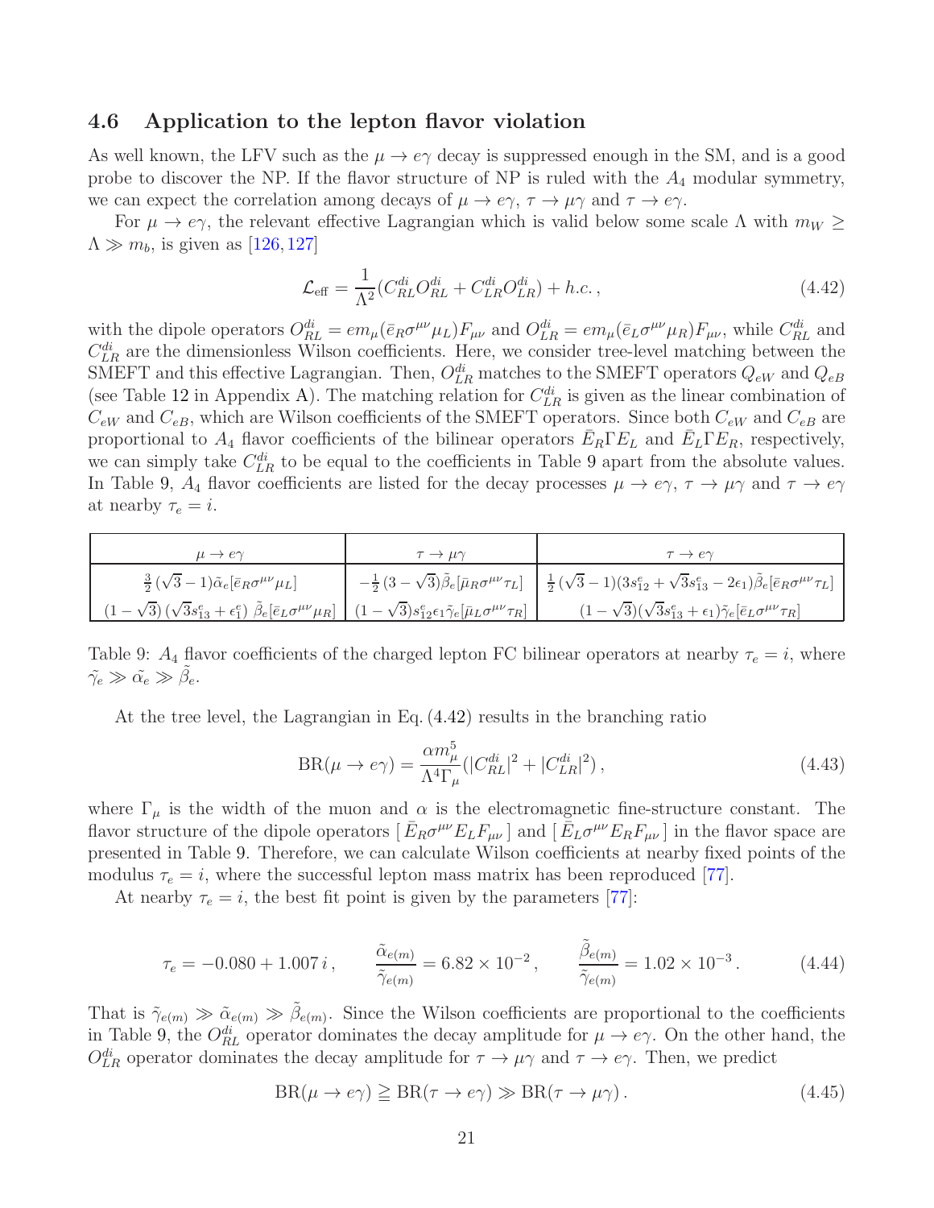### 4.6 Application to the lepton flavor violation

As well known, the LFV such as the $\mu \to e\gamma$ decay is suppressed enough in the SM, and is a good probe to discover the NP. If the flavor structure of NP is ruled with the $A_4$ modular symmetry, we can expect the correlation among decays of $\mu \to e\gamma$, $\tau \to \mu\gamma$ and $\tau \to e\gamma$.

For $\mu \to e\gamma$, the relevant effective Lagrangian which is valid below some scale $\Lambda$ with $m_W \geq \Lambda \gg m_b$, is given as [126, 127]

$$\mathcal{L}_{\rm eff} = \frac{1}{\Lambda^2}(C^{di}_{RL} O^{di}_{RL} + C^{di}_{LR} O^{di}_{LR}) + h.c. , \tag{4.42}$$

with the dipole operators $O^{di}_{RL} = e m_\mu (\bar{e}_R \sigma^{\mu\nu} \mu_L) F_{\mu\nu}$ and $O^{di}_{LR} = e m_\mu (\bar{e}_L \sigma^{\mu\nu} \mu_R) F_{\mu\nu}$, while $C^{di}_{RL}$ and $C^{di}_{LR}$ are the dimensionless Wilson coefficients. Here, we consider tree-level matching between the SMEFT and this effective Lagrangian. Then, $O^{di}_{LR}$ matches to the SMEFT operators $Q_{eW}$ and $Q_{eB}$ (see Table 12 in Appendix A). The matching relation for $C^{di}_{LR}$ is given as the linear combination of $C_{eW}$ and $C_{eB}$, which are Wilson coefficients of the SMEFT operators. Since both $C_{eW}$ and $C_{eB}$ are proportional to $A_4$ flavor coefficients of the bilinear operators $\bar{E}_R \Gamma E_L$ and $\bar{E}_L \Gamma E_R$, respectively, we can simply take $C^{di}_{LR}$ to be equal to the coefficients in Table 9 apart from the absolute values. In Table 9, $A_4$ flavor coefficients are listed for the decay processes $\mu \to e\gamma$, $\tau \to \mu\gamma$ and $\tau \to e\gamma$ at nearby $\tau_e = i$.

| $\mu \to e\gamma$ | $\tau \to \mu\gamma$ | $\tau \to e\gamma$ |
|---|---|---|
| $\frac{3}{2}(\sqrt{3}-1)\tilde{\alpha}_e[\bar{e}_R\sigma^{\mu\nu}\mu_L]$ | $-\frac{1}{2}(3-\sqrt{3})\tilde{\beta}_e[\bar{\mu}_R\sigma^{\mu\nu}\tau_L]$ | $\frac{1}{2}(\sqrt{3}-1)(3s^e_{12}+\sqrt{3}s^e_{13}-2\epsilon_1)\tilde{\beta}_e[\bar{e}_R\sigma^{\mu\nu}\tau_L]$ |
| $(1-\sqrt{3})\,(\sqrt{3}s^e_{13}+\epsilon^e_1)\,\tilde{\beta}_e[\bar{e}_L\sigma^{\mu\nu}\mu_R]$ | $(1-\sqrt{3})s^e_{12}\epsilon_1\tilde{\gamma}_e[\bar{\mu}_L\sigma^{\mu\nu}\tau_R]$ | $(1-\sqrt{3})(\sqrt{3}s^e_{13}+\epsilon_1)\tilde{\gamma}_e[\bar{e}_L\sigma^{\mu\nu}\tau_R]$ |

Table 9: $A_4$ flavor coefficients of the charged lepton FC bilinear operators at nearby $\tau_e = i$, where $\tilde{\gamma}_e \gg \tilde{\alpha}_e \gg \tilde{\beta}_e$.

At the tree level, the Lagrangian in Eq. (4.42) results in the branching ratio

$$\text{BR}(\mu \to e\gamma) = \frac{\alpha m_\mu^5}{\Lambda^4 \Gamma_\mu}(|C^{di}_{RL}|^2 + |C^{di}_{LR}|^2) , \tag{4.43}$$

where $\Gamma_\mu$ is the width of the muon and $\alpha$ is the electromagnetic fine-structure constant. The flavor structure of the dipole operators $[\,\bar{E}_R \sigma^{\mu\nu} E_L F_{\mu\nu}\,]$ and $[\,\bar{E}_L \sigma^{\mu\nu} E_R F_{\mu\nu}\,]$ in the flavor space are presented in Table 9. Therefore, we can calculate Wilson coefficients at nearby fixed points of the modulus $\tau_e = i$, where the successful lepton mass matrix has been reproduced [77].

At nearby $\tau_e = i$, the best fit point is given by the parameters [77]:

$$\tau_e = -0.080 + 1.007\, i , \qquad \frac{\tilde{\alpha}_{e(m)}}{\tilde{\gamma}_{e(m)}} = 6.82 \times 10^{-2} , \qquad \frac{\tilde{\beta}_{e(m)}}{\tilde{\gamma}_{e(m)}} = 1.02 \times 10^{-3} . \tag{4.44}$$

That is $\tilde{\gamma}_{e(m)} \gg \tilde{\alpha}_{e(m)} \gg \tilde{\beta}_{e(m)}$. Since the Wilson coefficients are proportional to the coefficients in Table 9, the $O^{di}_{RL}$ operator dominates the decay amplitude for $\mu \to e\gamma$. On the other hand, the $O^{di}_{LR}$ operator dominates the decay amplitude for $\tau \to \mu\gamma$ and $\tau \to e\gamma$. Then, we predict

$$\text{BR}(\mu \to e\gamma) \geqq \text{BR}(\tau \to e\gamma) \gg \text{BR}(\tau \to \mu\gamma) . \tag{4.45}$$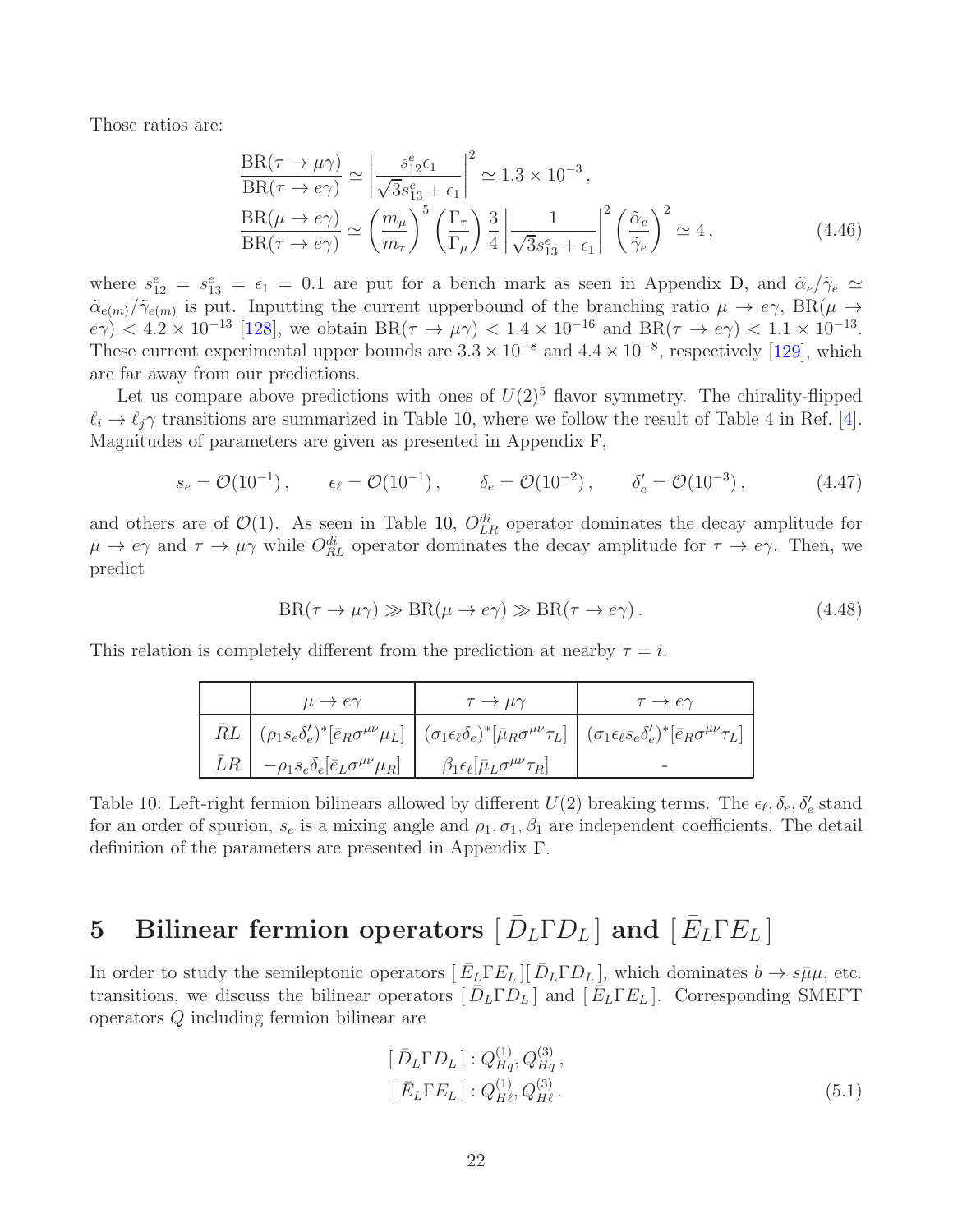Those ratios are:

$$
\begin{aligned}
\frac{\mathrm{BR}(\tau\to\mu\gamma)}{\mathrm{BR}(\tau\to e\gamma)} &\simeq \left|\frac{s^e_{12}\epsilon_1}{\sqrt{3}s^e_{13}+\epsilon_1}\right|^2 \simeq 1.3\times10^{-3}\,,\\
\frac{\mathrm{BR}(\mu\to e\gamma)}{\mathrm{BR}(\tau\to e\gamma)} &\simeq \left(\frac{m_\mu}{m_\tau}\right)^5\left(\frac{\Gamma_\tau}{\Gamma_\mu}\right)\frac{3}{4}\left|\frac{1}{\sqrt{3}s^e_{13}+\epsilon_1}\right|^2\left(\frac{\tilde{\alpha}_e}{\tilde{\gamma}_e}\right)^2 \simeq 4\,,
\end{aligned}
\tag{4.46}
$$

where $s^e_{12}=s^e_{13}=\epsilon_1=0.1$ are put for a bench mark as seen in Appendix D, and $\tilde{\alpha}_e/\tilde{\gamma}_e \simeq \tilde{\alpha}_{e(m)}/\tilde{\gamma}_{e(m)}$ is put. Inputting the current upperbound of the branching ratio $\mu\to e\gamma$, $\mathrm{BR}(\mu\to e\gamma)<4.2\times10^{-13}$ [128], we obtain $\mathrm{BR}(\tau\to\mu\gamma)<1.4\times10^{-16}$ and $\mathrm{BR}(\tau\to e\gamma)<1.1\times10^{-13}$. These current experimental upper bounds are $3.3\times10^{-8}$ and $4.4\times10^{-8}$, respectively [129], which are far away from our predictions.

Let us compare above predictions with ones of $U(2)^5$ flavor symmetry. The chirality-flipped $\ell_i\to\ell_j\gamma$ transitions are summarized in Table 10, where we follow the result of Table 4 in Ref. [4]. Magnitudes of parameters are given as presented in Appendix F,

$$
s_e=\mathcal{O}(10^{-1})\,,\qquad \epsilon_\ell=\mathcal{O}(10^{-1})\,,\qquad \delta_e=\mathcal{O}(10^{-2})\,,\qquad \delta'_e=\mathcal{O}(10^{-3})\,,
\tag{4.47}
$$

and others are of $\mathcal{O}(1)$. As seen in Table 10, $O^{di}_{LR}$ operator dominates the decay amplitude for $\mu\to e\gamma$ and $\tau\to\mu\gamma$ while $O^{di}_{RL}$ operator dominates the decay amplitude for $\tau\to e\gamma$. Then, we predict

$$
\mathrm{BR}(\tau\to\mu\gamma)\gg\mathrm{BR}(\mu\to e\gamma)\gg\mathrm{BR}(\tau\to e\gamma)\,.
\tag{4.48}
$$

This relation is completely different from the prediction at nearby $\tau=i$.

| | $\mu\to e\gamma$ | $\tau\to\mu\gamma$ | $\tau\to e\gamma$ |
|---|---|---|---|
| $\bar{R}L$ | $(\rho_1 s_e\delta'_e)^*[\bar{e}_R\sigma^{\mu\nu}\mu_L]$ | $(\sigma_1\epsilon_\ell\delta_e)^*[\bar{\mu}_R\sigma^{\mu\nu}\tau_L]$ | $(\sigma_1\epsilon_\ell s_e\delta'_e)^*[\bar{e}_R\sigma^{\mu\nu}\tau_L]$ |
| $\bar{L}R$ | $-\rho_1 s_e\delta_e[\bar{e}_L\sigma^{\mu\nu}\mu_R]$ | $\beta_1\epsilon_\ell[\bar{\mu}_L\sigma^{\mu\nu}\tau_R]$ | - |

Table 10: Left-right fermion bilinears allowed by different $U(2)$ breaking terms. The $\epsilon_\ell,\delta_e,\delta'_e$ stand for an order of spurion, $s_e$ is a mixing angle and $\rho_1,\sigma_1,\beta_1$ are independent coefficients. The detail definition of the parameters are presented in Appendix F.

# 5 Bilinear fermion operators $[\,\bar{D}_L\Gamma D_L\,]$ and $[\,\bar{E}_L\Gamma E_L\,]$

In order to study the semileptonic operators $[\,\bar{E}_L\Gamma E_L\,][\,\bar{D}_L\Gamma D_L\,]$, which dominates $b\to s\bar{\mu}\mu$, etc. transitions, we discuss the bilinear operators $[\,\bar{D}_L\Gamma D_L\,]$ and $[\,\bar{E}_L\Gamma E_L\,]$. Corresponding SMEFT operators $Q$ including fermion bilinear are

$$
\begin{aligned}
&[\,\bar{D}_L\Gamma D_L\,]: Q^{(1)}_{Hq}, Q^{(3)}_{Hq}\,,\\
&[\,\bar{E}_L\Gamma E_L\,]: Q^{(1)}_{H\ell}, Q^{(3)}_{H\ell}\,.
\end{aligned}
\tag{5.1}
$$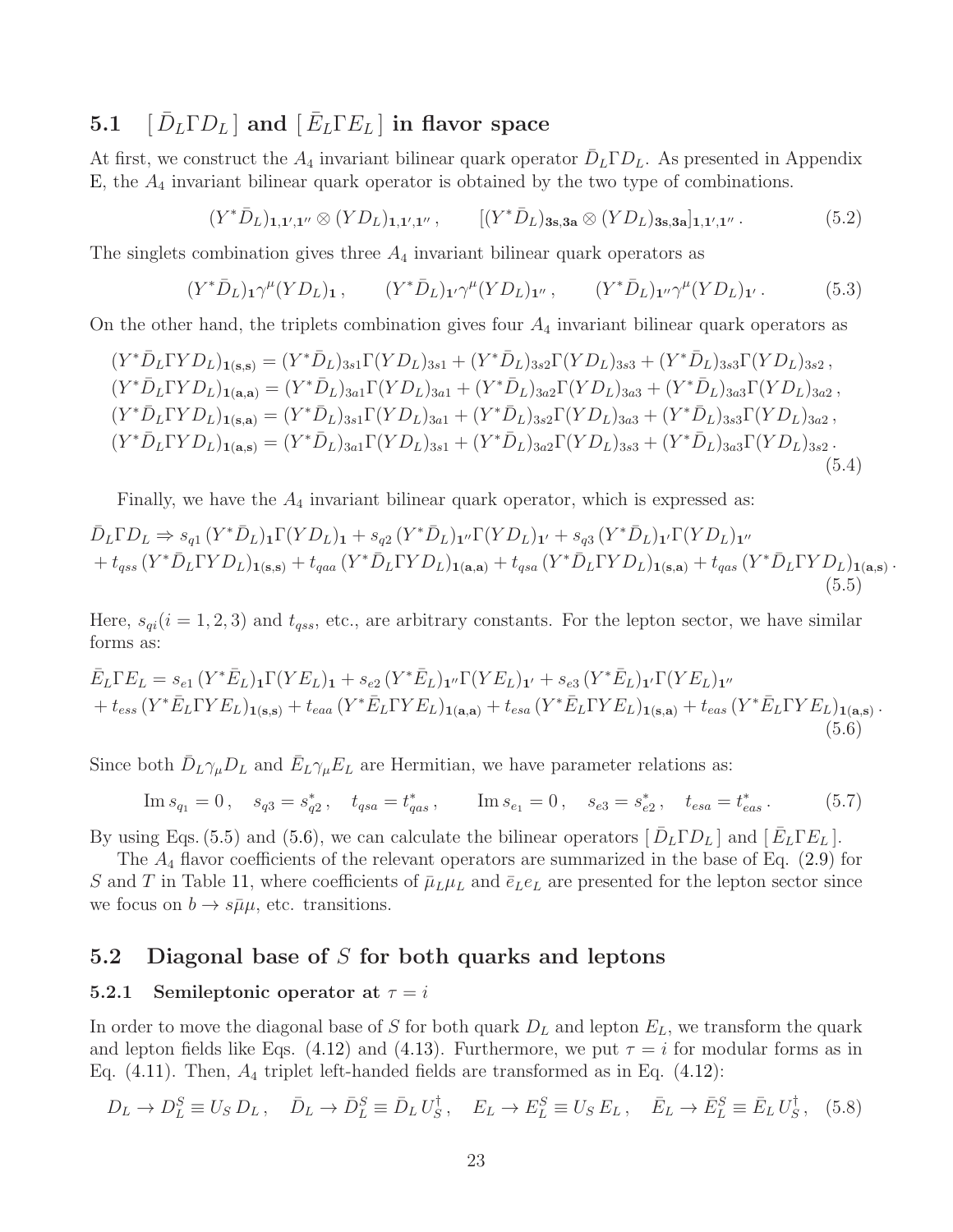### 5.1 $[\,\bar{D}_L\Gamma D_L\,]$ and $[\,\bar{E}_L\Gamma E_L\,]$ in flavor space

At first, we construct the $A_4$ invariant bilinear quark operator $\bar{D}_L\Gamma D_L$. As presented in Appendix E, the $A_4$ invariant bilinear quark operator is obtained by the two type of combinations.

$$(Y^*\bar{D}_L)_{\mathbf{1},\mathbf{1}',\mathbf{1}''}\otimes(YD_L)_{\mathbf{1},\mathbf{1}',\mathbf{1}''}\,,\qquad [(Y^*\bar{D}_L)_{\mathbf{3s},\mathbf{3a}}\otimes(YD_L)_{\mathbf{3s},\mathbf{3a}}]_{\mathbf{1},\mathbf{1}',\mathbf{1}''}\,. \tag{5.2}$$

The singlets combination gives three $A_4$ invariant bilinear quark operators as

$$(Y^*\bar{D}_L)_{\mathbf{1}}\gamma^\mu(YD_L)_{\mathbf{1}}\,,\qquad (Y^*\bar{D}_L)_{\mathbf{1}'}\gamma^\mu(YD_L)_{\mathbf{1}''}\,,\qquad (Y^*\bar{D}_L)_{\mathbf{1}''}\gamma^\mu(YD_L)_{\mathbf{1}'}\,. \tag{5.3}$$

On the other hand, the triplets combination gives four $A_4$ invariant bilinear quark operators as

$$\begin{aligned}
(Y^*\bar{D}_L\Gamma YD_L)_{\mathbf{1(s,s)}} &= (Y^*\bar{D}_L)_{3s1}\Gamma(YD_L)_{3s1} + (Y^*\bar{D}_L)_{3s2}\Gamma(YD_L)_{3s3} + (Y^*\bar{D}_L)_{3s3}\Gamma(YD_L)_{3s2}\,,\\
(Y^*\bar{D}_L\Gamma YD_L)_{\mathbf{1(a,a)}} &= (Y^*\bar{D}_L)_{3a1}\Gamma(YD_L)_{3a1} + (Y^*\bar{D}_L)_{3a2}\Gamma(YD_L)_{3a3} + (Y^*\bar{D}_L)_{3a3}\Gamma(YD_L)_{3a2}\,,\\
(Y^*\bar{D}_L\Gamma YD_L)_{\mathbf{1(s,a)}} &= (Y^*\bar{D}_L)_{3s1}\Gamma(YD_L)_{3a1} + (Y^*\bar{D}_L)_{3s2}\Gamma(YD_L)_{3a3} + (Y^*\bar{D}_L)_{3s3}\Gamma(YD_L)_{3a2}\,,\\
(Y^*\bar{D}_L\Gamma YD_L)_{\mathbf{1(a,s)}} &= (Y^*\bar{D}_L)_{3a1}\Gamma(YD_L)_{3s1} + (Y^*\bar{D}_L)_{3a2}\Gamma(YD_L)_{3s3} + (Y^*\bar{D}_L)_{3a3}\Gamma(YD_L)_{3s2}\,.
\end{aligned} \tag{5.4}$$

Finally, we have the $A_4$ invariant bilinear quark operator, which is expressed as:

$$\begin{aligned}
\bar{D}_L\Gamma D_L \Rightarrow\ & s_{q1}\,(Y^*\bar{D}_L)_{\mathbf{1}}\Gamma(YD_L)_{\mathbf{1}} + s_{q2}\,(Y^*\bar{D}_L)_{\mathbf{1}''}\Gamma(YD_L)_{\mathbf{1}'} + s_{q3}\,(Y^*\bar{D}_L)_{\mathbf{1}'}\Gamma(YD_L)_{\mathbf{1}''}\\
&+ t_{qss}\,(Y^*\bar{D}_L\Gamma YD_L)_{\mathbf{1(s,s)}} + t_{qaa}\,(Y^*\bar{D}_L\Gamma YD_L)_{\mathbf{1(a,a)}} + t_{qsa}\,(Y^*\bar{D}_L\Gamma YD_L)_{\mathbf{1(s,a)}} + t_{qas}\,(Y^*\bar{D}_L\Gamma YD_L)_{\mathbf{1(a,s)}}\,.
\end{aligned} \tag{5.5}$$

Here, $s_{qi}(i=1,2,3)$ and $t_{qss}$, etc., are arbitrary constants. For the lepton sector, we have similar forms as:

$$\begin{aligned}
\bar{E}_L\Gamma E_L =\ & s_{e1}\,(Y^*\bar{E}_L)_{\mathbf{1}}\Gamma(YE_L)_{\mathbf{1}} + s_{e2}\,(Y^*\bar{E}_L)_{\mathbf{1}''}\Gamma(YE_L)_{\mathbf{1}'} + s_{e3}\,(Y^*\bar{E}_L)_{\mathbf{1}'}\Gamma(YE_L)_{\mathbf{1}''}\\
&+ t_{ess}\,(Y^*\bar{E}_L\Gamma YE_L)_{\mathbf{1(s,s)}} + t_{eaa}\,(Y^*\bar{E}_L\Gamma YE_L)_{\mathbf{1(a,a)}} + t_{esa}\,(Y^*\bar{E}_L\Gamma YE_L)_{\mathbf{1(s,a)}} + t_{eas}\,(Y^*\bar{E}_L\Gamma YE_L)_{\mathbf{1(a,s)}}\,.
\end{aligned} \tag{5.6}$$

Since both $\bar{D}_L\gamma_\mu D_L$ and $\bar{E}_L\gamma_\mu E_L$ are Hermitian, we have parameter relations as:

$$\mathrm{Im}\,s_{q_1}=0\,,\quad s_{q3}=s_{q2}^*\,,\quad t_{qsa}=t_{qas}^*\,,\qquad \mathrm{Im}\,s_{e_1}=0\,,\quad s_{e3}=s_{e2}^*\,,\quad t_{esa}=t_{eas}^*\,. \tag{5.7}$$

By using Eqs. (5.5) and (5.6), we can calculate the bilinear operators $[\,\bar{D}_L\Gamma D_L\,]$ and $[\,\bar{E}_L\Gamma E_L\,]$.

The $A_4$ flavor coefficients of the relevant operators are summarized in the base of Eq. (2.9) for $S$ and $T$ in Table 11, where coefficients of $\bar{\mu}_L\mu_L$ and $\bar{e}_Le_L$ are presented for the lepton sector since we focus on $b\to s\bar{\mu}\mu$, etc. transitions.

## 5.2 Diagonal base of $S$ for both quarks and leptons

### 5.2.1 Semileptonic operator at $\tau=i$

In order to move the diagonal base of $S$ for both quark $D_L$ and lepton $E_L$, we transform the quark and lepton fields like Eqs. (4.12) and (4.13). Furthermore, we put $\tau=i$ for modular forms as in Eq. (4.11). Then, $A_4$ triplet left-handed fields are transformed as in Eq. (4.12):

$$D_L\to D_L^S\equiv U_S\,D_L\,,\quad \bar{D}_L\to \bar{D}_L^S\equiv \bar{D}_L\,U_S^\dagger\,,\quad E_L\to E_L^S\equiv U_S\,E_L\,,\quad \bar{E}_L\to \bar{E}_L^S\equiv \bar{E}_L\,U_S^\dagger\,, \tag{5.8}$$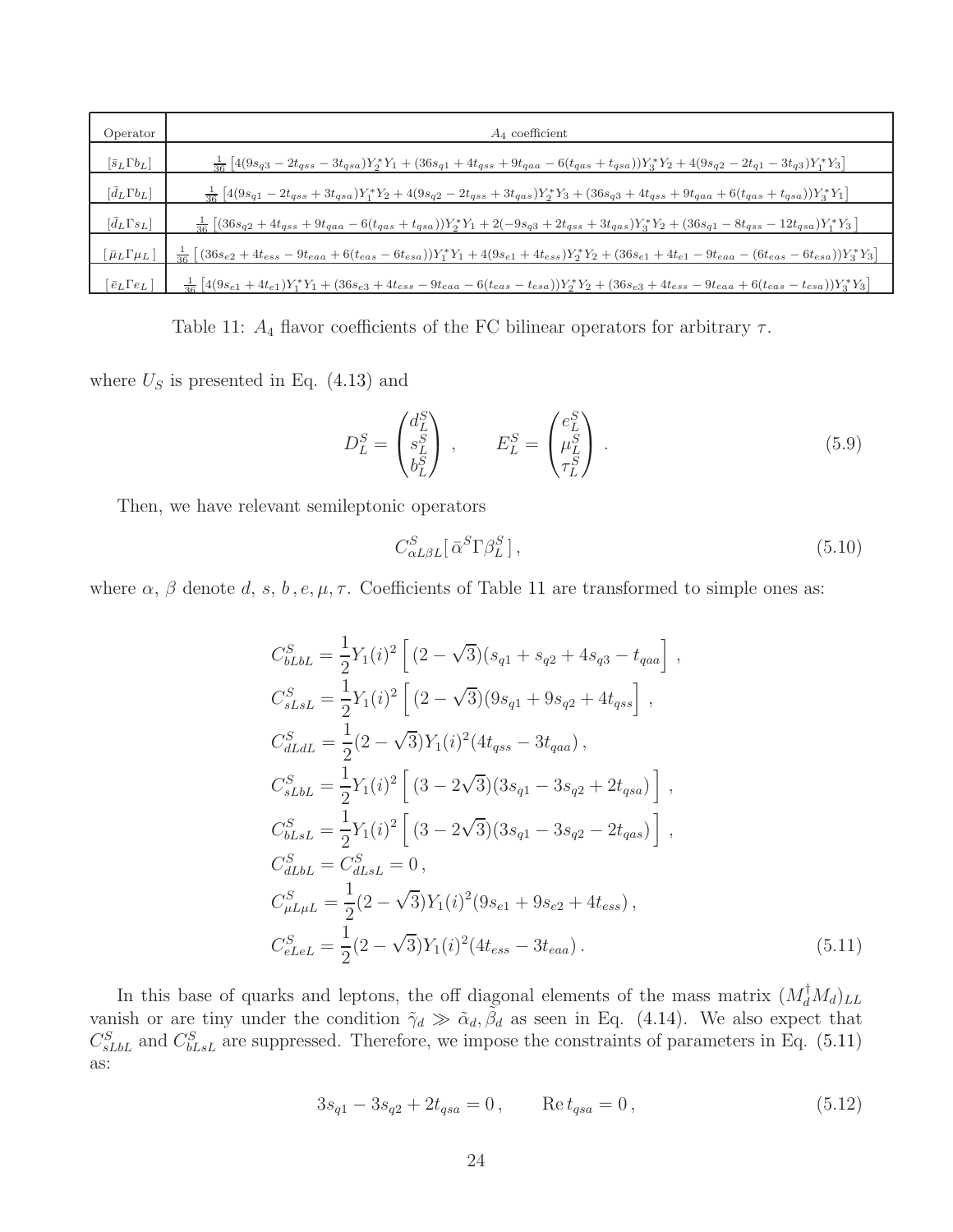| Operator | $A_4$ coefficient |
| --- | --- |
| $[\bar{s}_L \Gamma b_L]$ | $\frac{1}{36}\left[4(9s_{q3} - 2t_{qss} - 3t_{qsa})Y_2^* Y_1 + (36s_{q1} + 4t_{qss} + 9t_{qaa} - 6(t_{qas} + t_{qsa}))Y_3^* Y_2 + 4(9s_{q2} - 2t_{q1} - 3t_{q3})Y_1^* Y_3\right]$ |
| $[\bar{d}_L \Gamma b_L]$ | $\frac{1}{36}\left[4(9s_{q1} - 2t_{qss} + 3t_{qsa})Y_1^* Y_2 + 4(9s_{q2} - 2t_{qss} + 3t_{qas})Y_2^* Y_3 + (36s_{q3} + 4t_{qss} + 9t_{qaa} + 6(t_{qas} + t_{qsa}))Y_3^* Y_1\right]$ |
| $[\bar{d}_L \Gamma s_L]$ | $\frac{1}{36}\left[(36s_{q2} + 4t_{qss} + 9t_{qaa} - 6(t_{qas} + t_{qsa}))Y_2^* Y_1 + 2(-9s_{q3} + 2t_{qss} + 3t_{qas})Y_3^* Y_2 + (36s_{q1} - 8t_{qss} - 12t_{qsa})Y_1^* Y_3\right]$ |
| $[\bar{\mu}_L \Gamma \mu_L]$ | $\frac{1}{36}\left[(36s_{e2} + 4t_{ess} - 9t_{eaa} + 6(t_{eas} - 6t_{esa}))Y_1^* Y_1 + 4(9s_{e1} + 4t_{ess})Y_2^* Y_2 + (36s_{e1} + 4t_{e1} - 9t_{eaa} - (6t_{eas} - 6t_{esa}))Y_3^* Y_3\right]$ |
| $[\bar{e}_L \Gamma e_L]$ | $\frac{1}{36}\left[4(9s_{e1} + 4t_{e1})Y_1^* Y_1 + (36s_{e3} + 4t_{ess} - 9t_{eaa} - 6(t_{eas} - t_{esa}))Y_2^* Y_2 + (36s_{e3} + 4t_{ess} - 9t_{eaa} + 6(t_{eas} - t_{esa}))Y_3^* Y_3\right]$ |

Table 11: $A_4$ flavor coefficients of the FC bilinear operators for arbitrary $\tau$.

where $U_S$ is presented in Eq. (4.13) and

$$D_L^S = \begin{pmatrix} d_L^S \\ s_L^S \\ b_L^S \end{pmatrix}, \qquad E_L^S = \begin{pmatrix} e_L^S \\ \mu_L^S \\ \tau_L^S \end{pmatrix}. \tag{5.9}$$

Then, we have relevant semileptonic operators

$$C_{\alpha L \beta L}^S [\,\bar{\alpha}^S \Gamma \beta_L^S\,], \tag{5.10}$$

where $\alpha$, $\beta$ denote $d$, $s$, $b$, $e$, $\mu$, $\tau$. Coefficients of Table 11 are transformed to simple ones as:

$$\begin{aligned}
C_{bLbL}^S &= \frac{1}{2} Y_1(i)^2 \left[\,(2-\sqrt{3})(s_{q1} + s_{q2} + 4s_{q3} - t_{qaa}\right], \\
C_{sLsL}^S &= \frac{1}{2} Y_1(i)^2 \left[\,(2-\sqrt{3})(9s_{q1} + 9s_{q2} + 4t_{qss}\right], \\
C_{dLdL}^S &= \frac{1}{2}(2-\sqrt{3}) Y_1(i)^2 (4t_{qss} - 3t_{qaa}), \\
C_{sLbL}^S &= \frac{1}{2} Y_1(i)^2 \left[\,(3-2\sqrt{3})(3s_{q1} - 3s_{q2} + 2t_{qsa})\,\right], \\
C_{bLsL}^S &= \frac{1}{2} Y_1(i)^2 \left[\,(3-2\sqrt{3})(3s_{q1} - 3s_{q2} - 2t_{qas})\,\right], \\
C_{dLbL}^S &= C_{dLsL}^S = 0, \\
C_{\mu L\mu L}^S &= \frac{1}{2}(2-\sqrt{3}) Y_1(i)^2 (9s_{e1} + 9s_{e2} + 4t_{ess}), \\
C_{eLeL}^S &= \frac{1}{2}(2-\sqrt{3}) Y_1(i)^2 (4t_{ess} - 3t_{eaa}).
\end{aligned} \tag{5.11}$$

In this base of quarks and leptons, the off diagonal elements of the mass matrix $(M_d^\dagger M_d)_{LL}$ vanish or are tiny under the condition $\tilde{\gamma}_d \gg \tilde{\alpha}_d, \tilde{\beta}_d$ as seen in Eq. (4.14). We also expect that $C_{sLbL}^S$ and $C_{bLsL}^S$ are suppressed. Therefore, we impose the constraints of parameters in Eq. (5.11) as:

$$3s_{q1} - 3s_{q2} + 2t_{qsa} = 0, \qquad \mathrm{Re}\, t_{qsa} = 0, \tag{5.12}$$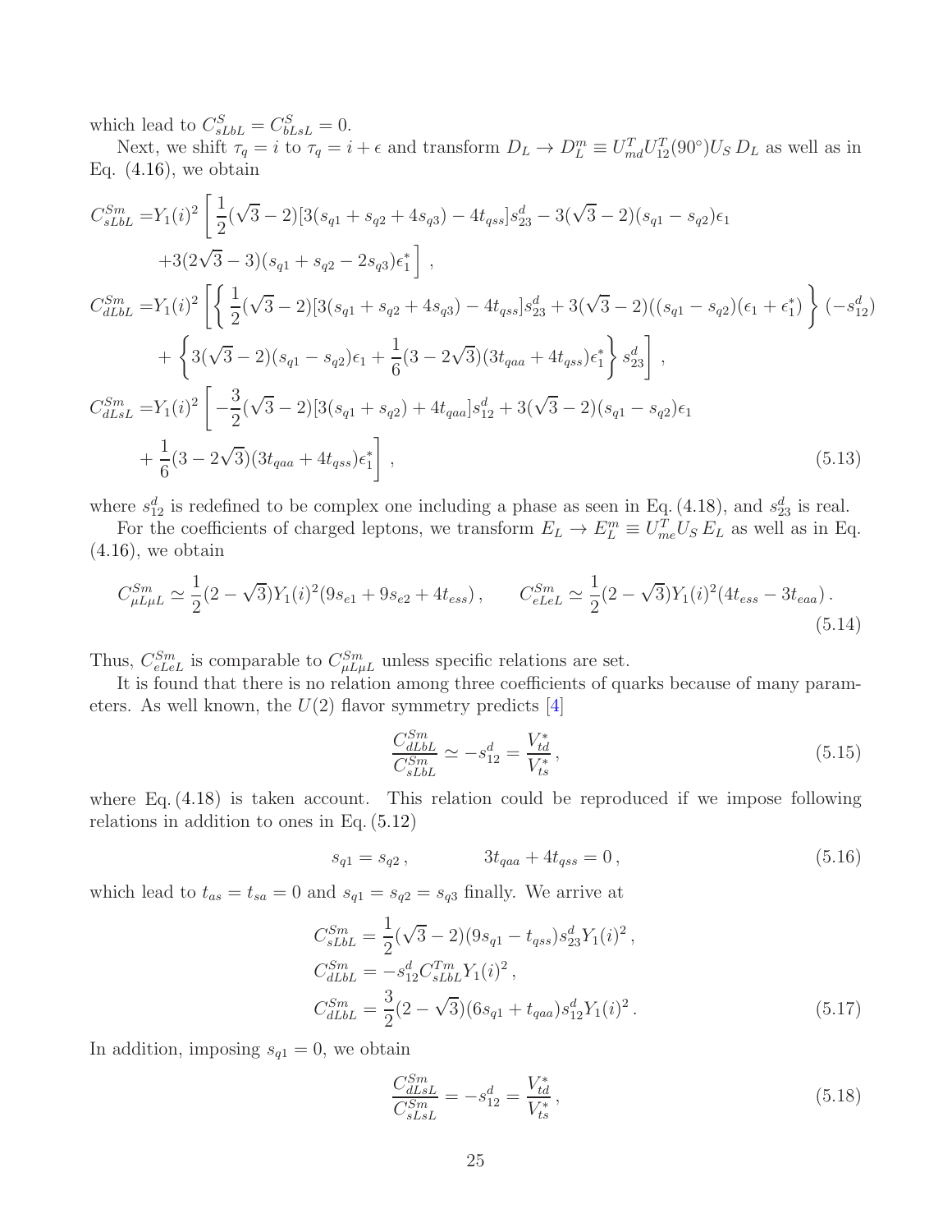which lead to $C^S_{sLbL} = C^S_{bLsL} = 0$.

Next, we shift $\tau_q = i$ to $\tau_q = i + \epsilon$ and transform $D_L \to D_L^m \equiv U_{md}^T U_{12}^T(90^\circ) U_S\, D_L$ as well as in Eq. (4.16), we obtain

$$
\begin{aligned}
C^{Sm}_{sLbL} =& Y_1(i)^2 \left[ \frac{1}{2}(\sqrt{3}-2)[3(s_{q1}+s_{q2}+4s_{q3}) - 4t_{qss}] s^d_{23} - 3(\sqrt{3}-2)(s_{q1}-s_{q2})\epsilon_1 \right. \\
& \left. + 3(2\sqrt{3}-3)(s_{q1}+s_{q2}-2s_{q3})\epsilon_1^* \right] , \\
C^{Sm}_{dLbL} =& Y_1(i)^2 \left[ \left\{ \frac{1}{2}(\sqrt{3}-2)[3(s_{q1}+s_{q2}+4s_{q3}) - 4t_{qss}] s^d_{23} + 3(\sqrt{3}-2)((s_{q1}-s_{q2})(\epsilon_1+\epsilon_1^*) \right\} (-s^d_{12}) \right. \\
& \left. + \left\{ 3(\sqrt{3}-2)(s_{q1}-s_{q2})\epsilon_1 + \frac{1}{6}(3-2\sqrt{3})(3t_{qaa}+4t_{qss})\epsilon_1^* \right\} s^d_{23} \right] , \\
C^{Sm}_{dLsL} =& Y_1(i)^2 \left[ -\frac{3}{2}(\sqrt{3}-2)[3(s_{q1}+s_{q2}) + 4t_{qaa}] s^d_{12} + 3(\sqrt{3}-2)(s_{q1}-s_{q2})\epsilon_1 \right. \\
& \left. + \frac{1}{6}(3-2\sqrt{3})(3t_{qaa}+4t_{qss})\epsilon_1^* \right] ,
\end{aligned}
\tag{5.13}
$$

where $s^d_{12}$ is redefined to be complex one including a phase as seen in Eq. (4.18), and $s^d_{23}$ is real.

For the coefficients of charged leptons, we transform $E_L \to E_L^m \equiv U_{me}^T U_S\, E_L$ as well as in Eq. (4.16), we obtain

$$
C^{Sm}_{\mu L\mu L} \simeq \frac{1}{2}(2-\sqrt{3}) Y_1(i)^2 (9s_{e1} + 9s_{e2} + 4t_{ess}) , \qquad C^{Sm}_{eLeL} \simeq \frac{1}{2}(2-\sqrt{3}) Y_1(i)^2 (4t_{ess} - 3t_{eaa}) .
\tag{5.14}
$$

Thus, $C^{Sm}_{eLeL}$ is comparable to $C^{Sm}_{\mu L\mu L}$ unless specific relations are set.

It is found that there is no relation among three coefficients of quarks because of many parameters. As well known, the $U(2)$ flavor symmetry predicts [4]

$$
\frac{C^{Sm}_{dLbL}}{C^{Sm}_{sLbL}} \simeq -s^d_{12} = \frac{V^*_{td}}{V^*_{ts}} ,
\tag{5.15}
$$

where Eq. (4.18) is taken account. This relation could be reproduced if we impose following relations in addition to ones in Eq. (5.12)

$$
s_{q1} = s_{q2} , \qquad\qquad 3t_{qaa} + 4t_{qss} = 0 ,
\tag{5.16}
$$

which lead to $t_{as} = t_{sa} = 0$ and $s_{q1} = s_{q2} = s_{q3}$ finally. We arrive at

$$
\begin{aligned}
C^{Sm}_{sLbL} &= \frac{1}{2}(\sqrt{3}-2)(9s_{q1} - t_{qss}) s^d_{23} Y_1(i)^2 , \\
C^{Sm}_{dLbL} &= -s^d_{12} C^{Tm}_{sLbL} Y_1(i)^2 , \\
C^{Sm}_{dLbL} &= \frac{3}{2}(2-\sqrt{3})(6s_{q1} + t_{qaa}) s^d_{12} Y_1(i)^2 .
\end{aligned}
\tag{5.17}
$$

In addition, imposing $s_{q1} = 0$, we obtain

$$
\frac{C^{Sm}_{dLsL}}{C^{Sm}_{sLsL}} = -s^d_{12} = \frac{V^*_{td}}{V^*_{ts}} ,
\tag{5.18}
$$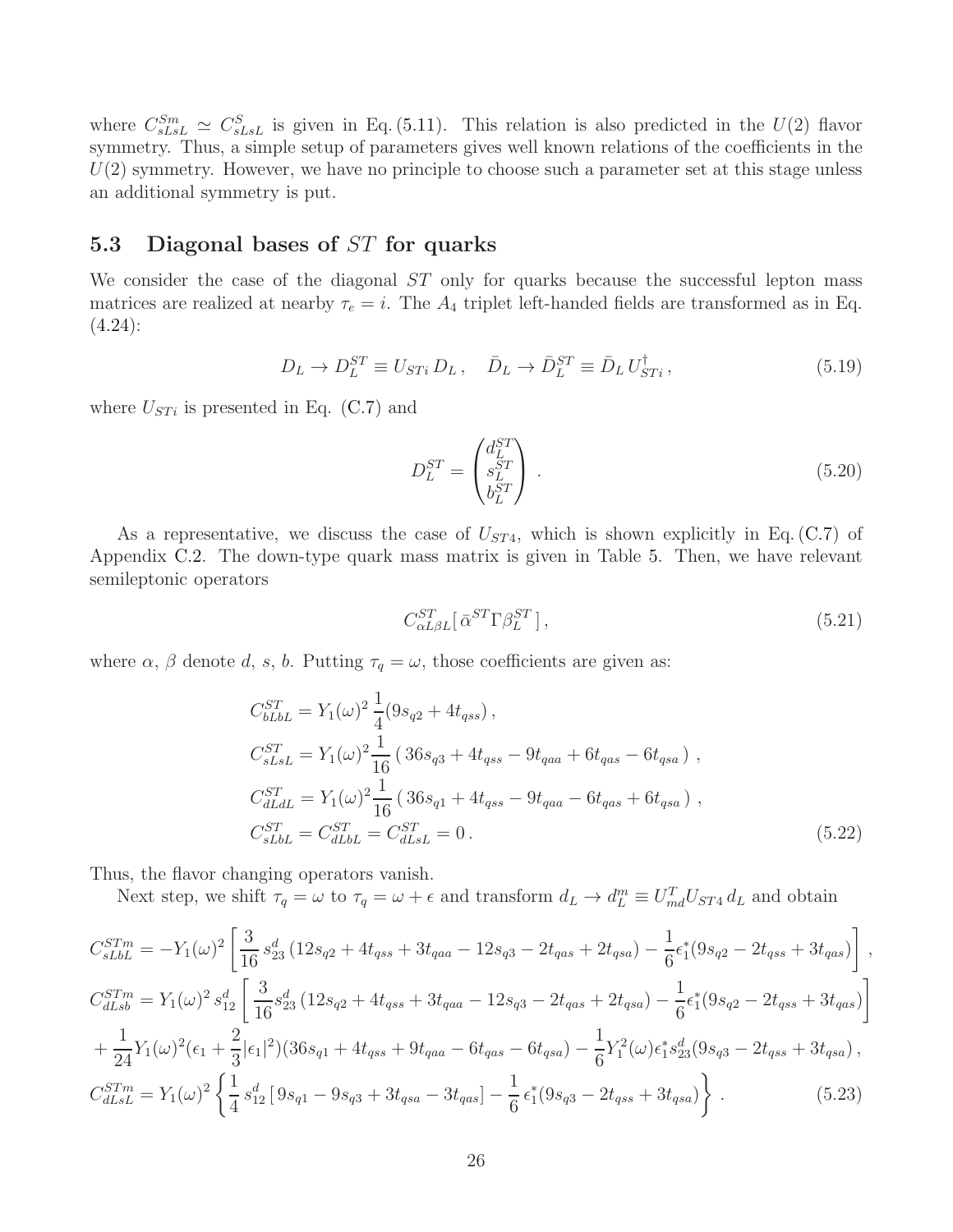where $C^{Sm}_{sLsL} \simeq C^{S}_{sLsL}$ is given in Eq. (5.11). This relation is also predicted in the $U(2)$ flavor symmetry. Thus, a simple setup of parameters gives well known relations of the coefficients in the $U(2)$ symmetry. However, we have no principle to choose such a parameter set at this stage unless an additional symmetry is put.

### 5.3 Diagonal bases of $ST$ for quarks

We consider the case of the diagonal $ST$ only for quarks because the successful lepton mass matrices are realized at nearby $\tau_e = i$. The $A_4$ triplet left-handed fields are transformed as in Eq. (4.24):

$$D_L \to D_L^{ST} \equiv U_{STi}\, D_L\,, \quad \bar{D}_L \to \bar{D}_L^{ST} \equiv \bar{D}_L\, U_{STi}^{\dagger}\,, \tag{5.19}$$

where $U_{STi}$ is presented in Eq. (C.7) and

$$D_L^{ST} = \begin{pmatrix} d_L^{ST} \\ s_L^{ST} \\ b_L^{ST} \end{pmatrix} . \tag{5.20}$$

As a representative, we discuss the case of $U_{ST4}$, which is shown explicitly in Eq. (C.7) of Appendix C.2. The down-type quark mass matrix is given in Table 5. Then, we have relevant semileptonic operators

$$C^{ST}_{\alpha L \beta L}[\, \bar{\alpha}^{ST} \Gamma \beta_L^{ST}\,]\,, \tag{5.21}$$

where $\alpha$, $\beta$ denote $d$, $s$, $b$. Putting $\tau_q = \omega$, those coefficients are given as:

$$\begin{aligned}
C^{ST}_{bLbL} &= Y_1(\omega)^2\, \frac{1}{4}(9 s_{q2} + 4 t_{qss})\,, \\
C^{ST}_{sLsL} &= Y_1(\omega)^2 \frac{1}{16}\,(\, 36 s_{q3} + 4 t_{qss} - 9 t_{qaa} + 6 t_{qas} - 6 t_{qsa}\,)\ , \\
C^{ST}_{dLdL} &= Y_1(\omega)^2 \frac{1}{16}\,(\, 36 s_{q1} + 4 t_{qss} - 9 t_{qaa} - 6 t_{qas} + 6 t_{qsa}\,)\ , \\
C^{ST}_{sLbL} &= C^{ST}_{dLbL} = C^{ST}_{dLsL} = 0\,.
\end{aligned} \tag{5.22}$$

Thus, the flavor changing operators vanish.

Next step, we shift $\tau_q = \omega$ to $\tau_q = \omega + \epsilon$ and transform $d_L \to d_L^m \equiv U_{md}^T U_{ST4}\, d_L$ and obtain

$$\begin{aligned}
C^{STm}_{sLbL} &= -Y_1(\omega)^2 \left[ \frac{3}{16}\, s^d_{23}\,(12 s_{q2} + 4 t_{qss} + 3 t_{qaa} - 12 s_{q3} - 2 t_{qas} + 2 t_{qsa}) - \frac{1}{6}\epsilon_1^* (9 s_{q2} - 2 t_{qss} + 3 t_{qas}) \right], \\
C^{STm}_{dLsb} &= Y_1(\omega)^2\, s^d_{12} \left[ \frac{3}{16} s^d_{23}\,(12 s_{q2} + 4 t_{qss} + 3 t_{qaa} - 12 s_{q3} - 2 t_{qas} + 2 t_{qsa}) - \frac{1}{6}\epsilon_1^* (9 s_{q2} - 2 t_{qss} + 3 t_{qas}) \right] \\
&+ \frac{1}{24} Y_1(\omega)^2 (\epsilon_1 + \frac{2}{3}|\epsilon_1|^2)(36 s_{q1} + 4 t_{qss} + 9 t_{qaa} - 6 t_{qas} - 6 t_{qsa}) - \frac{1}{6} Y_1^2(\omega)\epsilon_1^* s^d_{23}(9 s_{q3} - 2 t_{qss} + 3 t_{qsa})\,, \\
C^{STm}_{dLsL} &= Y_1(\omega)^2 \left\{ \frac{1}{4}\, s^d_{12}\,[\, 9 s_{q1} - 9 s_{q3} + 3 t_{qsa} - 3 t_{qas}] - \frac{1}{6}\, \epsilon_1^* (9 s_{q3} - 2 t_{qss} + 3 t_{qsa}) \right\} .
\end{aligned} \tag{5.23}$$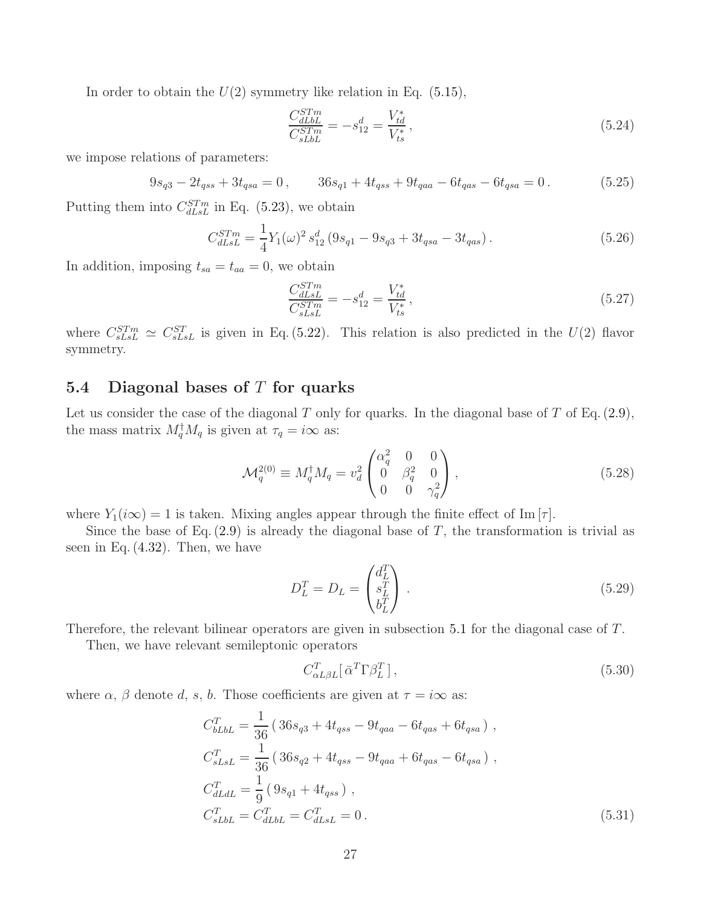In order to obtain the $U(2)$ symmetry like relation in Eq. (5.15),

$$\frac{C^{STm}_{dLbL}}{C^{STm}_{sLbL}} = -s^d_{12} = \frac{V^*_{td}}{V^*_{ts}}\,, \tag{5.24}$$

we impose relations of parameters:

$$9s_{q3} - 2t_{qss} + 3t_{qsa} = 0\,, \qquad 36s_{q1} + 4t_{qss} + 9t_{qaa} - 6t_{qas} - 6t_{qsa} = 0\,. \tag{5.25}$$

Putting them into $C^{STm}_{dLsL}$ in Eq. (5.23), we obtain

$$C^{STm}_{dLsL} = \frac{1}{4} Y_1(\omega)^2\, s^d_{12}\, (9s_{q1} - 9s_{q3} + 3t_{qsa} - 3t_{qas})\,. \tag{5.26}$$

In addition, imposing $t_{sa} = t_{aa} = 0$, we obtain

$$\frac{C^{STm}_{dLsL}}{C^{STm}_{sLsL}} = -s^d_{12} = \frac{V^*_{td}}{V^*_{ts}}\,, \tag{5.27}$$

where $C^{STm}_{sLsL} \simeq C^{ST}_{sLsL}$ is given in Eq. (5.22). This relation is also predicted in the $U(2)$ flavor symmetry.

## 5.4 Diagonal bases of $T$ for quarks

Let us consider the case of the diagonal $T$ only for quarks. In the diagonal base of $T$ of Eq. (2.9), the mass matrix $M_q^\dagger M_q$ is given at $\tau_q = i\infty$ as:

$$\mathcal{M}^{2(0)}_q \equiv M_q^\dagger M_q = v_d^2 \begin{pmatrix} \alpha_q^2 & 0 & 0 \\ 0 & \beta_q^2 & 0 \\ 0 & 0 & \gamma_q^2 \end{pmatrix}, \tag{5.28}$$

where $Y_1(i\infty) = 1$ is taken. Mixing angles appear through the finite effect of $\mathrm{Im}\,[\tau]$.

Since the base of Eq. (2.9) is already the diagonal base of $T$, the transformation is trivial as seen in Eq. (4.32). Then, we have

$$D_L^T = D_L = \begin{pmatrix} d_L^T \\ s_L^T \\ b_L^T \end{pmatrix}. \tag{5.29}$$

Therefore, the relevant bilinear operators are given in subsection 5.1 for the diagonal case of $T$.

Then, we have relevant semileptonic operators

$$C^T_{\alpha L \beta L}[\,\bar{\alpha}^T \Gamma \beta_L^T\,]\,, \tag{5.30}$$

where $\alpha$, $\beta$ denote $d$, $s$, $b$. Those coefficients are given at $\tau = i\infty$ as:

$$\begin{aligned}
C^T_{bLbL} &= \frac{1}{36}\,(\,36s_{q3} + 4t_{qss} - 9t_{qaa} - 6t_{qas} + 6t_{qsa}\,)\,, \\
C^T_{sLsL} &= \frac{1}{36}\,(\,36s_{q2} + 4t_{qss} - 9t_{qaa} + 6t_{qas} - 6t_{qsa}\,)\,, \\
C^T_{dLdL} &= \frac{1}{9}\,(\,9s_{q1} + 4t_{qss}\,)\,, \\
C^T_{sLbL} &= C^T_{dLbL} = C^T_{dLsL} = 0\,.
\end{aligned} \tag{5.31}$$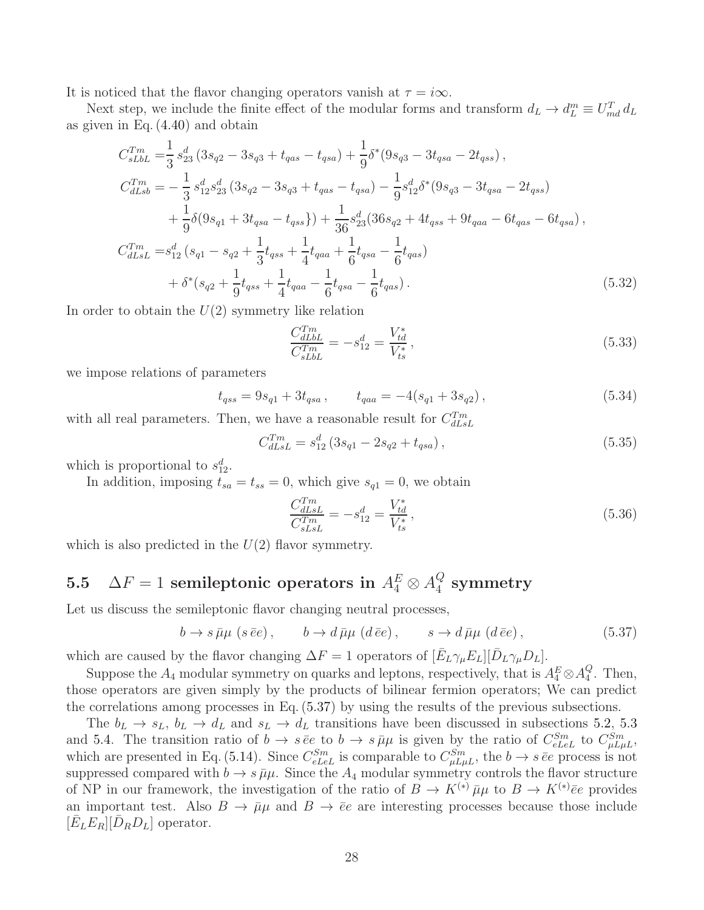It is noticed that the flavor changing operators vanish at $\tau = i\infty$.

Next step, we include the finite effect of the modular forms and transform $d_L \to d_L^m \equiv U_{md}^T d_L$ as given in Eq. (4.40) and obtain

$$
\begin{aligned}
C_{sLbL}^{Tm} =& \frac{1}{3}\, s_{23}^d \,(3s_{q2} - 3s_{q3} + t_{qas} - t_{qsa}) + \frac{1}{9}\delta^*(9s_{q3} - 3t_{qsa} - 2t_{qss})\,, \\
C_{dLsb}^{Tm} =& -\frac{1}{3}\, s_{12}^d s_{23}^d \,(3s_{q2} - 3s_{q3} + t_{qas} - t_{qsa}) - \frac{1}{9} s_{12}^d \delta^*(9s_{q3} - 3t_{qsa} - 2t_{qss}) \\
&+ \frac{1}{9}\delta(9s_{q1} + 3t_{qsa} - t_{qss}\}) + \frac{1}{36} s_{23}^d (36s_{q2} + 4t_{qss} + 9t_{qaa} - 6t_{qas} - 6t_{qsa})\,, \\
C_{dLsL}^{Tm} =& s_{12}^d\,(s_{q1} - s_{q2} + \frac{1}{3}t_{qss} + \frac{1}{4}t_{qaa} + \frac{1}{6}t_{qsa} - \frac{1}{6}t_{qas}) \\
&+ \delta^*(s_{q2} + \frac{1}{9}t_{qss} + \frac{1}{4}t_{qaa} - \frac{1}{6}t_{qsa} - \frac{1}{6}t_{qas})\,.
\end{aligned}
\tag{5.32}
$$

In order to obtain the $U(2)$ symmetry like relation

$$
\frac{C_{dLbL}^{Tm}}{C_{sLbL}^{Tm}} = -s_{12}^d = \frac{V_{td}^*}{V_{ts}^*}\,, \tag{5.33}
$$

we impose relations of parameters

$$
t_{qss} = 9s_{q1} + 3t_{qsa}\,, \qquad t_{qaa} = -4(s_{q1} + 3s_{q2})\,, \tag{5.34}
$$

with all real parameters. Then, we have a reasonable result for $C_{dLsL}^{Tm}$

$$
C_{dLsL}^{Tm} = s_{12}^d\,(3s_{q1} - 2s_{q2} + t_{qsa})\,, \tag{5.35}
$$

which is proportional to $s_{12}^d$.

In addition, imposing $t_{sa} = t_{ss} = 0$, which give $s_{q1} = 0$, we obtain

$$
\frac{C_{dLsL}^{Tm}}{C_{sLsL}^{Tm}} = -s_{12}^d = \frac{V_{td}^*}{V_{ts}^*}\,, \tag{5.36}
$$

which is also predicted in the $U(2)$ flavor symmetry.

## 5.5 $\Delta F = 1$ semileptonic operators in $A_4^E \otimes A_4^Q$ symmetry

Let us discuss the semileptonic flavor changing neutral processes,

$$
b \to s\,\bar{\mu}\mu\ (s\,\bar{e}e)\,, \qquad b \to d\,\bar{\mu}\mu\ (d\,\bar{e}e)\,, \qquad s \to d\,\bar{\mu}\mu\ (d\,\bar{e}e)\,, \tag{5.37}
$$

which are caused by the flavor changing $\Delta F = 1$ operators of $[\bar{E}_L\gamma_\mu E_L][\bar{D}_L\gamma_\mu D_L]$.

Suppose the $A_4$ modular symmetry on quarks and leptons, respectively, that is $A_4^E \otimes A_4^Q$. Then, those operators are given simply by the products of bilinear fermion operators; We can predict the correlations among processes in Eq. (5.37) by using the results of the previous subsections.

The $b_L \to s_L$, $b_L \to d_L$ and $s_L \to d_L$ transitions have been discussed in subsections 5.2, 5.3 and 5.4. The transition ratio of $b \to s\,\bar{e}e$ to $b \to s\,\bar{\mu}\mu$ is given by the ratio of $C_{eLeL}^{Sm}$ to $C_{\mu L\mu L}^{Sm}$, which are presented in Eq. (5.14). Since $C_{eLeL}^{Sm}$ is comparable to $C_{\mu L\mu L}^{Sm}$, the $b \to s\,\bar{e}e$ process is not suppressed compared with $b \to s\,\bar{\mu}\mu$. Since the $A_4$ modular symmetry controls the flavor structure of NP in our framework, the investigation of the ratio of $B \to K^{(*)}\,\bar{\mu}\mu$ to $B \to K^{(*)}\bar{e}e$ provides an important test. Also $B \to \bar{\mu}\mu$ and $B \to \bar{e}e$ are interesting processes because those include $[\bar{E}_L E_R][\bar{D}_R D_L]$ operator.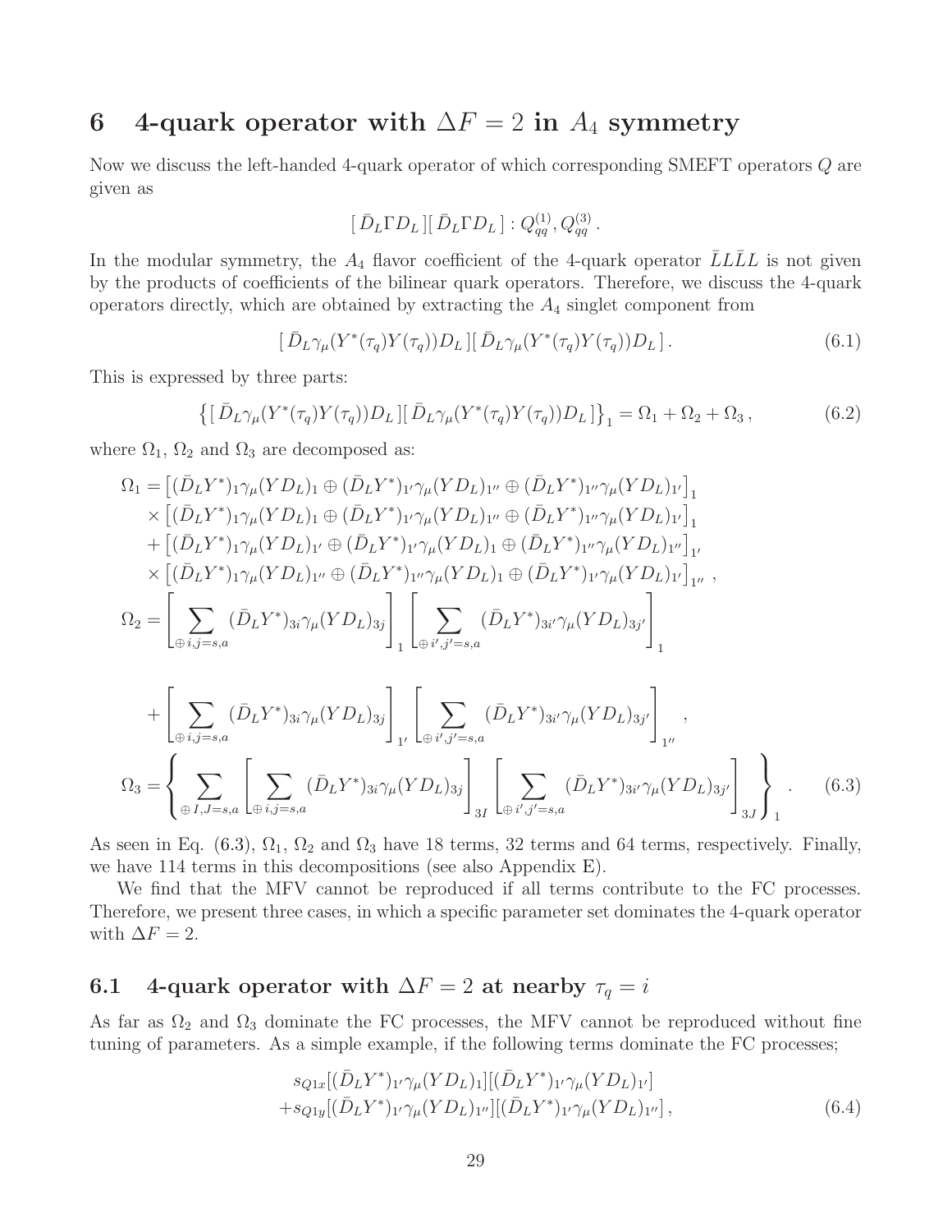# 6 4-quark operator with $\Delta F = 2$ in $A_4$ symmetry

Now we discuss the left-handed 4-quark operator of which corresponding SMEFT operators $Q$ are given as

$$[\,\bar{D}_L \Gamma D_L\,][\,\bar{D}_L \Gamma D_L\,] : Q_{qq}^{(1)}, Q_{qq}^{(3)}\,.$$

In the modular symmetry, the $A_4$ flavor coefficient of the 4-quark operator $\bar{L}L\bar{L}L$ is not given by the products of coefficients of the bilinear quark operators. Therefore, we discuss the 4-quark operators directly, which are obtained by extracting the $A_4$ singlet component from

$$[\,\bar{D}_L \gamma_\mu (Y^*(\tau_q) Y(\tau_q)) D_L\,][\,\bar{D}_L \gamma_\mu (Y^*(\tau_q) Y(\tau_q)) D_L\,]\,. \tag{6.1}$$

This is expressed by three parts:

$$\left\{[\,\bar{D}_L \gamma_\mu (Y^*(\tau_q) Y(\tau_q)) D_L\,][\,\bar{D}_L \gamma_\mu (Y^*(\tau_q) Y(\tau_q)) D_L\,]\right\}_1 = \Omega_1 + \Omega_2 + \Omega_3\,, \tag{6.2}$$

where $\Omega_1$, $\Omega_2$ and $\Omega_3$ are decomposed as:

$$
\begin{aligned}
\Omega_1 =& \left[(\bar{D}_L Y^*)_1 \gamma_\mu (Y D_L)_1 \oplus (\bar{D}_L Y^*)_{1'} \gamma_\mu (Y D_L)_{1''} \oplus (\bar{D}_L Y^*)_{1''} \gamma_\mu (Y D_L)_{1'}\right]_1 \\
&\times \left[(\bar{D}_L Y^*)_1 \gamma_\mu (Y D_L)_1 \oplus (\bar{D}_L Y^*)_{1'} \gamma_\mu (Y D_L)_{1''} \oplus (\bar{D}_L Y^*)_{1''} \gamma_\mu (Y D_L)_{1'}\right]_1 \\
&+ \left[(\bar{D}_L Y^*)_1 \gamma_\mu (Y D_L)_{1'} \oplus (\bar{D}_L Y^*)_{1'} \gamma_\mu (Y D_L)_1 \oplus (\bar{D}_L Y^*)_{1''} \gamma_\mu (Y D_L)_{1''}\right]_{1'} \\
&\times \left[(\bar{D}_L Y^*)_1 \gamma_\mu (Y D_L)_{1''} \oplus (\bar{D}_L Y^*)_{1''} \gamma_\mu (Y D_L)_1 \oplus (\bar{D}_L Y^*)_{1'} \gamma_\mu (Y D_L)_{1'}\right]_{1''}\,, \\
\Omega_2 =& \left[\sum_{\oplus\, i,j=s,a} (\bar{D}_L Y^*)_{3i} \gamma_\mu (Y D_L)_{3j}\right]_1 \left[\sum_{\oplus\, i',j'=s,a} (\bar{D}_L Y^*)_{3i'} \gamma_\mu (Y D_L)_{3j'}\right]_1 \\
&+ \left[\sum_{\oplus\, i,j=s,a} (\bar{D}_L Y^*)_{3i} \gamma_\mu (Y D_L)_{3j}\right]_{1'} \left[\sum_{\oplus\, i',j'=s,a} (\bar{D}_L Y^*)_{3i'} \gamma_\mu (Y D_L)_{3j'}\right]_{1''}\,, \\
\Omega_3 =& \left\{\sum_{\oplus\, I,J=s,a} \left[\sum_{\oplus\, i,j=s,a} (\bar{D}_L Y^*)_{3i} \gamma_\mu (Y D_L)_{3j}\right]_{3I} \left[\sum_{\oplus\, i',j'=s,a} (\bar{D}_L Y^*)_{3i'} \gamma_\mu (Y D_L)_{3j'}\right]_{3J}\right\}_1\,.
\end{aligned}
\tag{6.3}
$$

As seen in Eq. (6.3), $\Omega_1$, $\Omega_2$ and $\Omega_3$ have 18 terms, 32 terms and 64 terms, respectively. Finally, we have 114 terms in this decompositions (see also Appendix E).

We find that the MFV cannot be reproduced if all terms contribute to the FC processes. Therefore, we present three cases, in which a specific parameter set dominates the 4-quark operator with $\Delta F = 2$.

## 6.1 4-quark operator with $\Delta F = 2$ at nearby $\tau_q = i$

As far as $\Omega_2$ and $\Omega_3$ dominate the FC processes, the MFV cannot be reproduced without fine tuning of parameters. As a simple example, if the following terms dominate the FC processes;

$$
\begin{aligned}
& s_{Q1x}[(\bar{D}_L Y^*)_{1'} \gamma_\mu (Y D_L)_1][(\bar{D}_L Y^*)_{1'} \gamma_\mu (Y D_L)_{1'}] \\
+& s_{Q1y}[(\bar{D}_L Y^*)_{1'} \gamma_\mu (Y D_L)_{1''}][(\bar{D}_L Y^*)_{1'} \gamma_\mu (Y D_L)_{1''}]\,,
\end{aligned}
\tag{6.4}
$$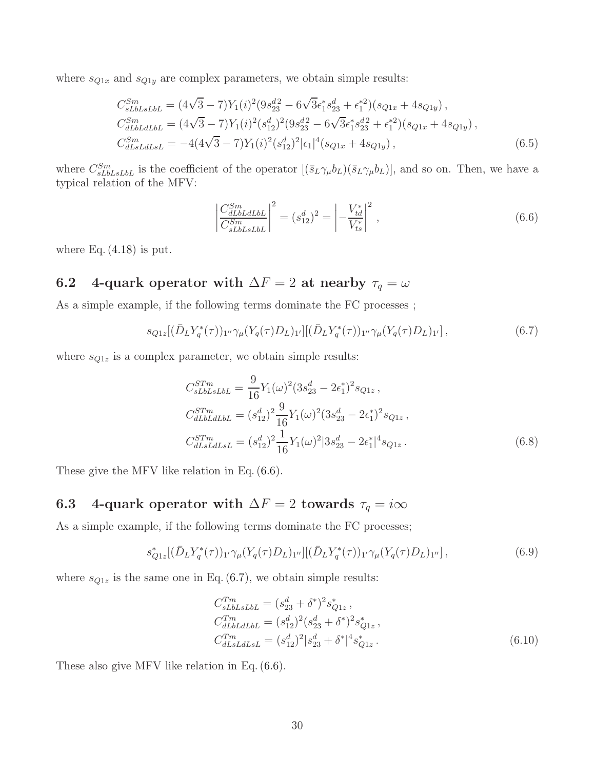where $s_{Q1x}$ and $s_{Q1y}$ are complex parameters, we obtain simple results:

$$
\begin{aligned}
C^{Sm}_{sLbLsLbL} &= (4\sqrt{3}-7)Y_1(i)^2(9s^{d\,2}_{23} - 6\sqrt{3}\epsilon_1^* s^d_{23} + \epsilon_1^{*2})(s_{Q1x} + 4s_{Q1y})\,, \\
C^{Sm}_{dLbLdLbL} &= (4\sqrt{3}-7)Y_1(i)^2(s^d_{12})^2(9s^{d\,2}_{23} - 6\sqrt{3}\epsilon_1^* s^{d\,2}_{23} + \epsilon_1^{*2})(s_{Q1x} + 4s_{Q1y})\,, \\
C^{Sm}_{dLsLdLsL} &= -4(4\sqrt{3}-7)Y_1(i)^2(s^d_{12})^2|\epsilon_1|^4(s_{Q1x} + 4s_{Q1y})\,,
\end{aligned}
\tag{6.5}
$$

where $C^{Sm}_{sLbLsLbL}$ is the coefficient of the operator $[(\bar{s}_L\gamma_\mu b_L)(\bar{s}_L\gamma_\mu b_L)]$, and so on. Then, we have a typical relation of the MFV:

$$
\left|\frac{C^{Sm}_{dLbLdLbL}}{C^{Sm}_{sLbLsLbL}}\right|^2 = (s^d_{12})^2 = \left|-\frac{V^*_{td}}{V^*_{ts}}\right|^2\,,
\tag{6.6}
$$

where Eq. (4.18) is put.

## 6.2 4-quark operator with $\Delta F = 2$ at nearby $\tau_q = \omega$

As a simple example, if the following terms dominate the FC processes ;

$$
s_{Q1z}[(\bar{D}_L Y_q^*(\tau))_{1''}\gamma_\mu(Y_q(\tau)D_L)_{1'}][(\bar{D}_L Y_q^*(\tau))_{1''}\gamma_\mu(Y_q(\tau)D_L)_{1'}]\,,
\tag{6.7}
$$

where $s_{Q1z}$ is a complex parameter, we obtain simple results:

$$
\begin{aligned}
C^{STm}_{sLbLsLbL} &= \frac{9}{16}Y_1(\omega)^2(3s^d_{23} - 2\epsilon_1^*)^2 s_{Q1z}\,, \\
C^{STm}_{dLbLdLbL} &= (s^d_{12})^2\frac{9}{16}Y_1(\omega)^2(3s^d_{23} - 2\epsilon_1^*)^2 s_{Q1z}\,, \\
C^{STm}_{dLsLdLsL} &= (s^d_{12})^2\frac{1}{16}Y_1(\omega)^2|3s^d_{23} - 2\epsilon_1^*|^4 s_{Q1z}\,.
\end{aligned}
\tag{6.8}
$$

These give the MFV like relation in Eq. (6.6).

## 6.3 4-quark operator with $\Delta F = 2$ towards $\tau_q = i\infty$

As a simple example, if the following terms dominate the FC processes;

$$
s^*_{Q1z}[(\bar{D}_L Y_q^*(\tau))_{1'}\gamma_\mu(Y_q(\tau)D_L)_{1''}][(\bar{D}_L Y_q^*(\tau))_{1'}\gamma_\mu(Y_q(\tau)D_L)_{1''}]\,,
\tag{6.9}
$$

where $s_{Q1z}$ is the same one in Eq. (6.7), we obtain simple results:

$$
\begin{aligned}
C^{Tm}_{sLbLsLbL} &= (s^d_{23} + \delta^*)^2 s^*_{Q1z}\,, \\
C^{Tm}_{dLbLdLbL} &= (s^d_{12})^2(s^d_{23} + \delta^*)^2 s^*_{Q1z}\,, \\
C^{Tm}_{dLsLdLsL} &= (s^d_{12})^2|s^d_{23} + \delta^*|^4 s^*_{Q1z}\,.
\end{aligned}
\tag{6.10}
$$

These also give MFV like relation in Eq. (6.6).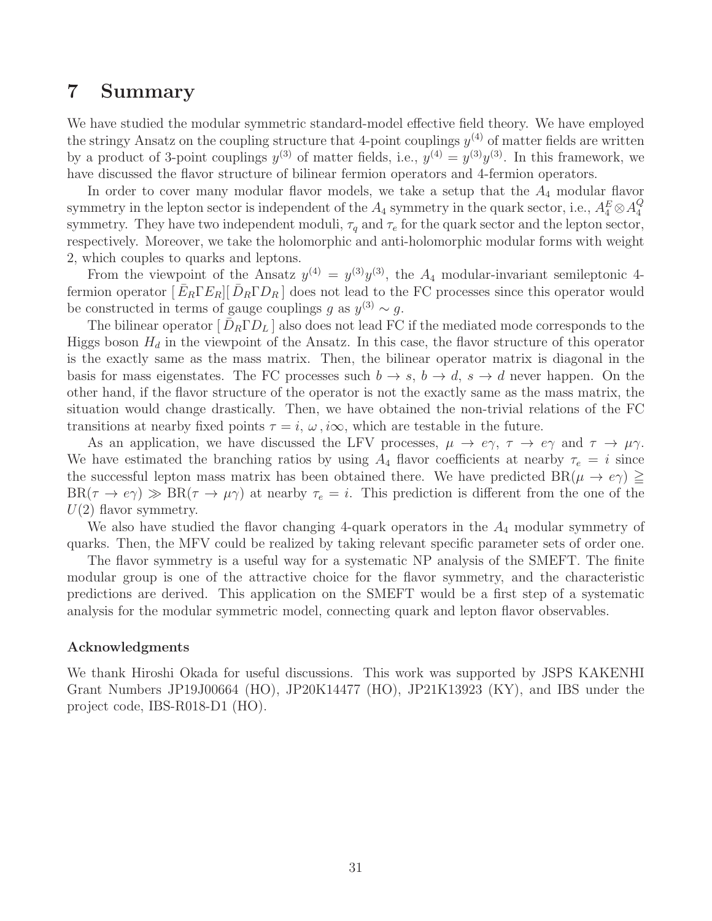# 7 Summary

We have studied the modular symmetric standard-model effective field theory. We have employed the stringy Ansatz on the coupling structure that 4-point couplings $y^{(4)}$ of matter fields are written by a product of 3-point couplings $y^{(3)}$ of matter fields, i.e., $y^{(4)} = y^{(3)}y^{(3)}$. In this framework, we have discussed the flavor structure of bilinear fermion operators and 4-fermion operators.

In order to cover many modular flavor models, we take a setup that the $A_4$ modular flavor symmetry in the lepton sector is independent of the $A_4$ symmetry in the quark sector, i.e., $A_4^E \otimes A_4^Q$ symmetry. They have two independent moduli, $\tau_q$ and $\tau_e$ for the quark sector and the lepton sector, respectively. Moreover, we take the holomorphic and anti-holomorphic modular forms with weight 2, which couples to quarks and leptons.

From the viewpoint of the Ansatz $y^{(4)} = y^{(3)}y^{(3)}$, the $A_4$ modular-invariant semileptonic 4-fermion operator $[\,\bar{E}_R \Gamma E_R][\,\bar{D}_R \Gamma D_R\,]$ does not lead to the FC processes since this operator would be constructed in terms of gauge couplings $g$ as $y^{(3)} \sim g$.

The bilinear operator $[\,\bar{D}_R \Gamma D_L\,]$ also does not lead FC if the mediated mode corresponds to the Higgs boson $H_d$ in the viewpoint of the Ansatz. In this case, the flavor structure of this operator is the exactly same as the mass matrix. Then, the bilinear operator matrix is diagonal in the basis for mass eigenstates. The FC processes such $b \to s$, $b \to d$, $s \to d$ never happen. On the other hand, if the flavor structure of the operator is not the exactly same as the mass matrix, the situation would change drastically. Then, we have obtained the non-trivial relations of the FC transitions at nearby fixed points $\tau = i,\, \omega\,, i\infty$, which are testable in the future.

As an application, we have discussed the LFV processes, $\mu \to e\gamma$, $\tau \to e\gamma$ and $\tau \to \mu\gamma$. We have estimated the branching ratios by using $A_4$ flavor coefficients at nearby $\tau_e = i$ since the successful lepton mass matrix has been obtained there. We have predicted $\mathrm{BR}(\mu \to e\gamma) \gtreqqless \mathrm{BR}(\tau \to e\gamma) \gg \mathrm{BR}(\tau \to \mu\gamma)$ at nearby $\tau_e = i$. This prediction is different from the one of the $U(2)$ flavor symmetry.

We also have studied the flavor changing 4-quark operators in the $A_4$ modular symmetry of quarks. Then, the MFV could be realized by taking relevant specific parameter sets of order one.

The flavor symmetry is a useful way for a systematic NP analysis of the SMEFT. The finite modular group is one of the attractive choice for the flavor symmetry, and the characteristic predictions are derived. This application on the SMEFT would be a first step of a systematic analysis for the modular symmetric model, connecting quark and lepton flavor observables.

### Acknowledgments

We thank Hiroshi Okada for useful discussions. This work was supported by JSPS KAKENHI Grant Numbers JP19J00664 (HO), JP20K14477 (HO), JP21K13923 (KY), and IBS under the project code, IBS-R018-D1 (HO).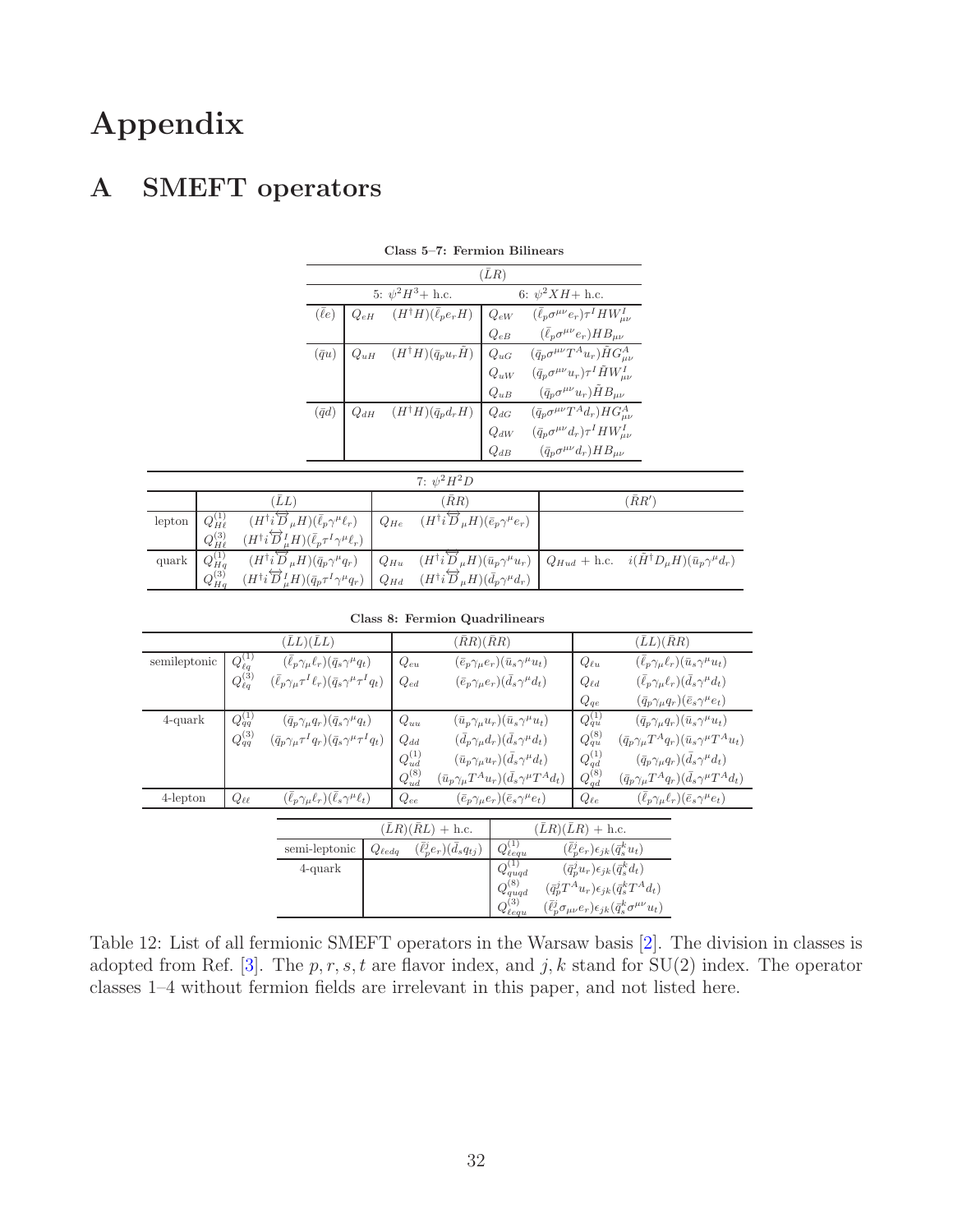# Appendix

# A SMEFT operators

**Class 5–7: Fermion Bilinears**

| $(\bar{L}R)$ | | | | |
|---|---|---|---|---|
| | 5: $\psi^2 H^3 +$ h.c. | | 6: $\psi^2 XH +$ h.c. | |
| $(\bar{\ell}e)$ | $Q_{eH}$ | $(H^\dagger H)(\bar{\ell}_p e_r H)$ | $Q_{eW}$ | $(\bar{\ell}_p \sigma^{\mu\nu} e_r)\tau^I H W^I_{\mu\nu}$ |
| | | | $Q_{eB}$ | $(\bar{\ell}_p \sigma^{\mu\nu} e_r) H B_{\mu\nu}$ |
| $(\bar{q}u)$ | $Q_{uH}$ | $(H^\dagger H)(\bar{q}_p u_r \tilde{H})$ | $Q_{uG}$ | $(\bar{q}_p \sigma^{\mu\nu} T^A u_r)\tilde{H} G^A_{\mu\nu}$ |
| | | | $Q_{uW}$ | $(\bar{q}_p \sigma^{\mu\nu} u_r)\tau^I \tilde{H} W^I_{\mu\nu}$ |
| | | | $Q_{uB}$ | $(\bar{q}_p \sigma^{\mu\nu} u_r)\tilde{H} B_{\mu\nu}$ |
| $(\bar{q}d)$ | $Q_{dH}$ | $(H^\dagger H)(\bar{q}_p d_r H)$ | $Q_{dG}$ | $(\bar{q}_p \sigma^{\mu\nu} T^A d_r) H G^A_{\mu\nu}$ |
| | | | $Q_{dW}$ | $(\bar{q}_p \sigma^{\mu\nu} d_r)\tau^I H W^I_{\mu\nu}$ |
| | | | $Q_{dB}$ | $(\bar{q}_p \sigma^{\mu\nu} d_r) H B_{\mu\nu}$ |

| 7: $\psi^2 H^2 D$ | | | | | | |
|---|---|---|---|---|---|---|
| | $(\bar{L}L)$ | | $(\bar{R}R)$ | | $(\bar{R}R')$ | |
| lepton | $Q^{(1)}_{H\ell}$ | $(H^\dagger i\overleftrightarrow{D}_\mu H)(\bar{\ell}_p\gamma^\mu \ell_r)$ | $Q_{He}$ | $(H^\dagger i\overleftrightarrow{D}_\mu H)(\bar{e}_p\gamma^\mu e_r)$ | | |
| | $Q^{(3)}_{H\ell}$ | $(H^\dagger i\overleftrightarrow{D}^I_\mu H)(\bar{\ell}_p\tau^I\gamma^\mu \ell_r)$ | | | | |
| quark | $Q^{(1)}_{Hq}$ | $(H^\dagger i\overleftrightarrow{D}_\mu H)(\bar{q}_p\gamma^\mu q_r)$ | $Q_{Hu}$ | $(H^\dagger i\overleftrightarrow{D}_\mu H)(\bar{u}_p\gamma^\mu u_r)$ | $Q_{Hud}$ + h.c. | $i(\tilde{H}^\dagger D_\mu H)(\bar{u}_p\gamma^\mu d_r)$ |
| | $Q^{(3)}_{Hq}$ | $(H^\dagger i\overleftrightarrow{D}^I_\mu H)(\bar{q}_p\tau^I\gamma^\mu q_r)$ | $Q_{Hd}$ | $(H^\dagger i\overleftrightarrow{D}_\mu H)(\bar{d}_p\gamma^\mu d_r)$ | | |

**Class 8: Fermion Quadrilinears**

| | $(\bar{L}L)(\bar{L}L)$ | | $(\bar{R}R)(\bar{R}R)$ | | $(\bar{L}L)(\bar{R}R)$ | |
|---|---|---|---|---|---|---|
| semileptonic | $Q^{(1)}_{\ell q}$ | $(\bar{\ell}_p\gamma_\mu \ell_r)(\bar{q}_s\gamma^\mu q_t)$ | $Q_{eu}$ | $(\bar{e}_p\gamma_\mu e_r)(\bar{u}_s\gamma^\mu u_t)$ | $Q_{\ell u}$ | $(\bar{\ell}_p\gamma_\mu \ell_r)(\bar{u}_s\gamma^\mu u_t)$ |
| | $Q^{(3)}_{\ell q}$ | $(\bar{\ell}_p\gamma_\mu\tau^I \ell_r)(\bar{q}_s\gamma^\mu\tau^I q_t)$ | $Q_{ed}$ | $(\bar{e}_p\gamma_\mu e_r)(\bar{d}_s\gamma^\mu d_t)$ | $Q_{\ell d}$ | $(\bar{\ell}_p\gamma_\mu \ell_r)(\bar{d}_s\gamma^\mu d_t)$ |
| | | | | | $Q_{qe}$ | $(\bar{q}_p\gamma_\mu q_r)(\bar{e}_s\gamma^\mu e_t)$ |
| 4-quark | $Q^{(1)}_{qq}$ | $(\bar{q}_p\gamma_\mu q_r)(\bar{q}_s\gamma^\mu q_t)$ | $Q_{uu}$ | $(\bar{u}_p\gamma_\mu u_r)(\bar{u}_s\gamma^\mu u_t)$ | $Q^{(1)}_{qu}$ | $(\bar{q}_p\gamma_\mu q_r)(\bar{u}_s\gamma^\mu u_t)$ |
| | $Q^{(3)}_{qq}$ | $(\bar{q}_p\gamma_\mu\tau^I q_r)(\bar{q}_s\gamma^\mu\tau^I q_t)$ | $Q_{dd}$ | $(\bar{d}_p\gamma_\mu d_r)(\bar{d}_s\gamma^\mu d_t)$ | $Q^{(8)}_{qu}$ | $(\bar{q}_p\gamma_\mu T^A q_r)(\bar{u}_s\gamma^\mu T^A u_t)$ |
| | | | $Q^{(1)}_{ud}$ | $(\bar{u}_p\gamma_\mu u_r)(\bar{d}_s\gamma^\mu d_t)$ | $Q^{(1)}_{qd}$ | $(\bar{q}_p\gamma_\mu q_r)(\bar{d}_s\gamma^\mu d_t)$ |
| | | | $Q^{(8)}_{ud}$ | $(\bar{u}_p\gamma_\mu T^A u_r)(\bar{d}_s\gamma^\mu T^A d_t)$ | $Q^{(8)}_{qd}$ | $(\bar{q}_p\gamma_\mu T^A q_r)(\bar{d}_s\gamma^\mu T^A d_t)$ |
| 4-lepton | $Q_{\ell\ell}$ | $(\bar{\ell}_p\gamma_\mu \ell_r)(\bar{\ell}_s\gamma^\mu \ell_t)$ | $Q_{ee}$ | $(\bar{e}_p\gamma_\mu e_r)(\bar{e}_s\gamma^\mu e_t)$ | $Q_{\ell e}$ | $(\bar{\ell}_p\gamma_\mu \ell_r)(\bar{e}_s\gamma^\mu e_t)$ |

| | $(\bar{L}R)(\bar{R}L)$ + h.c. | | $(\bar{L}R)(\bar{L}R)$ + h.c. | |
|---|---|---|---|---|
| semi-leptonic | $Q_{\ell edq}$ | $(\bar{\ell}^j_p e_r)(\bar{d}_s q_{tj})$ | $Q^{(1)}_{\ell equ}$ | $(\bar{\ell}^j_p e_r)\epsilon_{jk}(\bar{q}^k_s u_t)$ |
| 4-quark | | | $Q^{(1)}_{quqd}$ | $(\bar{q}^j_p u_r)\epsilon_{jk}(\bar{q}^k_s d_t)$ |
| | | | $Q^{(8)}_{quqd}$ | $(\bar{q}^j_p T^A u_r)\epsilon_{jk}(\bar{q}^k_s T^A d_t)$ |
| | | | $Q^{(3)}_{\ell equ}$ | $(\bar{\ell}^j_p \sigma_{\mu\nu} e_r)\epsilon_{jk}(\bar{q}^k_s \sigma^{\mu\nu} u_t)$ |

Table 12: List of all fermionic SMEFT operators in the Warsaw basis [2]. The division in classes is adopted from Ref. [3]. The $p, r, s, t$ are flavor index, and $j, k$ stand for SU(2) index. The operator classes 1–4 without fermion fields are irrelevant in this paper, and not listed here.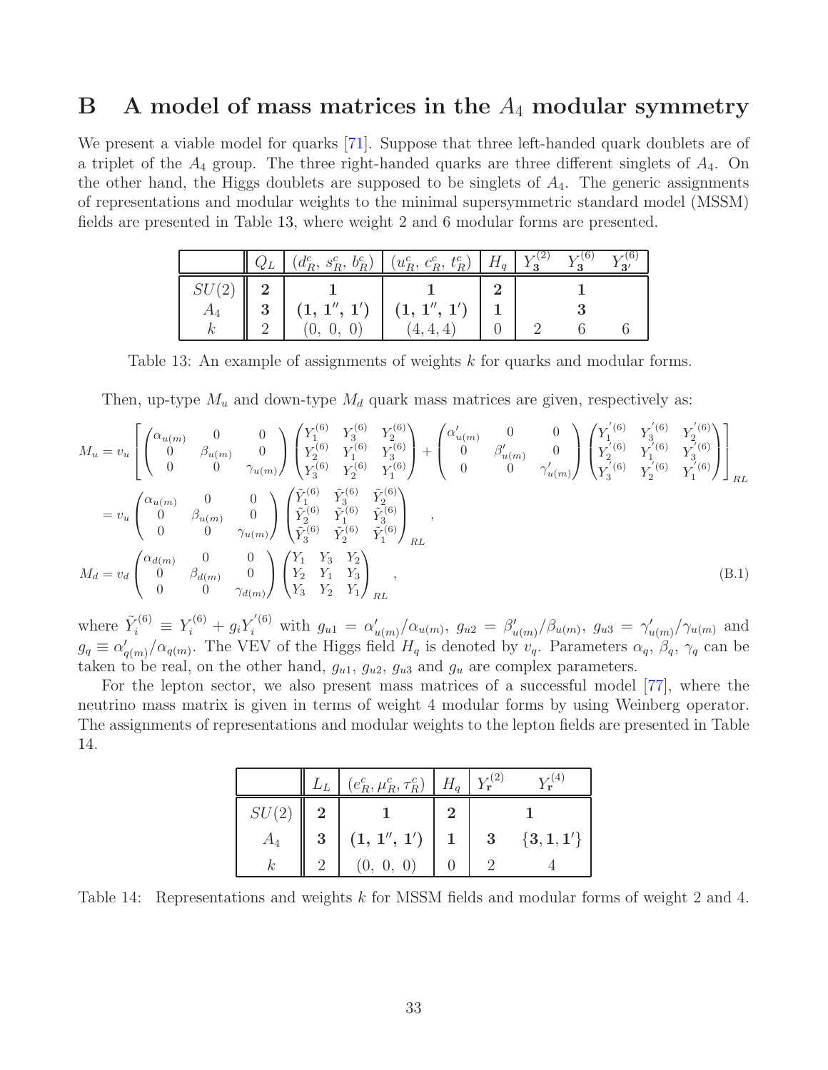# B A model of mass matrices in the $A_4$ modular symmetry

We present a viable model for quarks [71]. Suppose that three left-handed quark doublets are of a triplet of the $A_4$ group. The three right-handed quarks are three different singlets of $A_4$. On the other hand, the Higgs doublets are supposed to be singlets of $A_4$. The generic assignments of representations and modular weights to the minimal supersymmetric standard model (MSSM) fields are presented in Table 13, where weight 2 and 6 modular forms are presented.

| | $Q_L$ | $(d_R^c,\ s_R^c,\ b_R^c)$ | $(u_R^c,\ c_R^c,\ t_R^c)$ | $H_q$ | $Y_{\mathbf{3}}^{(2)}$ | $Y_{\mathbf{3}}^{(6)}$ | $Y_{\mathbf{3'}}^{(6)}$ |
|---|---|---|---|---|---|---|---|
| $SU(2)$ | $\mathbf{2}$ | $\mathbf{1}$ | $\mathbf{1}$ | $\mathbf{2}$ | | $\mathbf{1}$ | |
| $A_4$ | $\mathbf{3}$ | $(\mathbf{1},\ \mathbf{1''},\ \mathbf{1'})$ | $(\mathbf{1},\ \mathbf{1''},\ \mathbf{1'})$ | $\mathbf{1}$ | | $\mathbf{3}$ | |
| $k$ | 2 | $(0,\ 0,\ 0)$ | $(4, 4, 4)$ | 0 | 2 | 6 | 6 |

Table 13: An example of assignments of weights $k$ for quarks and modular forms.

Then, up-type $M_u$ and down-type $M_d$ quark mass matrices are given, respectively as:

$$
\begin{aligned}
M_u &= v_u \left[ \begin{pmatrix} \alpha_{u(m)} & 0 & 0 \\ 0 & \beta_{u(m)} & 0 \\ 0 & 0 & \gamma_{u(m)} \end{pmatrix} \begin{pmatrix} Y_1^{(6)} & Y_3^{(6)} & Y_2^{(6)} \\ Y_2^{(6)} & Y_1^{(6)} & Y_3^{(6)} \\ Y_3^{(6)} & Y_2^{(6)} & Y_1^{(6)} \end{pmatrix} + \begin{pmatrix} \alpha'_{u(m)} & 0 & 0 \\ 0 & \beta'_{u(m)} & 0 \\ 0 & 0 & \gamma'_{u(m)} \end{pmatrix} \begin{pmatrix} Y_1^{'(6)} & Y_3^{'(6)} & Y_2^{'(6)} \\ Y_2^{'(6)} & Y_1^{'(6)} & Y_3^{'(6)} \\ Y_3^{'(6)} & Y_2^{'(6)} & Y_1^{'(6)} \end{pmatrix} \right]_{RL} \\
&= v_u \begin{pmatrix} \alpha_{u(m)} & 0 & 0 \\ 0 & \beta_{u(m)} & 0 \\ 0 & 0 & \gamma_{u(m)} \end{pmatrix} \begin{pmatrix} \tilde{Y}_1^{(6)} & \tilde{Y}_3^{(6)} & \tilde{Y}_2^{(6)} \\ \tilde{Y}_2^{(6)} & \tilde{Y}_1^{(6)} & \tilde{Y}_3^{(6)} \\ \tilde{Y}_3^{(6)} & \tilde{Y}_2^{(6)} & \tilde{Y}_1^{(6)} \end{pmatrix}_{RL}, \\
M_d &= v_d \begin{pmatrix} \alpha_{d(m)} & 0 & 0 \\ 0 & \beta_{d(m)} & 0 \\ 0 & 0 & \gamma_{d(m)} \end{pmatrix} \begin{pmatrix} Y_1 & Y_3 & Y_2 \\ Y_2 & Y_1 & Y_3 \\ Y_3 & Y_2 & Y_1 \end{pmatrix}_{RL},
\end{aligned}
\tag{B.1}
$$

where $\tilde{Y}_i^{(6)} \equiv Y_i^{(6)} + g_i Y_i^{'(6)}$ with $g_{u1} = \alpha'_{u(m)}/\alpha_{u(m)},\ g_{u2} = \beta'_{u(m)}/\beta_{u(m)},\ g_{u3} = \gamma'_{u(m)}/\gamma_{u(m)}$ and $g_q \equiv \alpha'_{q(m)}/\alpha_{q(m)}$. The VEV of the Higgs field $H_q$ is denoted by $v_q$. Parameters $\alpha_q$, $\beta_q$, $\gamma_q$ can be taken to be real, on the other hand, $g_{u1}$, $g_{u2}$, $g_{u3}$ and $g_u$ are complex parameters.

For the lepton sector, we also present mass matrices of a successful model [77], where the neutrino mass matrix is given in terms of weight 4 modular forms by using Weinberg operator. The assignments of representations and modular weights to the lepton fields are presented in Table 14.

| | $L_L$ | $(e_R^c, \mu_R^c, \tau_R^c)$ | $H_q$ | $Y_{\mathbf{r}}^{(2)}$ | $Y_{\mathbf{r}}^{(4)}$ |
|---|---|---|---|---|---|
| $SU(2)$ | $\mathbf{2}$ | $\mathbf{1}$ | $\mathbf{2}$ | | $\mathbf{1}$ |
| $A_4$ | $\mathbf{3}$ | $(\mathbf{1},\ \mathbf{1''},\ \mathbf{1'})$ | $\mathbf{1}$ | $\mathbf{3}$ | $\{\mathbf{3}, \mathbf{1}, \mathbf{1'}\}$ |
| $k$ | 2 | $(0,\ 0,\ 0)$ | 0 | 2 | 4 |

Table 14: Representations and weights $k$ for MSSM fields and modular forms of weight 2 and 4.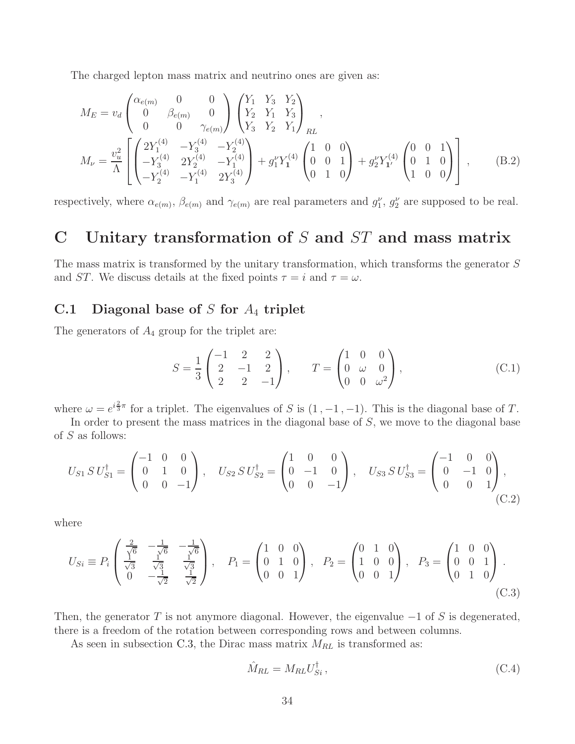The charged lepton mass matrix and neutrino ones are given as:

$$
\begin{aligned}
M_E &= v_d \begin{pmatrix} \alpha_{e(m)} & 0 & 0 \\ 0 & \beta_{e(m)} & 0 \\ 0 & 0 & \gamma_{e(m)} \end{pmatrix} \begin{pmatrix} Y_1 & Y_3 & Y_2 \\ Y_2 & Y_1 & Y_3 \\ Y_3 & Y_2 & Y_1 \end{pmatrix}_{RL} , \\
M_\nu &= \frac{v_u^2}{\Lambda} \left[ \begin{pmatrix} 2Y_1^{(4)} & -Y_3^{(4)} & -Y_2^{(4)} \\ -Y_3^{(4)} & 2Y_2^{(4)} & -Y_1^{(4)} \\ -Y_2^{(4)} & -Y_1^{(4)} & 2Y_3^{(4)} \end{pmatrix} + g_1^\nu Y_{\mathbf{1}}^{(4)} \begin{pmatrix} 1 & 0 & 0 \\ 0 & 0 & 1 \\ 0 & 1 & 0 \end{pmatrix} + g_2^\nu Y_{\mathbf{1}'}^{(4)} \begin{pmatrix} 0 & 0 & 1 \\ 0 & 1 & 0 \\ 1 & 0 & 0 \end{pmatrix} \right] ,
\end{aligned}
\tag{B.2}
$$

respectively, where $\alpha_{e(m)}$, $\beta_{e(m)}$ and $\gamma_{e(m)}$ are real parameters and $g_1^\nu$, $g_2^\nu$ are supposed to be real.

# C Unitary transformation of $S$ and $ST$ and mass matrix

The mass matrix is transformed by the unitary transformation, which transforms the generator $S$ and $ST$. We discuss details at the fixed points $\tau = i$ and $\tau = \omega$.

## C.1 Diagonal base of $S$ for $A_4$ triplet

The generators of $A_4$ group for the triplet are:

$$
S = \frac{1}{3} \begin{pmatrix} -1 & 2 & 2 \\ 2 & -1 & 2 \\ 2 & 2 & -1 \end{pmatrix} , \qquad T = \begin{pmatrix} 1 & 0 & 0 \\ 0 & \omega & 0 \\ 0 & 0 & \omega^2 \end{pmatrix} ,
\tag{C.1}
$$

where $\omega = e^{i\frac{2}{3}\pi}$ for a triplet. The eigenvalues of $S$ is $(1, -1, -1)$. This is the diagonal base of $T$.

In order to present the mass matrices in the diagonal base of $S$, we move to the diagonal base of $S$ as follows:

$$
U_{S1}\, S\, U_{S1}^\dagger = \begin{pmatrix} -1 & 0 & 0 \\ 0 & 1 & 0 \\ 0 & 0 & -1 \end{pmatrix} , \quad U_{S2}\, S\, U_{S2}^\dagger = \begin{pmatrix} 1 & 0 & 0 \\ 0 & -1 & 0 \\ 0 & 0 & -1 \end{pmatrix} , \quad U_{S3}\, S\, U_{S3}^\dagger = \begin{pmatrix} -1 & 0 & 0 \\ 0 & -1 & 0 \\ 0 & 0 & 1 \end{pmatrix} ,
\tag{C.2}
$$

where

$$
U_{Si} \equiv P_i \begin{pmatrix} \frac{2}{\sqrt{6}} & -\frac{1}{\sqrt{6}} & -\frac{1}{\sqrt{6}} \\ \frac{1}{\sqrt{3}} & \frac{1}{\sqrt{3}} & \frac{1}{\sqrt{3}} \\ 0 & -\frac{1}{\sqrt{2}} & \frac{1}{\sqrt{2}} \end{pmatrix} , \quad P_1 = \begin{pmatrix} 1 & 0 & 0 \\ 0 & 1 & 0 \\ 0 & 0 & 1 \end{pmatrix} , \quad P_2 = \begin{pmatrix} 0 & 1 & 0 \\ 1 & 0 & 0 \\ 0 & 0 & 1 \end{pmatrix} , \quad P_3 = \begin{pmatrix} 1 & 0 & 0 \\ 0 & 0 & 1 \\ 0 & 1 & 0 \end{pmatrix} .
\tag{C.3}
$$

Then, the generator $T$ is not anymore diagonal. However, the eigenvalue $-1$ of $S$ is degenerated, there is a freedom of the rotation between corresponding rows and between columns.

As seen in subsection C.3, the Dirac mass matrix $M_{RL}$ is transformed as:

$$
\hat{M}_{RL} = M_{RL} U_{Si}^\dagger ,
\tag{C.4}
$$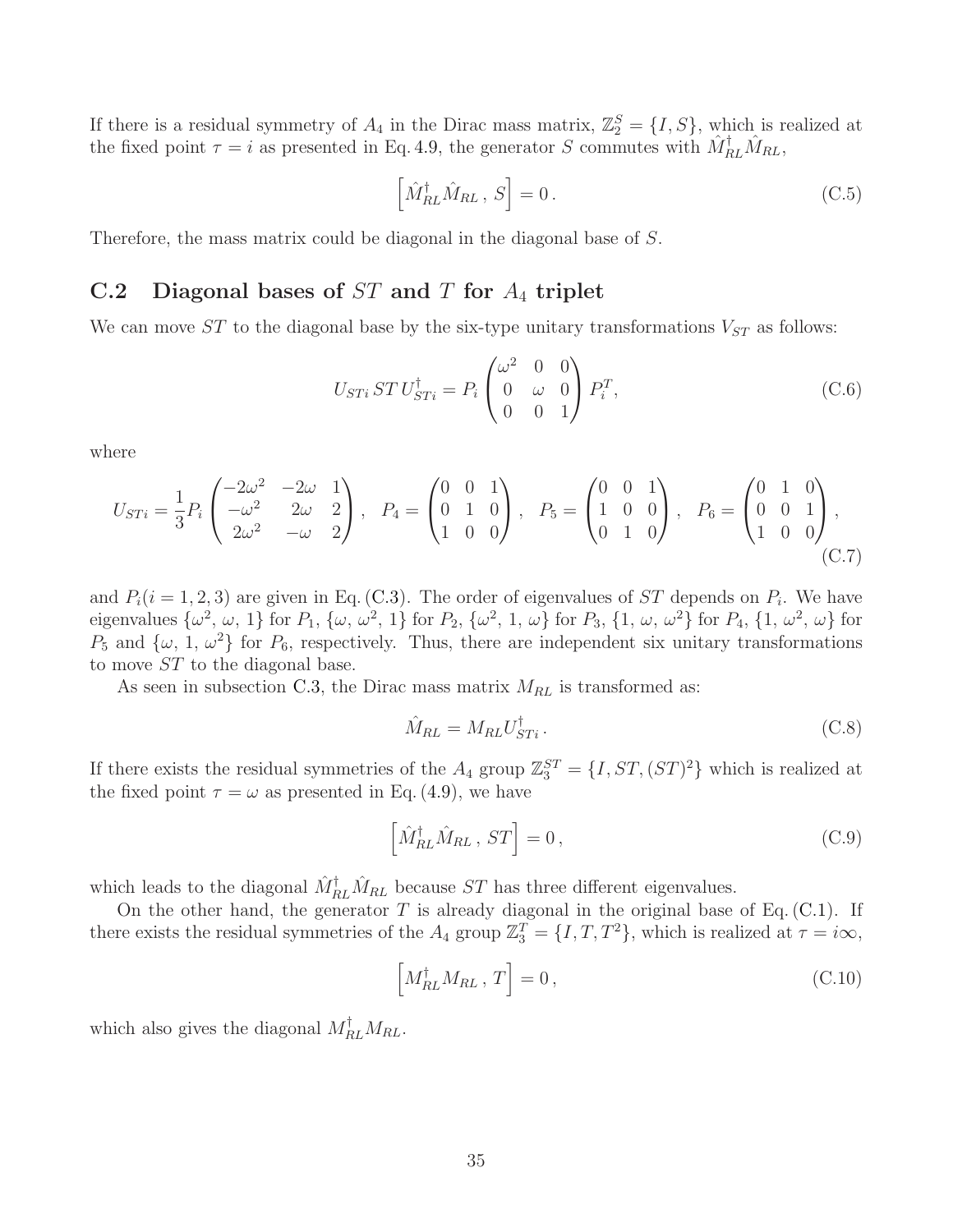If there is a residual symmetry of $A_4$ in the Dirac mass matrix, $\mathbb{Z}_2^S = \{I, S\}$, which is realized at the fixed point $\tau = i$ as presented in Eq. 4.9, the generator $S$ commutes with $\hat{M}_{RL}^\dagger \hat{M}_{RL}$,

$$
\left[\hat{M}_{RL}^\dagger \hat{M}_{RL}\,,\, S\right] = 0\,. \tag{C.5}
$$

Therefore, the mass matrix could be diagonal in the diagonal base of $S$.

## C.2 Diagonal bases of $ST$ and $T$ for $A_4$ triplet

We can move $ST$ to the diagonal base by the six-type unitary transformations $V_{ST}$ as follows:

$$
U_{STi}\, ST\, U_{STi}^\dagger = P_i \begin{pmatrix} \omega^2 & 0 & 0 \\ 0 & \omega & 0 \\ 0 & 0 & 1 \end{pmatrix} P_i^T, \tag{C.6}
$$

where

$$
U_{STi} = \frac{1}{3} P_i \begin{pmatrix} -2\omega^2 & -2\omega & 1 \\ -\omega^2 & 2\omega & 2 \\ 2\omega^2 & -\omega & 2 \end{pmatrix}, \quad P_4 = \begin{pmatrix} 0 & 0 & 1 \\ 0 & 1 & 0 \\ 1 & 0 & 0 \end{pmatrix}, \quad P_5 = \begin{pmatrix} 0 & 0 & 1 \\ 1 & 0 & 0 \\ 0 & 1 & 0 \end{pmatrix}, \quad P_6 = \begin{pmatrix} 0 & 1 & 0 \\ 0 & 0 & 1 \\ 1 & 0 & 0 \end{pmatrix}, \tag{C.7}
$$

and $P_i (i = 1, 2, 3)$ are given in Eq. (C.3). The order of eigenvalues of $ST$ depends on $P_i$. We have eigenvalues $\{\omega^2, \omega, 1\}$ for $P_1$, $\{\omega, \omega^2, 1\}$ for $P_2$, $\{\omega^2, 1, \omega\}$ for $P_3$, $\{1, \omega, \omega^2\}$ for $P_4$, $\{1, \omega^2, \omega\}$ for $P_5$ and $\{\omega, 1, \omega^2\}$ for $P_6$, respectively. Thus, there are independent six unitary transformations to move $ST$ to the diagonal base.

As seen in subsection C.3, the Dirac mass matrix $M_{RL}$ is transformed as:

$$
\hat{M}_{RL} = M_{RL} U_{STi}^\dagger\,. \tag{C.8}
$$

If there exists the residual symmetries of the $A_4$ group $\mathbb{Z}_3^{ST} = \{I, ST, (ST)^2\}$ which is realized at the fixed point $\tau = \omega$ as presented in Eq. (4.9), we have

$$
\left[\hat{M}_{RL}^\dagger \hat{M}_{RL}\,,\, ST\right] = 0\,, \tag{C.9}
$$

which leads to the diagonal $\hat{M}_{RL}^\dagger \hat{M}_{RL}$ because $ST$ has three different eigenvalues.

On the other hand, the generator $T$ is already diagonal in the original base of Eq. (C.1). If there exists the residual symmetries of the $A_4$ group $\mathbb{Z}_3^T = \{I, T, T^2\}$, which is realized at $\tau = i\infty$,

$$
\left[M_{RL}^\dagger M_{RL}\,,\, T\right] = 0\,, \tag{C.10}
$$

which also gives the diagonal $M_{RL}^\dagger M_{RL}$.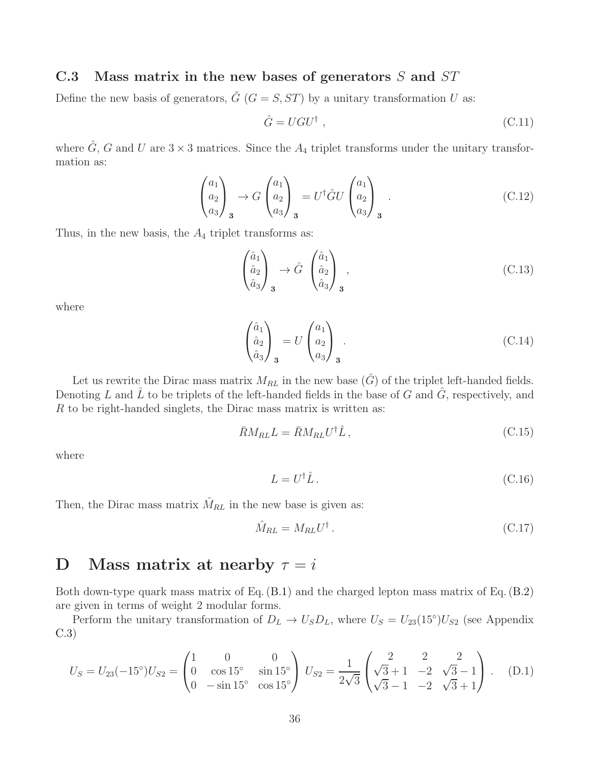### C.3 Mass matrix in the new bases of generators $S$ and $ST$

Define the new basis of generators, $\tilde{G}$ ($G = S, ST$) by a unitary transformation $U$ as:

$$\hat{G} = UGU^\dagger \,, \tag{C.11}$$

where $\hat{G}$, $G$ and $U$ are $3 \times 3$ matrices. Since the $A_4$ triplet transforms under the unitary transformation as:

$$\begin{pmatrix} a_1 \\ a_2 \\ a_3 \end{pmatrix}_{\mathbf{3}} \to G \begin{pmatrix} a_1 \\ a_2 \\ a_3 \end{pmatrix}_{\mathbf{3}} = U^\dagger \hat{G} U \begin{pmatrix} a_1 \\ a_2 \\ a_3 \end{pmatrix}_{\mathbf{3}} \,. \tag{C.12}$$

Thus, in the new basis, the $A_4$ triplet transforms as:

$$\begin{pmatrix} \hat{a}_1 \\ \hat{a}_2 \\ \hat{a}_3 \end{pmatrix}_{\mathbf{3}} \to \hat{G} \begin{pmatrix} \hat{a}_1 \\ \hat{a}_2 \\ \hat{a}_3 \end{pmatrix}_{\mathbf{3}} \,, \tag{C.13}$$

where

$$\begin{pmatrix} \hat{a}_1 \\ \hat{a}_2 \\ \hat{a}_3 \end{pmatrix}_{\mathbf{3}} = U \begin{pmatrix} a_1 \\ a_2 \\ a_3 \end{pmatrix}_{\mathbf{3}} \,. \tag{C.14}$$

Let us rewrite the Dirac mass matrix $M_{RL}$ in the new base ($\hat{G}$) of the triplet left-handed fields. Denoting $L$ and $\hat{L}$ to be triplets of the left-handed fields in the base of $G$ and $\hat{G}$, respectively, and $R$ to be right-handed singlets, the Dirac mass matrix is written as:

$$\bar{R} M_{RL} L = \bar{R} M_{RL} U^\dagger \hat{L} \,, \tag{C.15}$$

where

$$L = U^\dagger \hat{L} \,. \tag{C.16}$$

Then, the Dirac mass matrix $\hat{M}_{RL}$ in the new base is given as:

$$\hat{M}_{RL} = M_{RL} U^\dagger \,. \tag{C.17}$$

# D Mass matrix at nearby $\tau = i$

Both down-type quark mass matrix of Eq. (B.1) and the charged lepton mass matrix of Eq. (B.2) are given in terms of weight 2 modular forms.

Perform the unitary transformation of $D_L \to U_S D_L$, where $U_S = U_{23}(15^\circ) U_{S2}$ (see Appendix C.3)

$$U_S = U_{23}(-15^\circ) U_{S2} = \begin{pmatrix} 1 & 0 & 0 \\ 0 & \cos 15^\circ & \sin 15^\circ \\ 0 & -\sin 15^\circ & \cos 15^\circ \end{pmatrix} \; U_{S2} = \frac{1}{2\sqrt{3}} \begin{pmatrix} 2 & 2 & 2 \\ \sqrt{3}+1 & -2 & \sqrt{3}-1 \\ \sqrt{3}-1 & -2 & \sqrt{3}+1 \end{pmatrix} \,. \tag{D.1}$$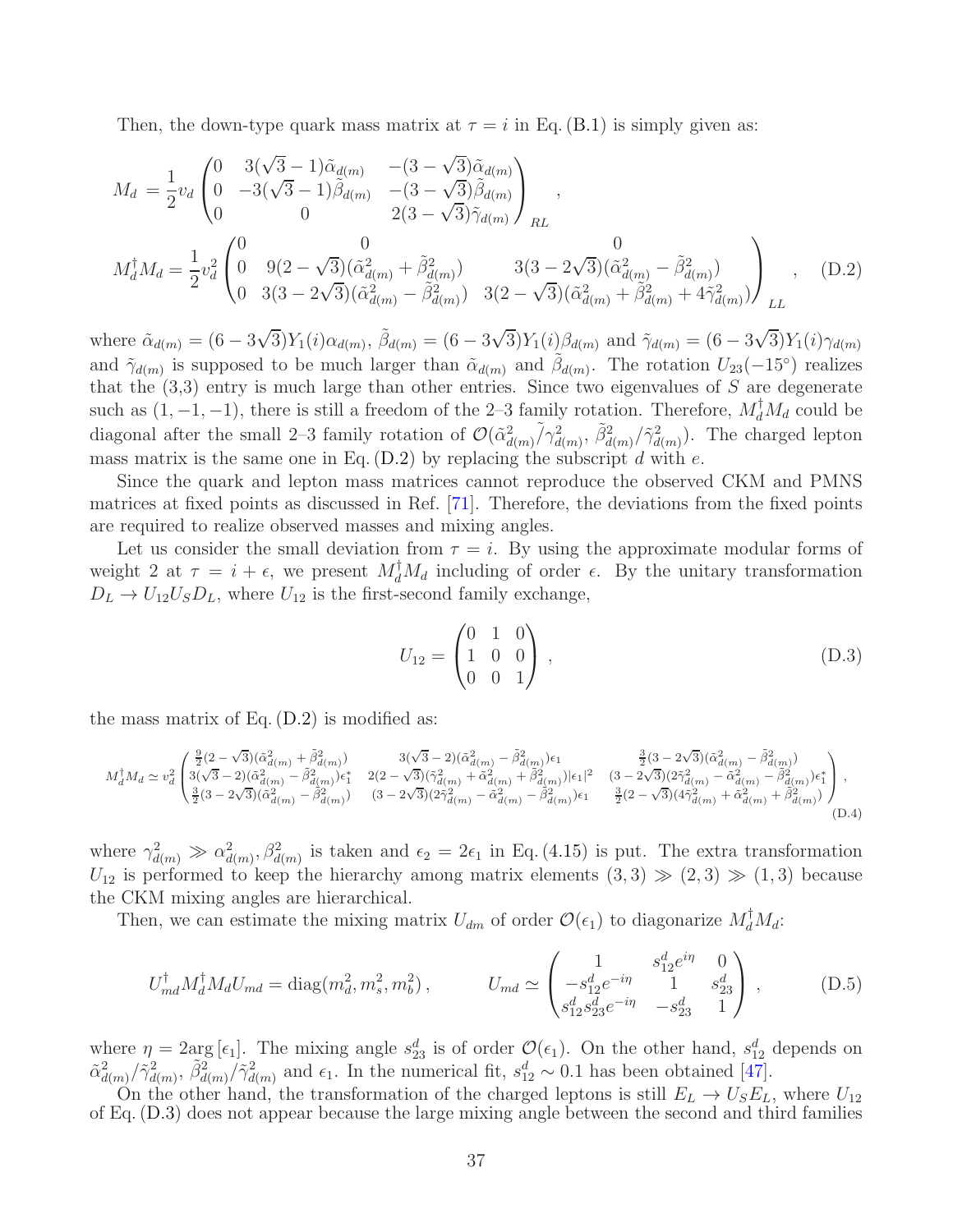Then, the down-type quark mass matrix at $\tau = i$ in Eq. (B.1) is simply given as:

$$
\begin{aligned}
M_d &= \frac{1}{2} v_d \begin{pmatrix} 0 & 3(\sqrt{3}-1)\tilde{\alpha}_{d(m)} & -(3-\sqrt{3})\tilde{\alpha}_{d(m)} \\ 0 & -3(\sqrt{3}-1)\tilde{\beta}_{d(m)} & -(3-\sqrt{3})\tilde{\beta}_{d(m)} \\ 0 & 0 & 2(3-\sqrt{3})\tilde{\gamma}_{d(m)} \end{pmatrix}_{RL} , \\
M_d^\dagger M_d &= \frac{1}{2} v_d^2 \begin{pmatrix} 0 & 0 & 0 \\ 0 & 9(2-\sqrt{3})(\tilde{\alpha}_{d(m)}^2 + \tilde{\beta}_{d(m)}^2) & 3(3-2\sqrt{3})(\tilde{\alpha}_{d(m)}^2 - \tilde{\beta}_{d(m)}^2) \\ 0 & 3(3-2\sqrt{3})(\tilde{\alpha}_{d(m)}^2 - \tilde{\beta}_{d(m)}^2) & 3(2-\sqrt{3})(\tilde{\alpha}_{d(m)}^2 + \tilde{\beta}_{d(m)}^2 + 4\tilde{\gamma}_{d(m)}^2) \end{pmatrix}_{LL} ,
\end{aligned}
\tag{D.2}
$$

where $\tilde{\alpha}_{d(m)} = (6-3\sqrt{3})Y_1(i)\alpha_{d(m)}$, $\tilde{\beta}_{d(m)} = (6-3\sqrt{3})Y_1(i)\beta_{d(m)}$ and $\tilde{\gamma}_{d(m)} = (6-3\sqrt{3})Y_1(i)\gamma_{d(m)}$ and $\tilde{\gamma}_{d(m)}$ is supposed to be much larger than $\tilde{\alpha}_{d(m)}$ and $\tilde{\beta}_{d(m)}$. The rotation $U_{23}(-15^\circ)$ realizes that the (3,3) entry is much large than other entries. Since two eigenvalues of $S$ are degenerate such as $(1,-1,-1)$, there is still a freedom of the 2–3 family rotation. Therefore, $M_d^\dagger M_d$ could be diagonal after the small 2–3 family rotation of $\mathcal{O}(\tilde{\alpha}_{d(m)}^2/\tilde{\gamma}_{d(m)}^2, \tilde{\beta}_{d(m)}^2/\tilde{\gamma}_{d(m)}^2)$. The charged lepton mass matrix is the same one in Eq. (D.2) by replacing the subscript $d$ with $e$.

Since the quark and lepton mass matrices cannot reproduce the observed CKM and PMNS matrices at fixed points as discussed in Ref. [71]. Therefore, the deviations from the fixed points are required to realize observed masses and mixing angles.

Let us consider the small deviation from $\tau = i$. By using the approximate modular forms of weight 2 at $\tau = i + \epsilon$, we present $M_d^\dagger M_d$ including of order $\epsilon$. By the unitary transformation $D_L \to U_{12} U_S D_L$, where $U_{12}$ is the first-second family exchange,

$$
U_{12} = \begin{pmatrix} 0 & 1 & 0 \\ 1 & 0 & 0 \\ 0 & 0 & 1 \end{pmatrix} ,
\tag{D.3}
$$

the mass matrix of Eq. (D.2) is modified as:

$$
M_d^\dagger M_d \simeq v_d^2 \begin{pmatrix} \frac{9}{2}(2-\sqrt{3})(\tilde{\alpha}_{d(m)}^2 + \tilde{\beta}_{d(m)}^2) & 3(\sqrt{3}-2)(\tilde{\alpha}_{d(m)}^2 - \tilde{\beta}_{d(m)}^2)\epsilon_1 & \frac{3}{2}(3-2\sqrt{3})(\tilde{\alpha}_{d(m)}^2 - \tilde{\beta}_{d(m)}^2) \\ 3(\sqrt{3}-2)(\tilde{\alpha}_{d(m)}^2 - \tilde{\beta}_{d(m)}^2)\epsilon_1^* & 2(2-\sqrt{3})(\tilde{\gamma}_{d(m)}^2 + \tilde{\alpha}_{d(m)}^2 + \tilde{\beta}_{d(m)}^2)|\epsilon_1|^2 & (3-2\sqrt{3})(2\tilde{\gamma}_{d(m)}^2 - \tilde{\alpha}_{d(m)}^2 - \tilde{\beta}_{d(m)}^2)\epsilon_1^* \\ \frac{3}{2}(3-2\sqrt{3})(\tilde{\alpha}_{d(m)}^2 - \tilde{\beta}_{d(m)}^2) & (3-2\sqrt{3})(2\tilde{\gamma}_{d(m)}^2 - \tilde{\alpha}_{d(m)}^2 - \tilde{\beta}_{d(m)}^2)\epsilon_1 & \frac{3}{2}(2-\sqrt{3})(4\tilde{\gamma}_{d(m)}^2 + \tilde{\alpha}_{d(m)}^2 + \tilde{\beta}_{d(m)}^2) \end{pmatrix} ,
\tag{D.4}
$$

where $\gamma_{d(m)}^2 \gg \alpha_{d(m)}^2, \beta_{d(m)}^2$ is taken and $\epsilon_2 = 2\epsilon_1$ in Eq. (4.15) is put. The extra transformation $U_{12}$ is performed to keep the hierarchy among matrix elements $(3,3) \gg (2,3) \gg (1,3)$ because the CKM mixing angles are hierarchical.

Then, we can estimate the mixing matrix $U_{dm}$ of order $\mathcal{O}(\epsilon_1)$ to diagonarize $M_d^\dagger M_d$:

$$
U_{md}^\dagger M_d^\dagger M_d U_{md} = \mathrm{diag}(m_d^2, m_s^2, m_b^2) , \qquad U_{md} \simeq \begin{pmatrix} 1 & s_{12}^d e^{i\eta} & 0 \\ -s_{12}^d e^{-i\eta} & 1 & s_{23}^d \\ s_{12}^d s_{23}^d e^{-i\eta} & -s_{23}^d & 1 \end{pmatrix} ,
\tag{D.5}
$$

where $\eta = 2\arg[\epsilon_1]$. The mixing angle $s_{23}^d$ is of order $\mathcal{O}(\epsilon_1)$. On the other hand, $s_{12}^d$ depends on $\tilde{\alpha}_{d(m)}^2/\tilde{\gamma}_{d(m)}^2$, $\tilde{\beta}_{d(m)}^2/\tilde{\gamma}_{d(m)}^2$ and $\epsilon_1$. In the numerical fit, $s_{12}^d \sim 0.1$ has been obtained [47].

On the other hand, the transformation of the charged leptons is still $E_L \to U_S E_L$, where $U_{12}$ of Eq. (D.3) does not appear because the large mixing angle between the second and third families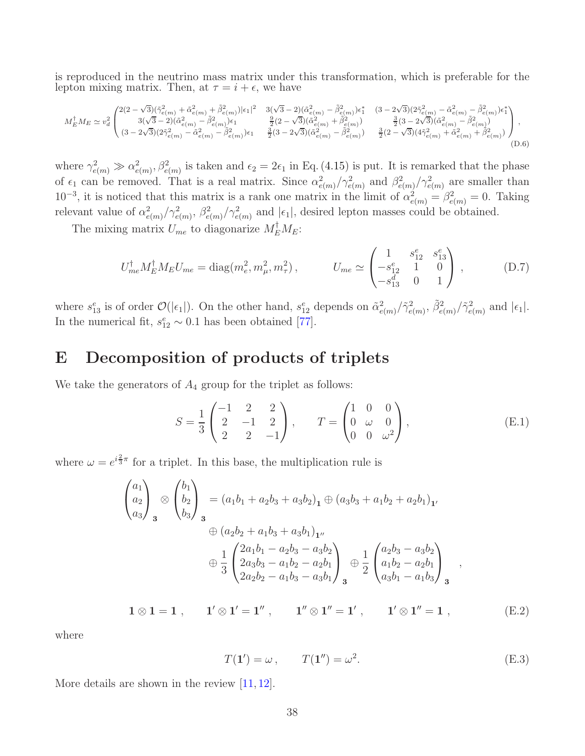is reproduced in the neutrino mass matrix under this transformation, which is preferable for the lepton mixing matrix. Then, at $\tau = i + \epsilon$, we have

$$
M_E^\dagger M_E \simeq v_d^2 \begin{pmatrix} 2(2-\sqrt{3})(\tilde{\gamma}_{e(m)}^2 + \tilde{\alpha}_{e(m)}^2 + \tilde{\beta}_{e(m)}^2)|\epsilon_1|^2 & 3(\sqrt{3}-2)(\tilde{\alpha}_{e(m)}^2 - \tilde{\beta}_{e(m)}^2)\epsilon_1^* & (3-2\sqrt{3})(2\tilde{\gamma}_{e(m)}^2 - \tilde{\alpha}_{e(m)}^2 - \tilde{\beta}_{e(m)}^2)\epsilon_1^* \\ 3(\sqrt{3}-2)(\tilde{\alpha}_{e(m)}^2 - \tilde{\beta}_{e(m)}^2)\epsilon_1 & \frac{9}{2}(2-\sqrt{3})(\tilde{\alpha}_{e(m)}^2 + \tilde{\beta}_{e(m)}^2) & \frac{3}{2}(3-2\sqrt{3})(\tilde{\alpha}_{e(m)}^2 - \tilde{\beta}_{e(m)}^2) \\ (3-2\sqrt{3})(2\tilde{\gamma}_{e(m)}^2 - \tilde{\alpha}_{e(m)}^2 - \tilde{\beta}_{e(m)}^2)\epsilon_1 & \frac{3}{2}(3-2\sqrt{3})(\tilde{\alpha}_{e(m)}^2 - \tilde{\beta}_{e(m)}^2) & \frac{3}{2}(2-\sqrt{3})(4\tilde{\gamma}_{e(m)}^2 + \tilde{\alpha}_{e(m)}^2 + \tilde{\beta}_{e(m)}^2) \end{pmatrix}, \tag{D.6}
$$

where $\gamma_{e(m)}^2 \gg \alpha_{e(m)}^2, \beta_{e(m)}^2$ is taken and $\epsilon_2 = 2\epsilon_1$ in Eq. (4.15) is put. It is remarked that the phase of $\epsilon_1$ can be removed. That is a real matrix. Since $\alpha_{e(m)}^2/\gamma_{e(m)}^2$ and $\beta_{e(m)}^2/\gamma_{e(m)}^2$ are smaller than $10^{-3}$, it is noticed that this matrix is a rank one matrix in the limit of $\alpha_{e(m)}^2 = \beta_{e(m)}^2 = 0$. Taking relevant value of $\alpha_{e(m)}^2/\gamma_{e(m)}^2$, $\beta_{e(m)}^2/\gamma_{e(m)}^2$ and $|\epsilon_1|$, desired lepton masses could be obtained.

The mixing matrix $U_{me}$ to diagonarize $M_E^\dagger M_E$:

$$
U_{me}^\dagger M_E^\dagger M_E U_{me} = \mathrm{diag}(m_e^2, m_\mu^2, m_\tau^2), \qquad U_{me} \simeq \begin{pmatrix} 1 & s_{12}^e & s_{13}^e \\ -s_{12}^e & 1 & 0 \\ -s_{13}^d & 0 & 1 \end{pmatrix}, \tag{D.7}
$$

where $s_{13}^e$ is of order $\mathcal{O}(|\epsilon_1|)$. On the other hand, $s_{12}^e$ depends on $\tilde{\alpha}_{e(m)}^2/\tilde{\gamma}_{e(m)}^2$, $\tilde{\beta}_{e(m)}^2/\tilde{\gamma}_{e(m)}^2$ and $|\epsilon_1|$. In the numerical fit, $s_{12}^e \sim 0.1$ has been obtained [77].

# E Decomposition of products of triplets

We take the generators of $A_4$ group for the triplet as follows:

$$
S = \frac{1}{3}\begin{pmatrix} -1 & 2 & 2 \\ 2 & -1 & 2 \\ 2 & 2 & -1 \end{pmatrix}, \qquad T = \begin{pmatrix} 1 & 0 & 0 \\ 0 & \omega & 0 \\ 0 & 0 & \omega^2 \end{pmatrix}, \tag{E.1}
$$

where $\omega = e^{i\frac{2}{3}\pi}$ for a triplet. In this base, the multiplication rule is

$$
\begin{aligned}
\begin{pmatrix} a_1 \\ a_2 \\ a_3 \end{pmatrix}_{\mathbf{3}} \otimes \begin{pmatrix} b_1 \\ b_2 \\ b_3 \end{pmatrix}_{\mathbf{3}} &= (a_1 b_1 + a_2 b_3 + a_3 b_2)_{\mathbf{1}} \oplus (a_3 b_3 + a_1 b_2 + a_2 b_1)_{\mathbf{1'}} \\
&\oplus (a_2 b_2 + a_1 b_3 + a_3 b_1)_{\mathbf{1''}} \\
&\oplus \frac{1}{3}\begin{pmatrix} 2a_1 b_1 - a_2 b_3 - a_3 b_2 \\ 2a_3 b_3 - a_1 b_2 - a_2 b_1 \\ 2a_2 b_2 - a_1 b_3 - a_3 b_1 \end{pmatrix}_{\mathbf{3}} \oplus \frac{1}{2}\begin{pmatrix} a_2 b_3 - a_3 b_2 \\ a_1 b_2 - a_2 b_1 \\ a_3 b_1 - a_1 b_3 \end{pmatrix}_{\mathbf{3}},
\end{aligned}
$$

$$
\mathbf{1} \otimes \mathbf{1} = \mathbf{1}, \qquad \mathbf{1'} \otimes \mathbf{1'} = \mathbf{1''}, \qquad \mathbf{1''} \otimes \mathbf{1''} = \mathbf{1'}, \qquad \mathbf{1'} \otimes \mathbf{1''} = \mathbf{1}, \tag{E.2}
$$

where

$$
T(\mathbf{1'}) = \omega, \qquad T(\mathbf{1''}) = \omega^2. \tag{E.3}
$$

More details are shown in the review [11, 12].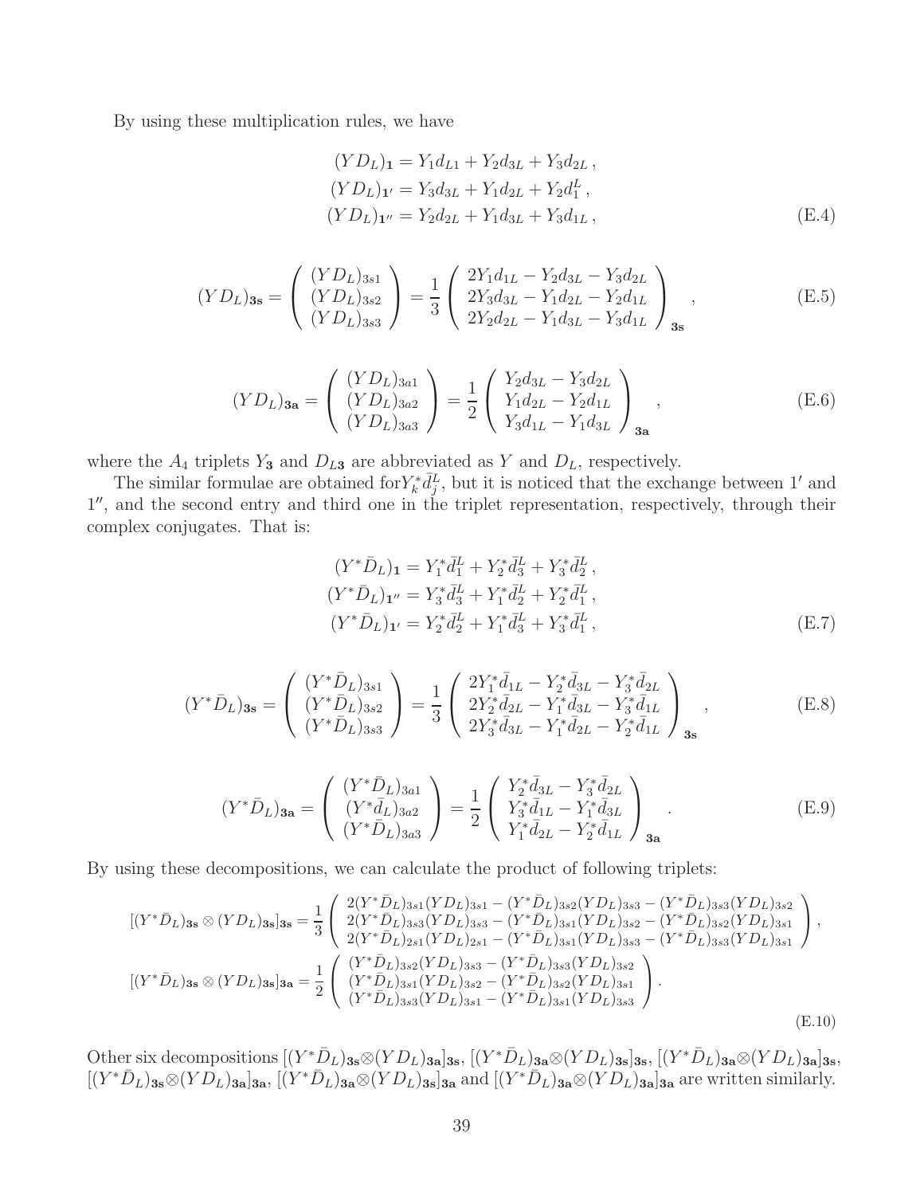By using these multiplication rules, we have

$$
\begin{aligned}
(YD_L)_{\mathbf{1}} &= Y_1 d_{L1} + Y_2 d_{3L} + Y_3 d_{2L}\,, \\
(YD_L)_{\mathbf{1'}} &= Y_3 d_{3L} + Y_1 d_{2L} + Y_2 d_1^L\,, \\
(YD_L)_{\mathbf{1''}} &= Y_2 d_{2L} + Y_1 d_{3L} + Y_3 d_{1L}\,,
\end{aligned}
\tag{E.4}
$$

$$
(YD_L)_{\mathbf{3s}} = \begin{pmatrix} (YD_L)_{3s1} \\ (YD_L)_{3s2} \\ (YD_L)_{3s3} \end{pmatrix} = \frac{1}{3}\begin{pmatrix} 2Y_1 d_{1L} - Y_2 d_{3L} - Y_3 d_{2L} \\ 2Y_3 d_{3L} - Y_1 d_{2L} - Y_2 d_{1L} \\ 2Y_2 d_{2L} - Y_1 d_{3L} - Y_3 d_{1L} \end{pmatrix}_{\mathbf{3s}}\,,
\tag{E.5}
$$

$$
(YD_L)_{\mathbf{3a}} = \begin{pmatrix} (YD_L)_{3a1} \\ (YD_L)_{3a2} \\ (YD_L)_{3a3} \end{pmatrix} = \frac{1}{2}\begin{pmatrix} Y_2 d_{3L} - Y_3 d_{2L} \\ Y_1 d_{2L} - Y_2 d_{1L} \\ Y_3 d_{1L} - Y_1 d_{3L} \end{pmatrix}_{\mathbf{3a}}\,,
\tag{E.6}
$$

where the $A_4$ triplets $Y_{\mathbf{3}}$ and $D_{L\mathbf{3}}$ are abbreviated as $Y$ and $D_L$, respectively.

The similar formulae are obtained for$Y_k^* \bar{d}_j^L$, but it is noticed that the exchange between $1'$ and $1''$, and the second entry and third one in the triplet representation, respectively, through their complex conjugates. That is:

$$
\begin{aligned}
(Y^*\bar{D}_L)_{\mathbf{1}} &= Y_1^* \bar{d}_1^L + Y_2^* \bar{d}_3^L + Y_3^* \bar{d}_2^L\,, \\
(Y^*\bar{D}_L)_{\mathbf{1''}} &= Y_3^* \bar{d}_3^L + Y_1^* \bar{d}_2^L + Y_2^* \bar{d}_1^L\,, \\
(Y^*\bar{D}_L)_{\mathbf{1'}} &= Y_2^* \bar{d}_2^L + Y_1^* \bar{d}_3^L + Y_3^* \bar{d}_1^L\,,
\end{aligned}
\tag{E.7}
$$

$$
(Y^*\bar{D}_L)_{\mathbf{3s}} = \begin{pmatrix} (Y^*\bar{D}_L)_{3s1} \\ (Y^*\bar{D}_L)_{3s2} \\ (Y^*\bar{D}_L)_{3s3} \end{pmatrix} = \frac{1}{3}\begin{pmatrix} 2Y_1^* \bar{d}_{1L} - Y_2^* \bar{d}_{3L} - Y_3^* \bar{d}_{2L} \\ 2Y_2^* \bar{d}_{2L} - Y_1^* \bar{d}_{3L} - Y_3^* \bar{d}_{1L} \\ 2Y_3^* \bar{d}_{3L} - Y_1^* \bar{d}_{2L} - Y_2^* \bar{d}_{1L} \end{pmatrix}_{\mathbf{3s}}\,,
\tag{E.8}
$$

$$
(Y^*\bar{D}_L)_{\mathbf{3a}} = \begin{pmatrix} (Y^*\bar{D}_L)_{3a1} \\ (Y^*\bar{d}_L)_{3a2} \\ (Y^*\bar{D}_L)_{3a3} \end{pmatrix} = \frac{1}{2}\begin{pmatrix} Y_2^* \bar{d}_{3L} - Y_3^* \bar{d}_{2L} \\ Y_3^* \bar{d}_{1L} - Y_1^* \bar{d}_{3L} \\ Y_1^* \bar{d}_{2L} - Y_2^* \bar{d}_{1L} \end{pmatrix}_{\mathbf{3a}}\,.
\tag{E.9}
$$

By using these decompositions, we can calculate the product of following triplets:

$$
\begin{aligned}
[(Y^*\bar{D}_L)_{\mathbf{3s}} \otimes (YD_L)_{\mathbf{3s}}]_{\mathbf{3s}} &= \frac{1}{3}\begin{pmatrix} 2(Y^*\bar{D}_L)_{3s1}(YD_L)_{3s1} - (Y^*\bar{D}_L)_{3s2}(YD_L)_{3s3} - (Y^*\bar{D}_L)_{3s3}(YD_L)_{3s2} \\ 2(Y^*\bar{D}_L)_{3s3}(YD_L)_{3s3} - (Y^*\bar{D}_L)_{3s1}(YD_L)_{3s2} - (Y^*\bar{D}_L)_{3s2}(YD_L)_{3s1} \\ 2(Y^*\bar{D}_L)_{2s1}(YD_L)_{2s1} - (Y^*\bar{D}_L)_{3s1}(YD_L)_{3s3} - (Y^*\bar{D}_L)_{3s3}(YD_L)_{3s1} \end{pmatrix}, \\
[(Y^*\bar{D}_L)_{\mathbf{3s}} \otimes (YD_L)_{\mathbf{3s}}]_{\mathbf{3a}} &= \frac{1}{2}\begin{pmatrix} (Y^*\bar{D}_L)_{3s2}(YD_L)_{3s3} - (Y^*\bar{D}_L)_{3s3}(YD_L)_{3s2} \\ (Y^*\bar{D}_L)_{3s1}(YD_L)_{3s2} - (Y^*\bar{D}_L)_{3s2}(YD_L)_{3s1} \\ (Y^*\bar{D}_L)_{3s3}(YD_L)_{3s1} - (Y^*\bar{D}_L)_{3s1}(YD_L)_{3s3} \end{pmatrix}.
\end{aligned}
\tag{E.10}
$$

Other six decompositions $[(Y^*\bar{D}_L)_{\mathbf{3s}} \otimes (YD_L)_{\mathbf{3a}}]_{\mathbf{3s}}$, $[(Y^*\bar{D}_L)_{\mathbf{3a}} \otimes (YD_L)_{\mathbf{3s}}]_{\mathbf{3s}}$, $[(Y^*\bar{D}_L)_{\mathbf{3a}} \otimes (YD_L)_{\mathbf{3a}}]_{\mathbf{3s}}$, $[(Y^*\bar{D}_L)_{\mathbf{3s}} \otimes (YD_L)_{\mathbf{3a}}]_{\mathbf{3a}}$, $[(Y^*\bar{D}_L)_{\mathbf{3a}} \otimes (YD_L)_{\mathbf{3s}}]_{\mathbf{3a}}$ and $[(Y^*\bar{D}_L)_{\mathbf{3a}} \otimes (YD_L)_{\mathbf{3a}}]_{\mathbf{3a}}$ are written similarly.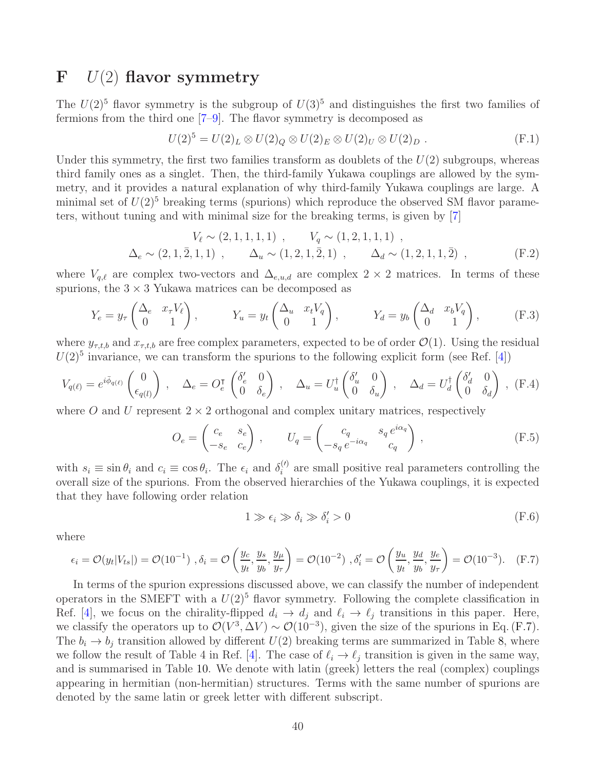# F $U(2)$ flavor symmetry

The $U(2)^5$ flavor symmetry is the subgroup of $U(3)^5$ and distinguishes the first two families of fermions from the third one [7–9]. The flavor symmetry is decomposed as

$$U(2)^5 = U(2)_L \otimes U(2)_Q \otimes U(2)_E \otimes U(2)_U \otimes U(2)_D \ . \tag{F.1}$$

Under this symmetry, the first two families transform as doublets of the $U(2)$ subgroups, whereas third family ones as a singlet. Then, the third-family Yukawa couplings are allowed by the symmetry, and it provides a natural explanation of why third-family Yukawa couplings are large. A minimal set of $U(2)^5$ breaking terms (spurions) which reproduce the observed SM flavor parameters, without tuning and with minimal size for the breaking terms, is given by [7]

$$\begin{aligned} V_\ell &\sim (2,1,1,1,1) \ , \qquad V_q \sim (1,2,1,1,1) \ , \\ \Delta_e \sim (2,1,\bar{2},1,1) \ , &\qquad \Delta_u \sim (1,2,1,\bar{2},1) \ , \qquad \Delta_d \sim (1,2,1,1,\bar{2}) \ , \end{aligned} \tag{F.2}$$

where $V_{q,\ell}$ are complex two-vectors and $\Delta_{e,u,d}$ are complex $2\times 2$ matrices. In terms of these spurions, the $3\times 3$ Yukawa matrices can be decomposed as

$$Y_e = y_\tau \begin{pmatrix} \Delta_e & x_\tau V_\ell \\ 0 & 1 \end{pmatrix}, \qquad Y_u = y_t \begin{pmatrix} \Delta_u & x_t V_q \\ 0 & 1 \end{pmatrix}, \qquad Y_d = y_b \begin{pmatrix} \Delta_d & x_b V_q \\ 0 & 1 \end{pmatrix}, \tag{F.3}$$

where $y_{\tau,t,b}$ and $x_{\tau,t,b}$ are free complex parameters, expected to be of order $\mathcal{O}(1)$. Using the residual $U(2)^5$ invariance, we can transform the spurions to the following explicit form (see Ref. [4])

$$V_{q(\ell)} = e^{i\bar{\phi}_{q(\ell)}} \begin{pmatrix} 0 \\ \epsilon_{q(l)} \end{pmatrix} \ , \quad \Delta_e = O_e^{\intercal} \begin{pmatrix} \delta_e' & 0 \\ 0 & \delta_e \end{pmatrix} \ , \quad \Delta_u = U_u^{\dagger} \begin{pmatrix} \delta_u' & 0 \\ 0 & \delta_u \end{pmatrix} \ , \quad \Delta_d = U_d^{\dagger} \begin{pmatrix} \delta_d' & 0 \\ 0 & \delta_d \end{pmatrix} \ , \tag{F.4}$$

where $O$ and $U$ represent $2\times 2$ orthogonal and complex unitary matrices, respectively

$$O_e = \begin{pmatrix} c_e & s_e \\ -s_e & c_e \end{pmatrix} \ , \qquad U_q = \begin{pmatrix} c_q & s_q \, e^{i\alpha_q} \\ -s_q \, e^{-i\alpha_q} & c_q \end{pmatrix} \ , \tag{F.5}$$

with $s_i \equiv \sin\theta_i$ and $c_i \equiv \cos\theta_i$. The $\epsilon_i$ and $\delta_i^{(\prime)}$ are small positive real parameters controlling the overall size of the spurions. From the observed hierarchies of the Yukawa couplings, it is expected that they have following order relation

$$1 \gg \epsilon_i \gg \delta_i \gg \delta_i' > 0 \tag{F.6}$$

where

$$\epsilon_i = \mathcal{O}(y_t|V_{ts}|) = \mathcal{O}(10^{-1}) \ , \delta_i = \mathcal{O}\left(\frac{y_c}{y_t}, \frac{y_s}{y_b}, \frac{y_\mu}{y_\tau}\right) = \mathcal{O}(10^{-2}) \ , \delta_i' = \mathcal{O}\left(\frac{y_u}{y_t}, \frac{y_d}{y_b}, \frac{y_e}{y_\tau}\right) = \mathcal{O}(10^{-3}). \tag{F.7}$$

In terms of the spurion expressions discussed above, we can classify the number of independent operators in the SMEFT with a $U(2)^5$ flavor symmetry. Following the complete classification in Ref. [4], we focus on the chirality-flipped $d_i \to d_j$ and $\ell_i \to \ell_j$ transitions in this paper. Here, we classify the operators up to $\mathcal{O}(V^3, \Delta V) \sim \mathcal{O}(10^{-3})$, given the size of the spurions in Eq. (F.7). The $b_i \to b_j$ transition allowed by different $U(2)$ breaking terms are summarized in Table 8, where we follow the result of Table 4 in Ref. [4]. The case of $\ell_i \to \ell_j$ transition is given in the same way, and is summarised in Table 10. We denote with latin (greek) letters the real (complex) couplings appearing in hermitian (non-hermitian) structures. Terms with the same number of spurions are denoted by the same latin or greek letter with different subscript.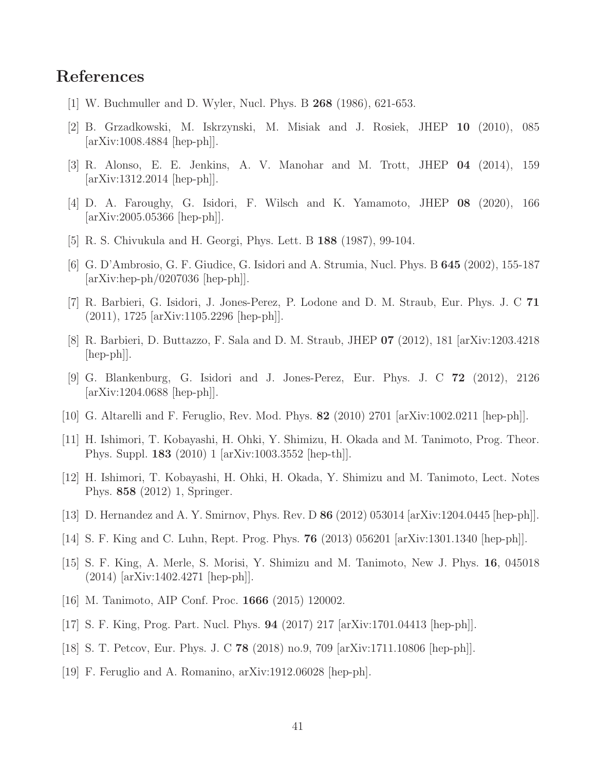# References

[1] W. Buchmuller and D. Wyler, Nucl. Phys. B **268** (1986), 621-653.

[2] B. Grzadkowski, M. Iskrzynski, M. Misiak and J. Rosiek, JHEP **10** (2010), 085 [arXiv:1008.4884 [hep-ph]].

[3] R. Alonso, E. E. Jenkins, A. V. Manohar and M. Trott, JHEP **04** (2014), 159 [arXiv:1312.2014 [hep-ph]].

[4] D. A. Faroughy, G. Isidori, F. Wilsch and K. Yamamoto, JHEP **08** (2020), 166 [arXiv:2005.05366 [hep-ph]].

[5] R. S. Chivukula and H. Georgi, Phys. Lett. B **188** (1987), 99-104.

[6] G. D'Ambrosio, G. F. Giudice, G. Isidori and A. Strumia, Nucl. Phys. B **645** (2002), 155-187 [arXiv:hep-ph/0207036 [hep-ph]].

[7] R. Barbieri, G. Isidori, J. Jones-Perez, P. Lodone and D. M. Straub, Eur. Phys. J. C **71** (2011), 1725 [arXiv:1105.2296 [hep-ph]].

[8] R. Barbieri, D. Buttazzo, F. Sala and D. M. Straub, JHEP **07** (2012), 181 [arXiv:1203.4218 [hep-ph]].

[9] G. Blankenburg, G. Isidori and J. Jones-Perez, Eur. Phys. J. C **72** (2012), 2126 [arXiv:1204.0688 [hep-ph]].

[10] G. Altarelli and F. Feruglio, Rev. Mod. Phys. **82** (2010) 2701 [arXiv:1002.0211 [hep-ph]].

[11] H. Ishimori, T. Kobayashi, H. Ohki, Y. Shimizu, H. Okada and M. Tanimoto, Prog. Theor. Phys. Suppl. **183** (2010) 1 [arXiv:1003.3552 [hep-th]].

[12] H. Ishimori, T. Kobayashi, H. Ohki, H. Okada, Y. Shimizu and M. Tanimoto, Lect. Notes Phys. **858** (2012) 1, Springer.

[13] D. Hernandez and A. Y. Smirnov, Phys. Rev. D **86** (2012) 053014 [arXiv:1204.0445 [hep-ph]].

[14] S. F. King and C. Luhn, Rept. Prog. Phys. **76** (2013) 056201 [arXiv:1301.1340 [hep-ph]].

[15] S. F. King, A. Merle, S. Morisi, Y. Shimizu and M. Tanimoto, New J. Phys. **16**, 045018 (2014) [arXiv:1402.4271 [hep-ph]].

[16] M. Tanimoto, AIP Conf. Proc. **1666** (2015) 120002.

[17] S. F. King, Prog. Part. Nucl. Phys. **94** (2017) 217 [arXiv:1701.04413 [hep-ph]].

[18] S. T. Petcov, Eur. Phys. J. C **78** (2018) no.9, 709 [arXiv:1711.10806 [hep-ph]].

[19] F. Feruglio and A. Romanino, arXiv:1912.06028 [hep-ph].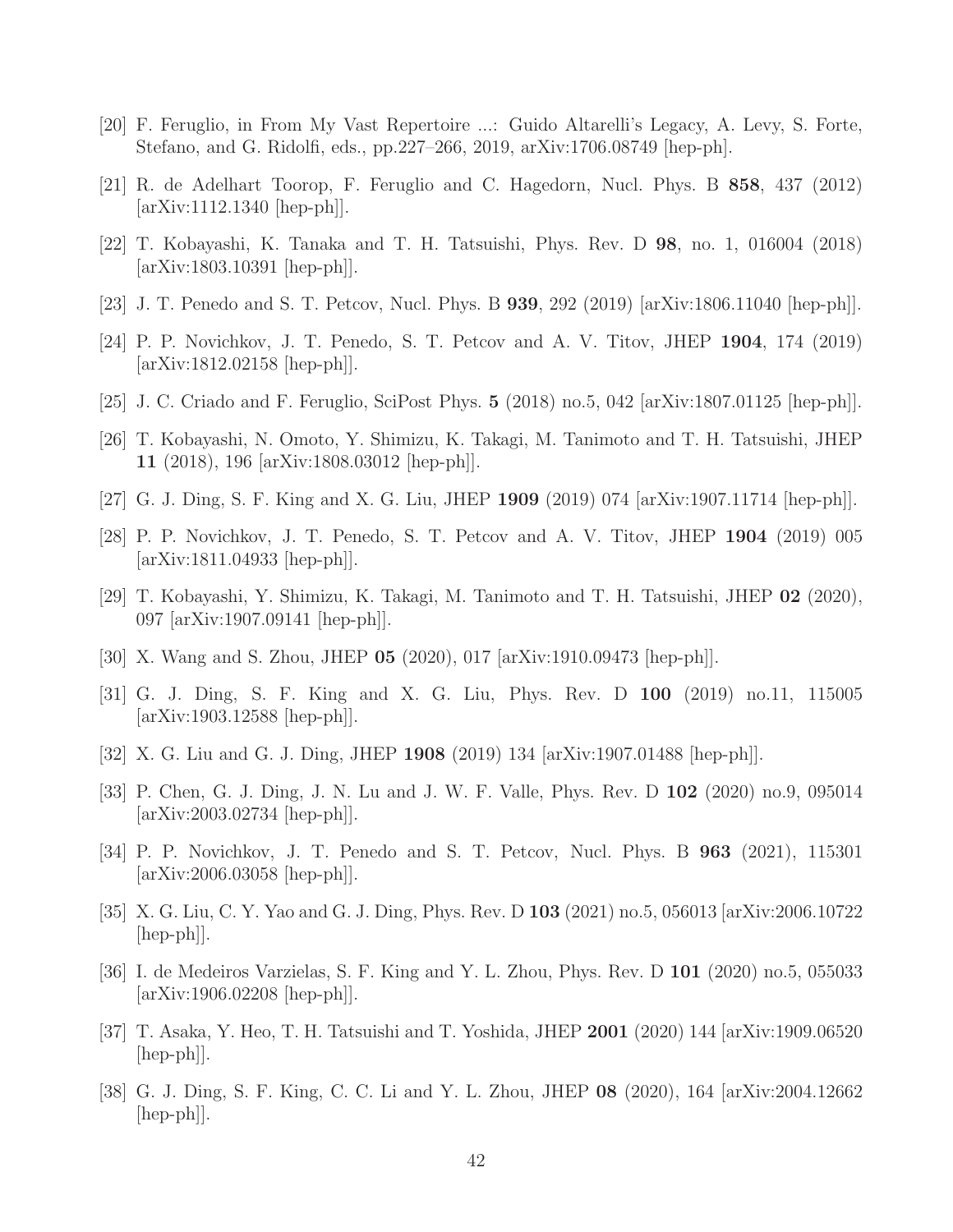[20] F. Feruglio, in From My Vast Repertoire ...: Guido Altarelli's Legacy, A. Levy, S. Forte, Stefano, and G. Ridolfi, eds., pp.227–266, 2019, arXiv:1706.08749 [hep-ph].

[21] R. de Adelhart Toorop, F. Feruglio and C. Hagedorn, Nucl. Phys. B **858**, 437 (2012) [arXiv:1112.1340 [hep-ph]].

[22] T. Kobayashi, K. Tanaka and T. H. Tatsuishi, Phys. Rev. D **98**, no. 1, 016004 (2018) [arXiv:1803.10391 [hep-ph]].

[23] J. T. Penedo and S. T. Petcov, Nucl. Phys. B **939**, 292 (2019) [arXiv:1806.11040 [hep-ph]].

[24] P. P. Novichkov, J. T. Penedo, S. T. Petcov and A. V. Titov, JHEP **1904**, 174 (2019) [arXiv:1812.02158 [hep-ph]].

[25] J. C. Criado and F. Feruglio, SciPost Phys. **5** (2018) no.5, 042 [arXiv:1807.01125 [hep-ph]].

[26] T. Kobayashi, N. Omoto, Y. Shimizu, K. Takagi, M. Tanimoto and T. H. Tatsuishi, JHEP **11** (2018), 196 [arXiv:1808.03012 [hep-ph]].

[27] G. J. Ding, S. F. King and X. G. Liu, JHEP **1909** (2019) 074 [arXiv:1907.11714 [hep-ph]].

[28] P. P. Novichkov, J. T. Penedo, S. T. Petcov and A. V. Titov, JHEP **1904** (2019) 005 [arXiv:1811.04933 [hep-ph]].

[29] T. Kobayashi, Y. Shimizu, K. Takagi, M. Tanimoto and T. H. Tatsuishi, JHEP **02** (2020), 097 [arXiv:1907.09141 [hep-ph]].

[30] X. Wang and S. Zhou, JHEP **05** (2020), 017 [arXiv:1910.09473 [hep-ph]].

[31] G. J. Ding, S. F. King and X. G. Liu, Phys. Rev. D **100** (2019) no.11, 115005 [arXiv:1903.12588 [hep-ph]].

[32] X. G. Liu and G. J. Ding, JHEP **1908** (2019) 134 [arXiv:1907.01488 [hep-ph]].

[33] P. Chen, G. J. Ding, J. N. Lu and J. W. F. Valle, Phys. Rev. D **102** (2020) no.9, 095014 [arXiv:2003.02734 [hep-ph]].

[34] P. P. Novichkov, J. T. Penedo and S. T. Petcov, Nucl. Phys. B **963** (2021), 115301 [arXiv:2006.03058 [hep-ph]].

[35] X. G. Liu, C. Y. Yao and G. J. Ding, Phys. Rev. D **103** (2021) no.5, 056013 [arXiv:2006.10722 [hep-ph]].

[36] I. de Medeiros Varzielas, S. F. King and Y. L. Zhou, Phys. Rev. D **101** (2020) no.5, 055033 [arXiv:1906.02208 [hep-ph]].

[37] T. Asaka, Y. Heo, T. H. Tatsuishi and T. Yoshida, JHEP **2001** (2020) 144 [arXiv:1909.06520 [hep-ph]].

[38] G. J. Ding, S. F. King, C. C. Li and Y. L. Zhou, JHEP **08** (2020), 164 [arXiv:2004.12662 [hep-ph]].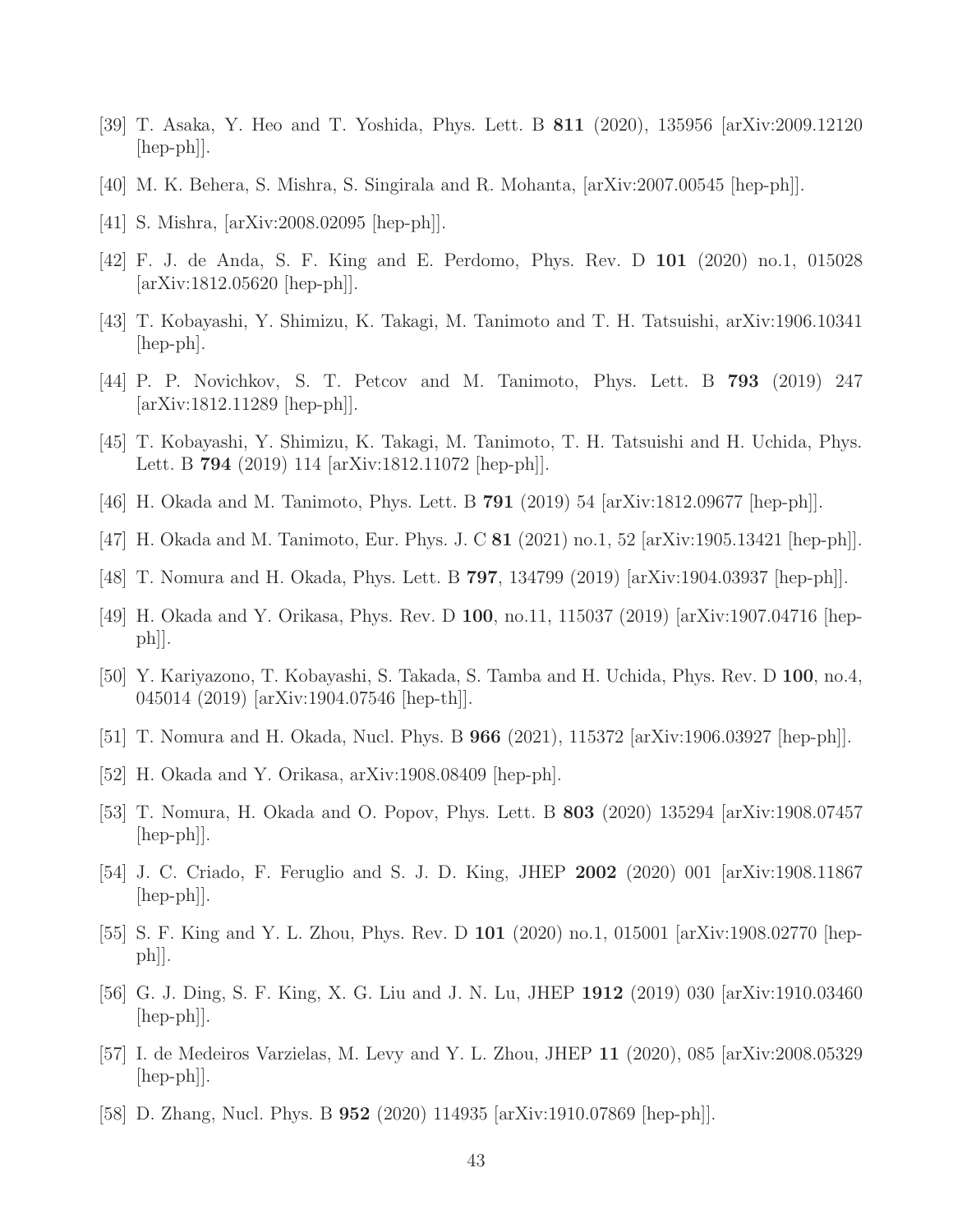[39] T. Asaka, Y. Heo and T. Yoshida, Phys. Lett. B **811** (2020), 135956 [arXiv:2009.12120 [hep-ph]].

[40] M. K. Behera, S. Mishra, S. Singirala and R. Mohanta, [arXiv:2007.00545 [hep-ph]].

[41] S. Mishra, [arXiv:2008.02095 [hep-ph]].

[42] F. J. de Anda, S. F. King and E. Perdomo, Phys. Rev. D **101** (2020) no.1, 015028 [arXiv:1812.05620 [hep-ph]].

[43] T. Kobayashi, Y. Shimizu, K. Takagi, M. Tanimoto and T. H. Tatsuishi, arXiv:1906.10341 [hep-ph].

[44] P. P. Novichkov, S. T. Petcov and M. Tanimoto, Phys. Lett. B **793** (2019) 247 [arXiv:1812.11289 [hep-ph]].

[45] T. Kobayashi, Y. Shimizu, K. Takagi, M. Tanimoto, T. H. Tatsuishi and H. Uchida, Phys. Lett. B **794** (2019) 114 [arXiv:1812.11072 [hep-ph]].

[46] H. Okada and M. Tanimoto, Phys. Lett. B **791** (2019) 54 [arXiv:1812.09677 [hep-ph]].

[47] H. Okada and M. Tanimoto, Eur. Phys. J. C **81** (2021) no.1, 52 [arXiv:1905.13421 [hep-ph]].

[48] T. Nomura and H. Okada, Phys. Lett. B **797**, 134799 (2019) [arXiv:1904.03937 [hep-ph]].

[49] H. Okada and Y. Orikasa, Phys. Rev. D **100**, no.11, 115037 (2019) [arXiv:1907.04716 [hep-ph]].

[50] Y. Kariyazono, T. Kobayashi, S. Takada, S. Tamba and H. Uchida, Phys. Rev. D **100**, no.4, 045014 (2019) [arXiv:1904.07546 [hep-th]].

[51] T. Nomura and H. Okada, Nucl. Phys. B **966** (2021), 115372 [arXiv:1906.03927 [hep-ph]].

[52] H. Okada and Y. Orikasa, arXiv:1908.08409 [hep-ph].

[53] T. Nomura, H. Okada and O. Popov, Phys. Lett. B **803** (2020) 135294 [arXiv:1908.07457 [hep-ph]].

[54] J. C. Criado, F. Feruglio and S. J. D. King, JHEP **2002** (2020) 001 [arXiv:1908.11867 [hep-ph]].

[55] S. F. King and Y. L. Zhou, Phys. Rev. D **101** (2020) no.1, 015001 [arXiv:1908.02770 [hep-ph]].

[56] G. J. Ding, S. F. King, X. G. Liu and J. N. Lu, JHEP **1912** (2019) 030 [arXiv:1910.03460 [hep-ph]].

[57] I. de Medeiros Varzielas, M. Levy and Y. L. Zhou, JHEP **11** (2020), 085 [arXiv:2008.05329 [hep-ph]].

[58] D. Zhang, Nucl. Phys. B **952** (2020) 114935 [arXiv:1910.07869 [hep-ph]].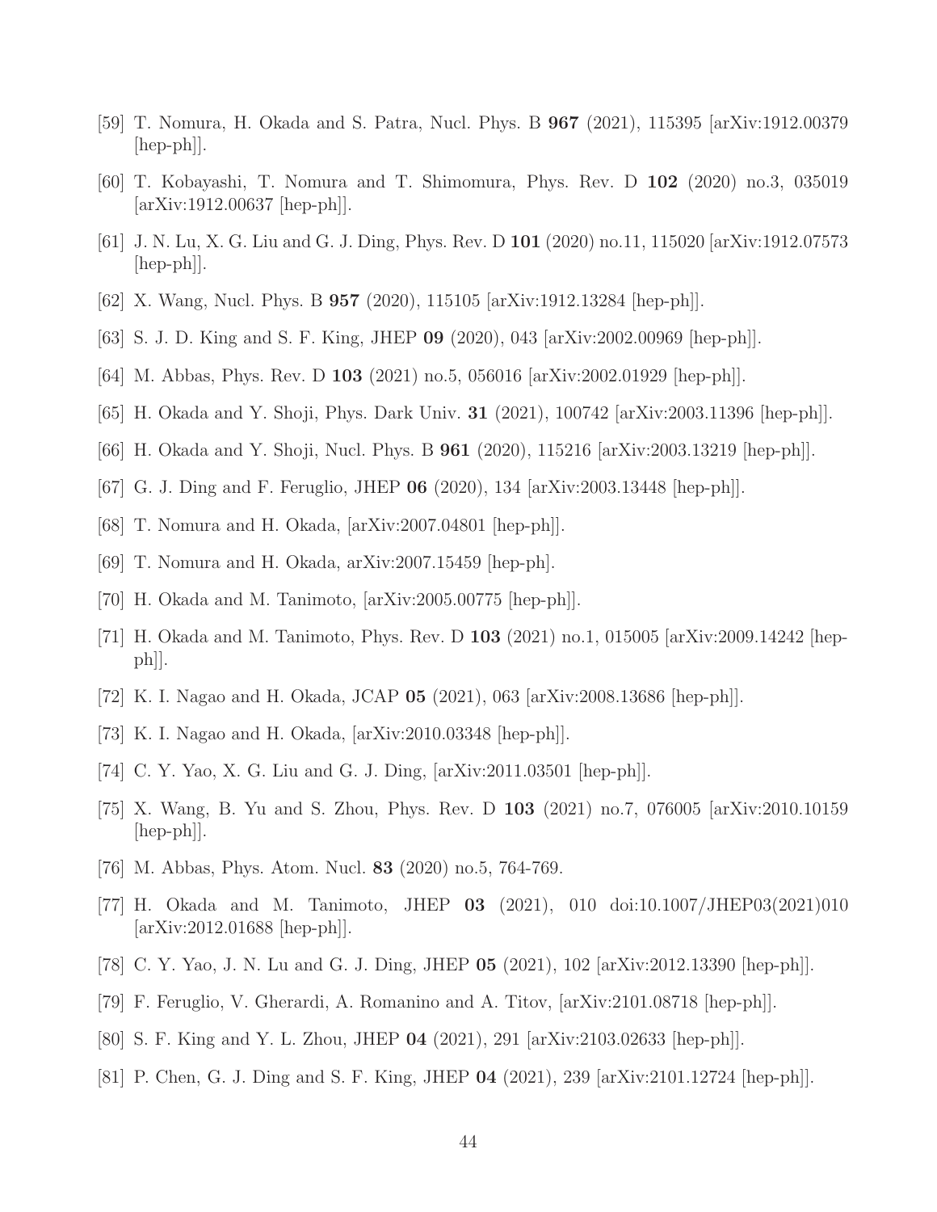[59] T. Nomura, H. Okada and S. Patra, Nucl. Phys. B **967** (2021), 115395 [arXiv:1912.00379 [hep-ph]].

[60] T. Kobayashi, T. Nomura and T. Shimomura, Phys. Rev. D **102** (2020) no.3, 035019 [arXiv:1912.00637 [hep-ph]].

[61] J. N. Lu, X. G. Liu and G. J. Ding, Phys. Rev. D **101** (2020) no.11, 115020 [arXiv:1912.07573 [hep-ph]].

[62] X. Wang, Nucl. Phys. B **957** (2020), 115105 [arXiv:1912.13284 [hep-ph]].

[63] S. J. D. King and S. F. King, JHEP **09** (2020), 043 [arXiv:2002.00969 [hep-ph]].

[64] M. Abbas, Phys. Rev. D **103** (2021) no.5, 056016 [arXiv:2002.01929 [hep-ph]].

[65] H. Okada and Y. Shoji, Phys. Dark Univ. **31** (2021), 100742 [arXiv:2003.11396 [hep-ph]].

[66] H. Okada and Y. Shoji, Nucl. Phys. B **961** (2020), 115216 [arXiv:2003.13219 [hep-ph]].

[67] G. J. Ding and F. Feruglio, JHEP **06** (2020), 134 [arXiv:2003.13448 [hep-ph]].

[68] T. Nomura and H. Okada, [arXiv:2007.04801 [hep-ph]].

[69] T. Nomura and H. Okada, arXiv:2007.15459 [hep-ph].

[70] H. Okada and M. Tanimoto, [arXiv:2005.00775 [hep-ph]].

[71] H. Okada and M. Tanimoto, Phys. Rev. D **103** (2021) no.1, 015005 [arXiv:2009.14242 [hep-ph]].

[72] K. I. Nagao and H. Okada, JCAP **05** (2021), 063 [arXiv:2008.13686 [hep-ph]].

[73] K. I. Nagao and H. Okada, [arXiv:2010.03348 [hep-ph]].

[74] C. Y. Yao, X. G. Liu and G. J. Ding, [arXiv:2011.03501 [hep-ph]].

[75] X. Wang, B. Yu and S. Zhou, Phys. Rev. D **103** (2021) no.7, 076005 [arXiv:2010.10159 [hep-ph]].

[76] M. Abbas, Phys. Atom. Nucl. **83** (2020) no.5, 764-769.

[77] H. Okada and M. Tanimoto, JHEP **03** (2021), 010 doi:10.1007/JHEP03(2021)010 [arXiv:2012.01688 [hep-ph]].

[78] C. Y. Yao, J. N. Lu and G. J. Ding, JHEP **05** (2021), 102 [arXiv:2012.13390 [hep-ph]].

[79] F. Feruglio, V. Gherardi, A. Romanino and A. Titov, [arXiv:2101.08718 [hep-ph]].

[80] S. F. King and Y. L. Zhou, JHEP **04** (2021), 291 [arXiv:2103.02633 [hep-ph]].

[81] P. Chen, G. J. Ding and S. F. King, JHEP **04** (2021), 239 [arXiv:2101.12724 [hep-ph]].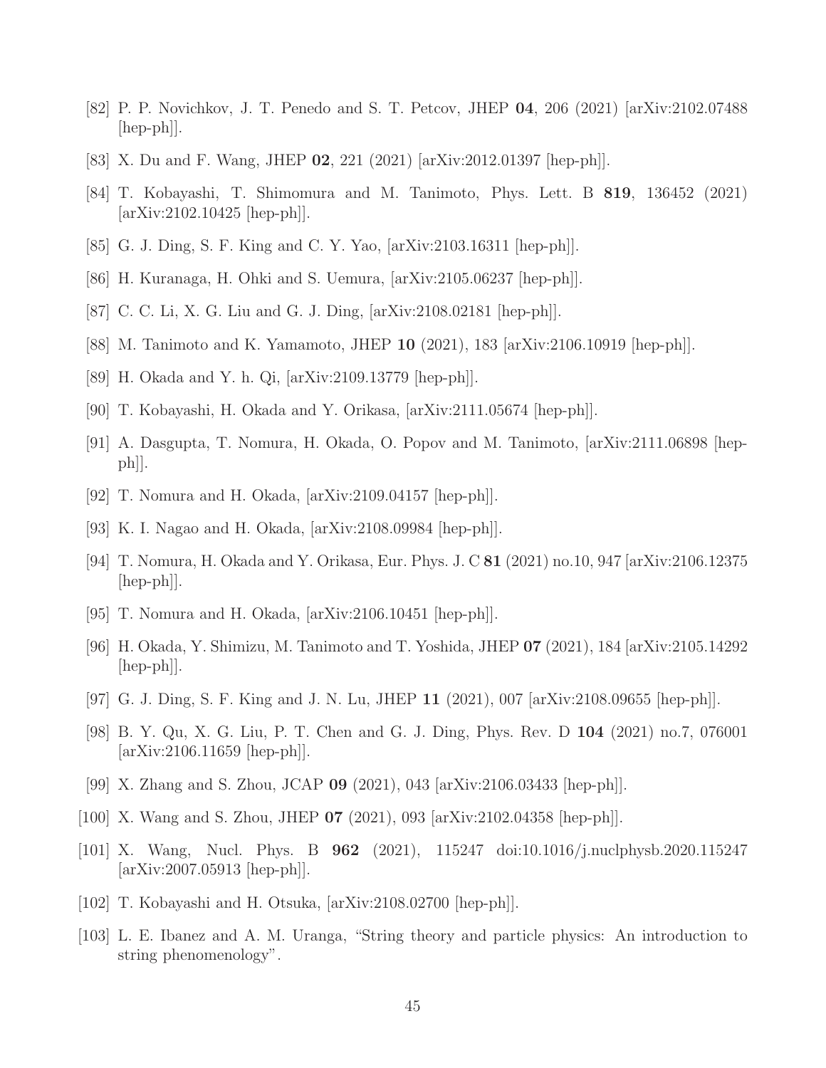[82] P. P. Novichkov, J. T. Penedo and S. T. Petcov, JHEP **04**, 206 (2021) [arXiv:2102.07488 [hep-ph]].

[83] X. Du and F. Wang, JHEP **02**, 221 (2021) [arXiv:2012.01397 [hep-ph]].

[84] T. Kobayashi, T. Shimomura and M. Tanimoto, Phys. Lett. B **819**, 136452 (2021) [arXiv:2102.10425 [hep-ph]].

[85] G. J. Ding, S. F. King and C. Y. Yao, [arXiv:2103.16311 [hep-ph]].

[86] H. Kuranaga, H. Ohki and S. Uemura, [arXiv:2105.06237 [hep-ph]].

[87] C. C. Li, X. G. Liu and G. J. Ding, [arXiv:2108.02181 [hep-ph]].

[88] M. Tanimoto and K. Yamamoto, JHEP **10** (2021), 183 [arXiv:2106.10919 [hep-ph]].

[89] H. Okada and Y. h. Qi, [arXiv:2109.13779 [hep-ph]].

[90] T. Kobayashi, H. Okada and Y. Orikasa, [arXiv:2111.05674 [hep-ph]].

[91] A. Dasgupta, T. Nomura, H. Okada, O. Popov and M. Tanimoto, [arXiv:2111.06898 [hep-ph]].

[92] T. Nomura and H. Okada, [arXiv:2109.04157 [hep-ph]].

[93] K. I. Nagao and H. Okada, [arXiv:2108.09984 [hep-ph]].

[94] T. Nomura, H. Okada and Y. Orikasa, Eur. Phys. J. C **81** (2021) no.10, 947 [arXiv:2106.12375 [hep-ph]].

[95] T. Nomura and H. Okada, [arXiv:2106.10451 [hep-ph]].

[96] H. Okada, Y. Shimizu, M. Tanimoto and T. Yoshida, JHEP **07** (2021), 184 [arXiv:2105.14292 [hep-ph]].

[97] G. J. Ding, S. F. King and J. N. Lu, JHEP **11** (2021), 007 [arXiv:2108.09655 [hep-ph]].

[98] B. Y. Qu, X. G. Liu, P. T. Chen and G. J. Ding, Phys. Rev. D **104** (2021) no.7, 076001 [arXiv:2106.11659 [hep-ph]].

[99] X. Zhang and S. Zhou, JCAP **09** (2021), 043 [arXiv:2106.03433 [hep-ph]].

[100] X. Wang and S. Zhou, JHEP **07** (2021), 093 [arXiv:2102.04358 [hep-ph]].

[101] X. Wang, Nucl. Phys. B **962** (2021), 115247 doi:10.1016/j.nuclphysb.2020.115247 [arXiv:2007.05913 [hep-ph]].

[102] T. Kobayashi and H. Otsuka, [arXiv:2108.02700 [hep-ph]].

[103] L. E. Ibanez and A. M. Uranga, "String theory and particle physics: An introduction to string phenomenology".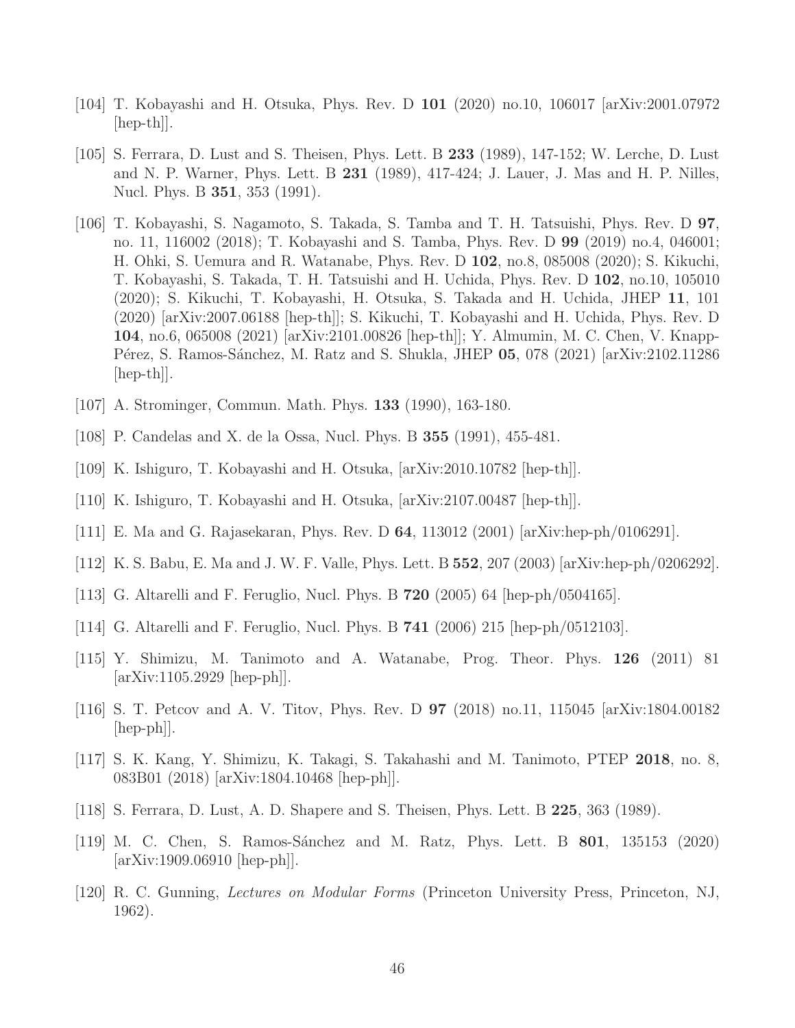[104] T. Kobayashi and H. Otsuka, Phys. Rev. D **101** (2020) no.10, 106017 [arXiv:2001.07972 [hep-th]].

[105] S. Ferrara, D. Lust and S. Theisen, Phys. Lett. B **233** (1989), 147-152; W. Lerche, D. Lust and N. P. Warner, Phys. Lett. B **231** (1989), 417-424; J. Lauer, J. Mas and H. P. Nilles, Nucl. Phys. B **351**, 353 (1991).

[106] T. Kobayashi, S. Nagamoto, S. Takada, S. Tamba and T. H. Tatsuishi, Phys. Rev. D **97**, no. 11, 116002 (2018); T. Kobayashi and S. Tamba, Phys. Rev. D **99** (2019) no.4, 046001; H. Ohki, S. Uemura and R. Watanabe, Phys. Rev. D **102**, no.8, 085008 (2020); S. Kikuchi, T. Kobayashi, S. Takada, T. H. Tatsuishi and H. Uchida, Phys. Rev. D **102**, no.10, 105010 (2020); S. Kikuchi, T. Kobayashi, H. Otsuka, S. Takada and H. Uchida, JHEP **11**, 101 (2020) [arXiv:2007.06188 [hep-th]]; S. Kikuchi, T. Kobayashi and H. Uchida, Phys. Rev. D **104**, no.6, 065008 (2021) [arXiv:2101.00826 [hep-th]]; Y. Almumin, M. C. Chen, V. Knapp-Pérez, S. Ramos-Sánchez, M. Ratz and S. Shukla, JHEP **05**, 078 (2021) [arXiv:2102.11286 [hep-th]].

[107] A. Strominger, Commun. Math. Phys. **133** (1990), 163-180.

[108] P. Candelas and X. de la Ossa, Nucl. Phys. B **355** (1991), 455-481.

[109] K. Ishiguro, T. Kobayashi and H. Otsuka, [arXiv:2010.10782 [hep-th]].

[110] K. Ishiguro, T. Kobayashi and H. Otsuka, [arXiv:2107.00487 [hep-th]].

[111] E. Ma and G. Rajasekaran, Phys. Rev. D **64**, 113012 (2001) [arXiv:hep-ph/0106291].

[112] K. S. Babu, E. Ma and J. W. F. Valle, Phys. Lett. B **552**, 207 (2003) [arXiv:hep-ph/0206292].

[113] G. Altarelli and F. Feruglio, Nucl. Phys. B **720** (2005) 64 [hep-ph/0504165].

[114] G. Altarelli and F. Feruglio, Nucl. Phys. B **741** (2006) 215 [hep-ph/0512103].

[115] Y. Shimizu, M. Tanimoto and A. Watanabe, Prog. Theor. Phys. **126** (2011) 81 [arXiv:1105.2929 [hep-ph]].

[116] S. T. Petcov and A. V. Titov, Phys. Rev. D **97** (2018) no.11, 115045 [arXiv:1804.00182 [hep-ph]].

[117] S. K. Kang, Y. Shimizu, K. Takagi, S. Takahashi and M. Tanimoto, PTEP **2018**, no. 8, 083B01 (2018) [arXiv:1804.10468 [hep-ph]].

[118] S. Ferrara, D. Lust, A. D. Shapere and S. Theisen, Phys. Lett. B **225**, 363 (1989).

[119] M. C. Chen, S. Ramos-Sánchez and M. Ratz, Phys. Lett. B **801**, 135153 (2020) [arXiv:1909.06910 [hep-ph]].

[120] R. C. Gunning, *Lectures on Modular Forms* (Princeton University Press, Princeton, NJ, 1962).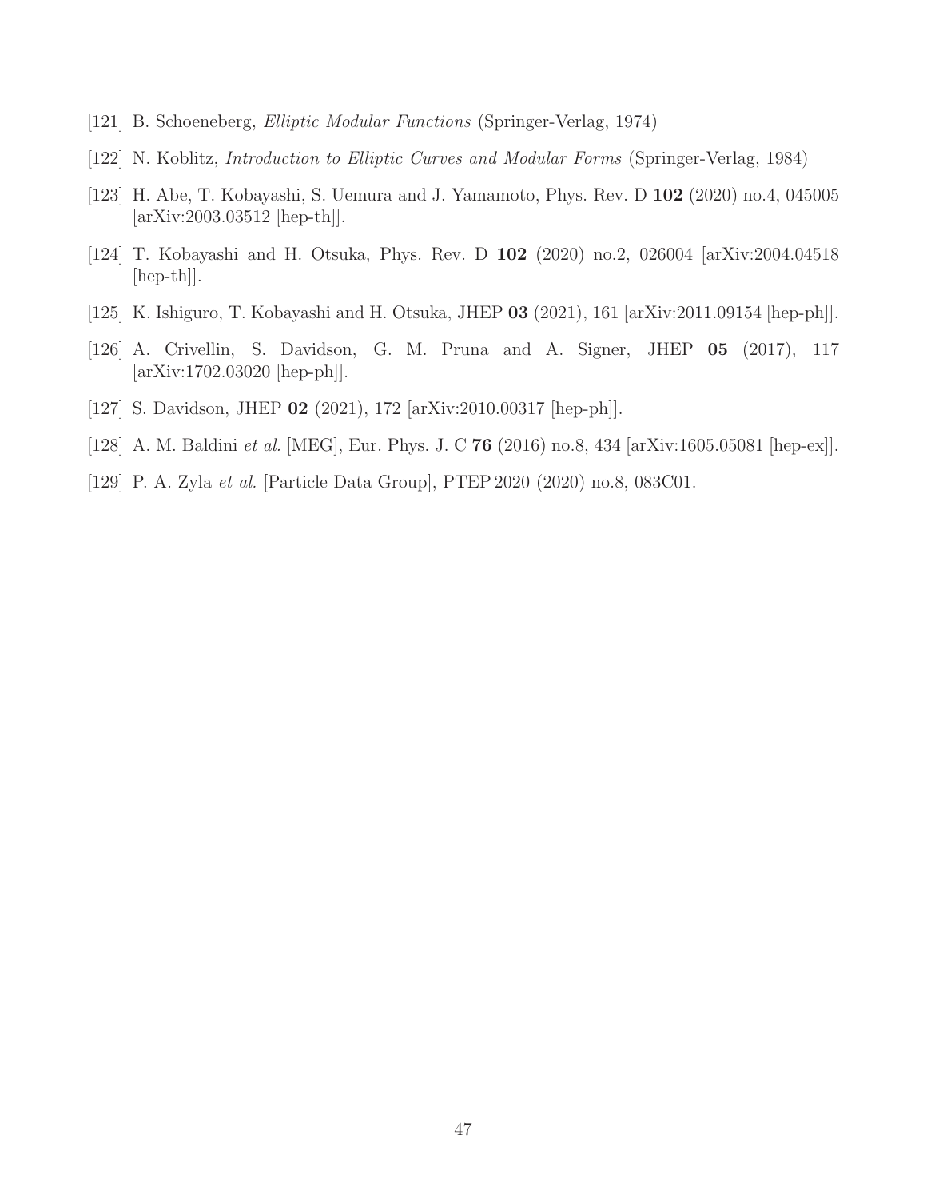[121] B. Schoeneberg, *Elliptic Modular Functions* (Springer-Verlag, 1974)

[122] N. Koblitz, *Introduction to Elliptic Curves and Modular Forms* (Springer-Verlag, 1984)

[123] H. Abe, T. Kobayashi, S. Uemura and J. Yamamoto, Phys. Rev. D **102** (2020) no.4, 045005 [arXiv:2003.03512 [hep-th]].

[124] T. Kobayashi and H. Otsuka, Phys. Rev. D **102** (2020) no.2, 026004 [arXiv:2004.04518 [hep-th]].

[125] K. Ishiguro, T. Kobayashi and H. Otsuka, JHEP **03** (2021), 161 [arXiv:2011.09154 [hep-ph]].

[126] A. Crivellin, S. Davidson, G. M. Pruna and A. Signer, JHEP **05** (2017), 117 [arXiv:1702.03020 [hep-ph]].

[127] S. Davidson, JHEP **02** (2021), 172 [arXiv:2010.00317 [hep-ph]].

[128] A. M. Baldini *et al.* [MEG], Eur. Phys. J. C **76** (2016) no.8, 434 [arXiv:1605.05081 [hep-ex]].

[129] P. A. Zyla *et al.* [Particle Data Group], PTEP 2020 (2020) no.8, 083C01.